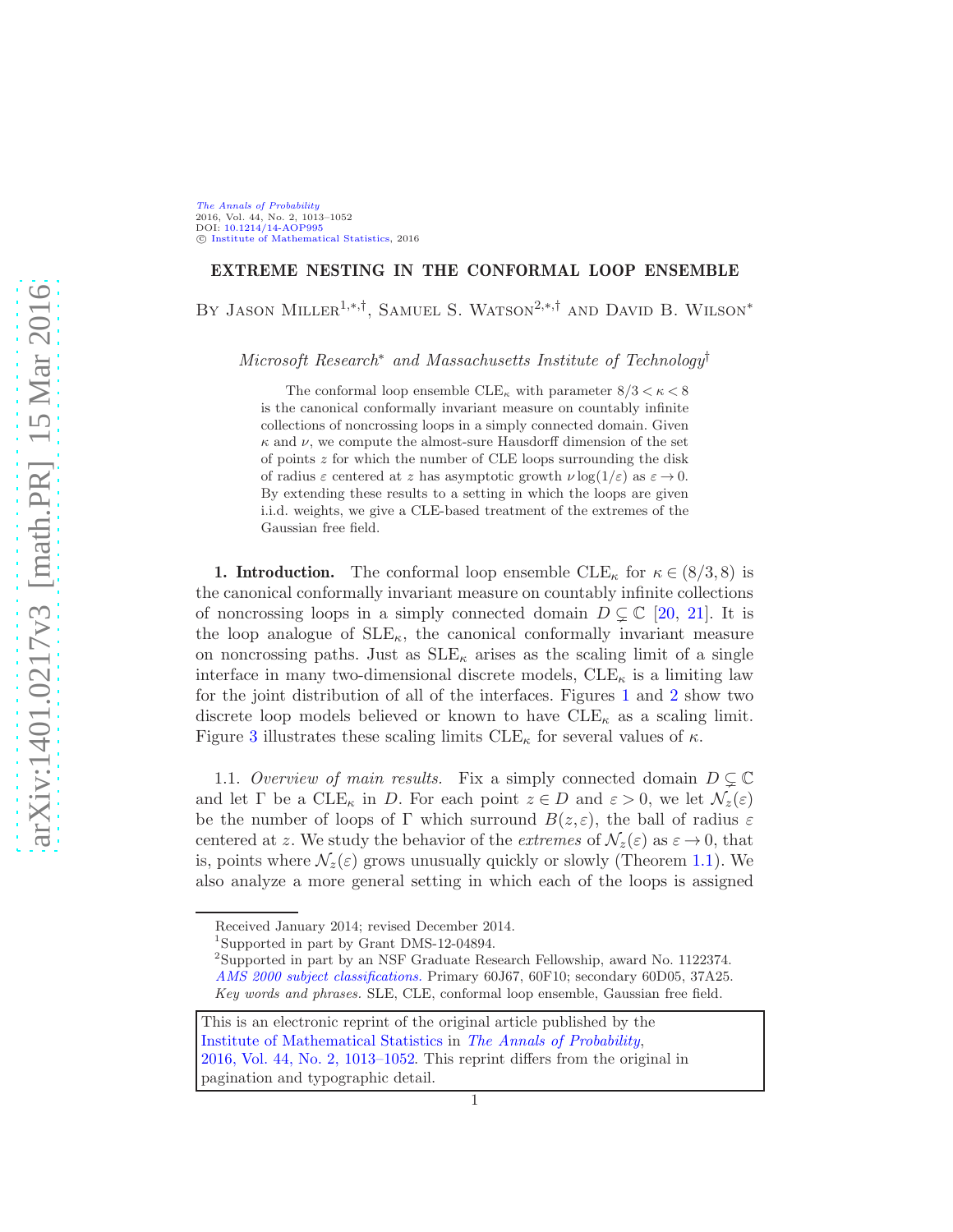# EXTREME NESTING IN THE CONFORMAL LOOP ENSEMBLE

By Jason Miller[1,*,†], Samuel S. Watson[2,*,†] and David B. Wilson[*]

*Microsoft Research[*] and Massachusetts Institute of Technology[†]*

> The conformal loop ensemble $\mathrm{CLE}_\kappa$ with parameter $8/3 < \kappa < 8$ is the canonical conformally invariant measure on countably infinite collections of noncrossing loops in a simply connected domain. Given $\kappa$ and $\nu$, we compute the almost-sure Hausdorff dimension of the set of points $z$ for which the number of CLE loops surrounding the disk of radius $\varepsilon$ centered at $z$ has asymptotic growth $\nu \log(1/\varepsilon)$ as $\varepsilon \to 0$. By extending these results to a setting in which the loops are given i.i.d. weights, we give a CLE-based treatment of the extremes of the Gaussian free field.

**1. Introduction.** The conformal loop ensemble $\mathrm{CLE}_\kappa$ for $\kappa \in (8/3, 8)$ is the canonical conformally invariant measure on countably infinite collections of noncrossing loops in a simply connected domain $D \subsetneq \mathbb{C}$ [20, 21]. It is the loop analogue of $\mathrm{SLE}_\kappa$, the canonical conformally invariant measure on noncrossing paths. Just as $\mathrm{SLE}_\kappa$ arises as the scaling limit of a single interface in many two-dimensional discrete models, $\mathrm{CLE}_\kappa$ is a limiting law for the joint distribution of all of the interfaces. Figures 1 and 2 show two discrete loop models believed or known to have $\mathrm{CLE}_\kappa$ as a scaling limit. Figure 3 illustrates these scaling limits $\mathrm{CLE}_\kappa$ for several values of $\kappa$.

1.1. *Overview of main results.* Fix a simply connected domain $D \subsetneq \mathbb{C}$ and let $\Gamma$ be a $\mathrm{CLE}_\kappa$ in $D$. For each point $z \in D$ and $\varepsilon > 0$, we let $\mathcal{N}_z(\varepsilon)$ be the number of loops of $\Gamma$ which surround $B(z, \varepsilon)$, the ball of radius $\varepsilon$ centered at $z$. We study the behavior of the *extremes* of $\mathcal{N}_z(\varepsilon)$ as $\varepsilon \to 0$, that is, points where $\mathcal{N}_z(\varepsilon)$ grows unusually quickly or slowly (Theorem 1.1). We also analyze a more general setting in which each of the loops is assigned

---

Received January 2014; revised December 2014.

[1]Supported in part by Grant DMS-12-04894.

[2]Supported in part by an NSF Graduate Research Fellowship, award No. 1122374.

*AMS 2000 subject classifications.* Primary 60J67, 60F10; secondary 60D05, 37A25.

*Key words and phrases.* SLE, CLE, conformal loop ensemble, Gaussian free field.

This is an electronic reprint of the original article published by the Institute of Mathematical Statistics in *The Annals of Probability*, 2016, Vol. 44, No. 2, 1013–1052. This reprint differs from the original in pagination and typographic detail.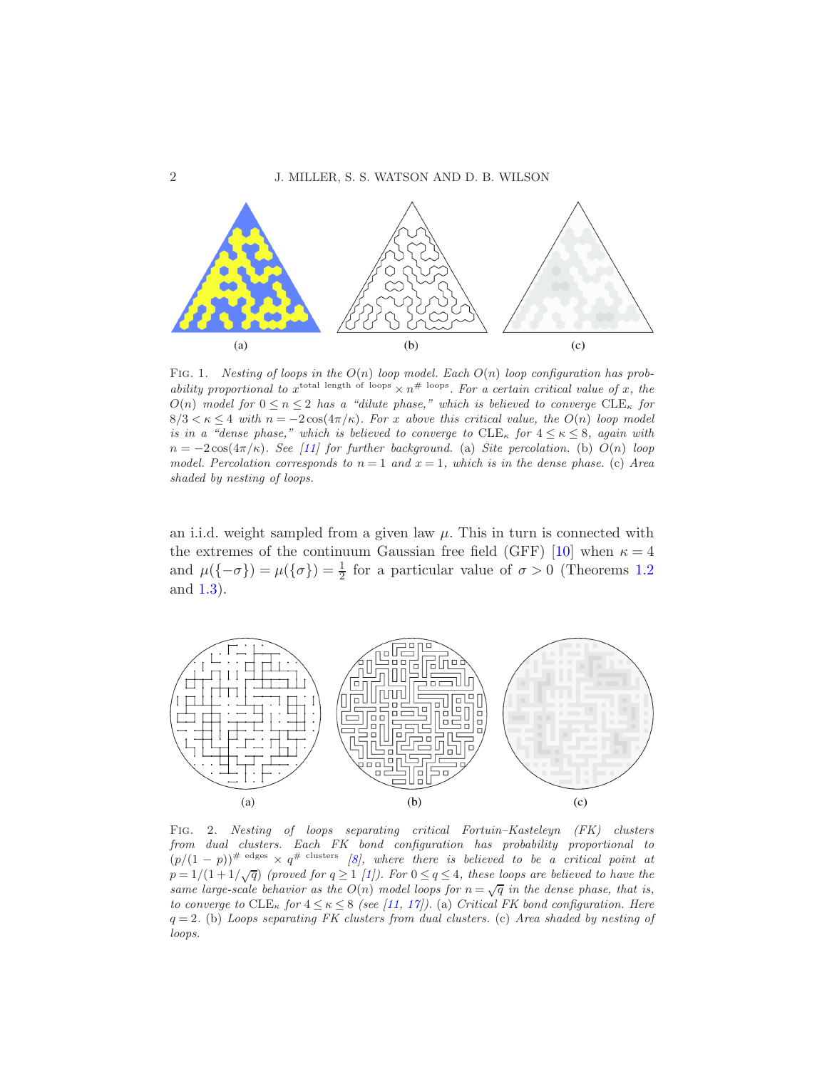(a) (b) (c)

Fig. 1. *Nesting of loops in the $O(n)$ loop model. Each $O(n)$ loop configuration has probability proportional to $x^{\text{total length of loops}} \times n^{\#\text{ loops}}$. For a certain critical value of $x$, the $O(n)$ model for $0 \le n \le 2$ has a "dilute phase," which is believed to converge $\mathrm{CLE}_\kappa$ for $8/3 < \kappa \le 4$ with $n = -2\cos(4\pi/\kappa)$. For $x$ above this critical value, the $O(n)$ loop model is in a "dense phase," which is believed to converge to $\mathrm{CLE}_\kappa$ for $4 \le \kappa \le 8$, again with $n = -2\cos(4\pi/\kappa)$. See [11] for further background.* (a) *Site percolation.* (b) *$O(n)$ loop model. Percolation corresponds to $n = 1$ and $x = 1$, which is in the dense phase.* (c) *Area shaded by nesting of loops.*

an i.i.d. weight sampled from a given law $\mu$. This in turn is connected with the extremes of the continuum Gaussian free field (GFF) [10] when $\kappa = 4$ and $\mu(\{-\sigma\}) = \mu(\{\sigma\}) = \frac{1}{2}$ for a particular value of $\sigma > 0$ (Theorems 1.2 and 1.3).

(a) (b) (c)

Fig. 2. *Nesting of loops separating critical Fortuin–Kasteleyn (FK) clusters from dual clusters. Each FK bond configuration has probability proportional to $(p/(1-p))^{\#\text{ edges}} \times q^{\#\text{ clusters}}$ [8], where there is believed to be a critical point at $p = 1/(1 + 1/\sqrt{q})$ (proved for $q \ge 1$ [1]). For $0 \le q \le 4$, these loops are believed to have the same large-scale behavior as the $O(n)$ model loops for $n = \sqrt{q}$ in the dense phase, that is, to converge to $\mathrm{CLE}_\kappa$ for $4 \le \kappa \le 8$ (see [11, 17]).* (a) *Critical FK bond configuration. Here $q = 2$.* (b) *Loops separating FK clusters from dual clusters.* (c) *Area shaded by nesting of loops.*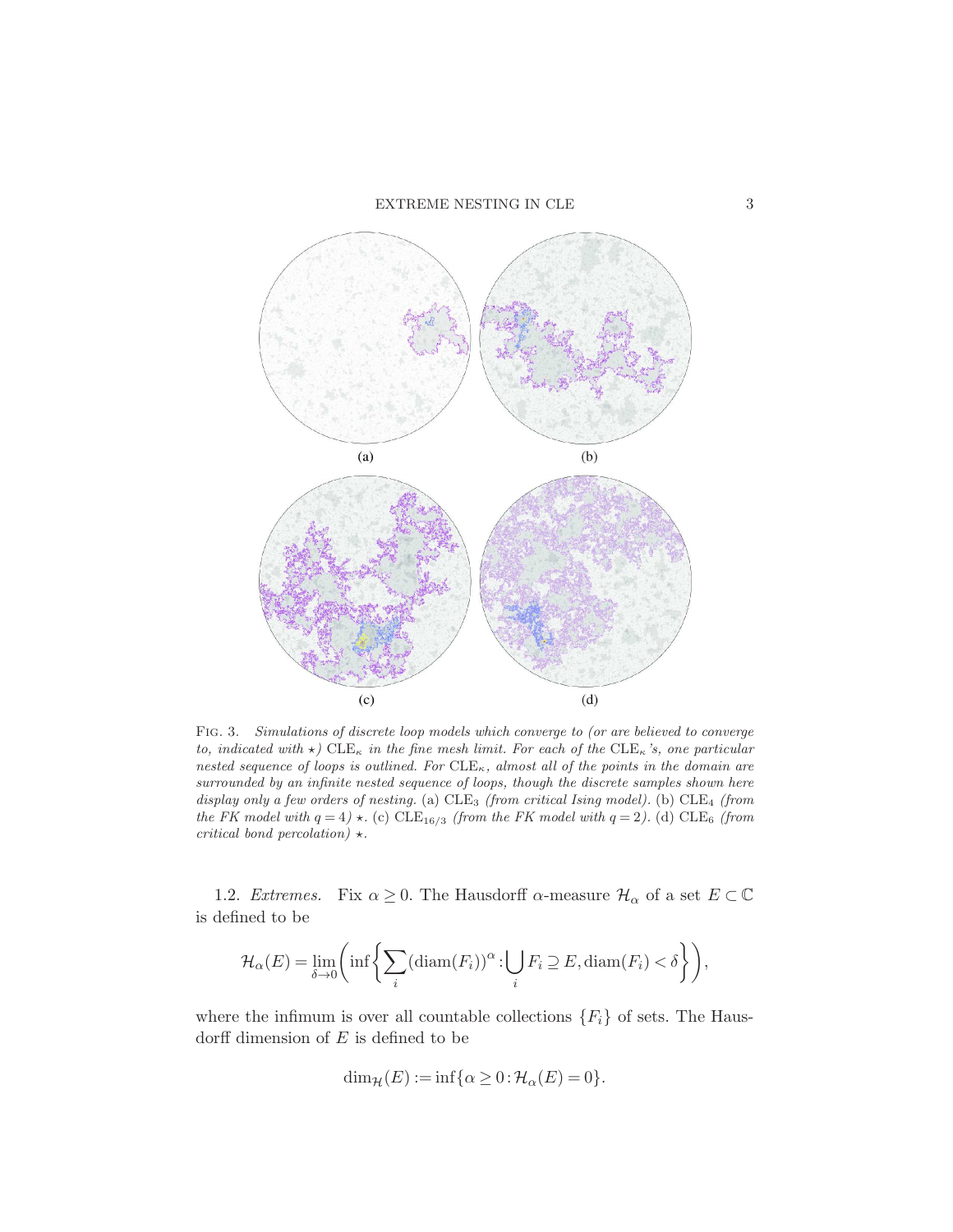(a) (b)

(c) (d)

FIG. 3. *Simulations of discrete loop models which converge to (or are believed to converge to, indicated with* $\star$*)* $\mathrm{CLE}_\kappa$ *in the fine mesh limit. For each of the* $\mathrm{CLE}_\kappa$*'s, one particular nested sequence of loops is outlined. For* $\mathrm{CLE}_\kappa$*, almost all of the points in the domain are surrounded by an infinite nested sequence of loops, though the discrete samples shown here display only a few orders of nesting.* (a) $\mathrm{CLE}_3$ *(from critical Ising model).* (b) $\mathrm{CLE}_4$ *(from the FK model with* $q = 4$*)* $\star$. (c) $\mathrm{CLE}_{16/3}$ *(from the FK model with* $q = 2$*).* (d) $\mathrm{CLE}_6$ *(from critical bond percolation)* $\star$.

1.2. *Extremes.* Fix $\alpha \geq 0$. The Hausdorff $\alpha$-measure $\mathcal{H}_\alpha$ of a set $E \subset \mathbb{C}$ is defined to be

$$\mathcal{H}_\alpha(E) = \lim_{\delta \to 0} \left( \inf \left\{ \sum_i (\operatorname{diam}(F_i))^\alpha : \bigcup_i F_i \supseteq E, \operatorname{diam}(F_i) < \delta \right\} \right),$$

where the infimum is over all countable collections $\{F_i\}$ of sets. The Hausdorff dimension of $E$ is defined to be

$$\dim_{\mathcal{H}}(E) := \inf\{\alpha \geq 0 : \mathcal{H}_\alpha(E) = 0\}.$$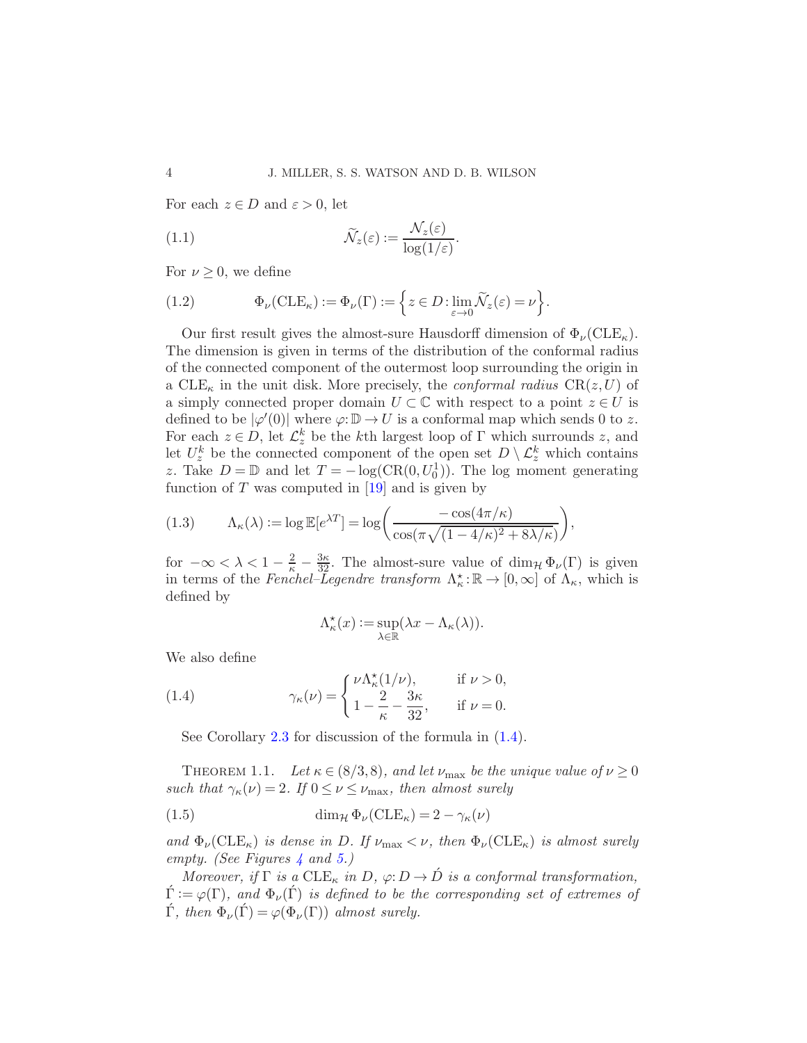For each $z \in D$ and $\varepsilon > 0$, let

$$\widetilde{\mathcal{N}}_z(\varepsilon) := \frac{\mathcal{N}_z(\varepsilon)}{\log(1/\varepsilon)}. \tag{1.1}$$

For $\nu \geq 0$, we define

$$\Phi_\nu(\mathrm{CLE}_\kappa) := \Phi_\nu(\Gamma) := \Big\{ z \in D : \lim_{\varepsilon \to 0} \widetilde{\mathcal{N}}_z(\varepsilon) = \nu \Big\}. \tag{1.2}$$

Our first result gives the almost-sure Hausdorff dimension of $\Phi_\nu(\mathrm{CLE}_\kappa)$. The dimension is given in terms of the distribution of the conformal radius of the connected component of the outermost loop surrounding the origin in a $\mathrm{CLE}_\kappa$ in the unit disk. More precisely, the *conformal radius* $\mathrm{CR}(z, U)$ of a simply connected proper domain $U \subset \mathbb{C}$ with respect to a point $z \in U$ is defined to be $|\varphi'(0)|$ where $\varphi : \mathbb{D} \to U$ is a conformal map which sends $0$ to $z$. For each $z \in D$, let $\mathcal{L}_z^k$ be the $k$th largest loop of $\Gamma$ which surrounds $z$, and let $U_z^k$ be the connected component of the open set $D \setminus \mathcal{L}_z^k$ which contains $z$. Take $D = \mathbb{D}$ and let $T = -\log(\mathrm{CR}(0, U_0^1))$. The log moment generating function of $T$ was computed in [19] and is given by

$$\Lambda_\kappa(\lambda) := \log \mathbb{E}[e^{\lambda T}] = \log\left( \frac{-\cos(4\pi/\kappa)}{\cos(\pi\sqrt{(1-4/\kappa)^2 + 8\lambda/\kappa})} \right), \tag{1.3}$$

for $-\infty < \lambda < 1 - \frac{2}{\kappa} - \frac{3\kappa}{32}$. The almost-sure value of $\dim_{\mathcal{H}} \Phi_\nu(\Gamma)$ is given in terms of the *Fenchel–Legendre transform* $\Lambda_\kappa^\star : \mathbb{R} \to [0, \infty]$ of $\Lambda_\kappa$, which is defined by

$$\Lambda_\kappa^\star(x) := \sup_{\lambda \in \mathbb{R}} (\lambda x - \Lambda_\kappa(\lambda)).$$

We also define

$$\gamma_\kappa(\nu) = \begin{cases} \nu \Lambda_\kappa^\star(1/\nu), & \text{if } \nu > 0, \\ 1 - \dfrac{2}{\kappa} - \dfrac{3\kappa}{32}, & \text{if } \nu = 0. \end{cases} \tag{1.4}$$

See Corollary 2.3 for discussion of the formula in (1.4).

THEOREM 1.1. *Let $\kappa \in (8/3, 8)$, and let $\nu_{\max}$ be the unique value of $\nu \geq 0$ such that $\gamma_\kappa(\nu) = 2$. If $0 \leq \nu \leq \nu_{\max}$, then almost surely*

$$\dim_{\mathcal{H}} \Phi_\nu(\mathrm{CLE}_\kappa) = 2 - \gamma_\kappa(\nu) \tag{1.5}$$

*and $\Phi_\nu(\mathrm{CLE}_\kappa)$ is dense in $D$. If $\nu_{\max} < \nu$, then $\Phi_\nu(\mathrm{CLE}_\kappa)$ is almost surely empty. (See Figures 4 and 5.)*

*Moreover, if $\Gamma$ is a $\mathrm{CLE}_\kappa$ in $D$, $\varphi : D \to \acute{D}$ is a conformal transformation, $\acute{\Gamma} := \varphi(\Gamma)$, and $\Phi_\nu(\acute{\Gamma})$ is defined to be the corresponding set of extremes of $\acute{\Gamma}$, then $\Phi_\nu(\acute{\Gamma}) = \varphi(\Phi_\nu(\Gamma))$ almost surely.*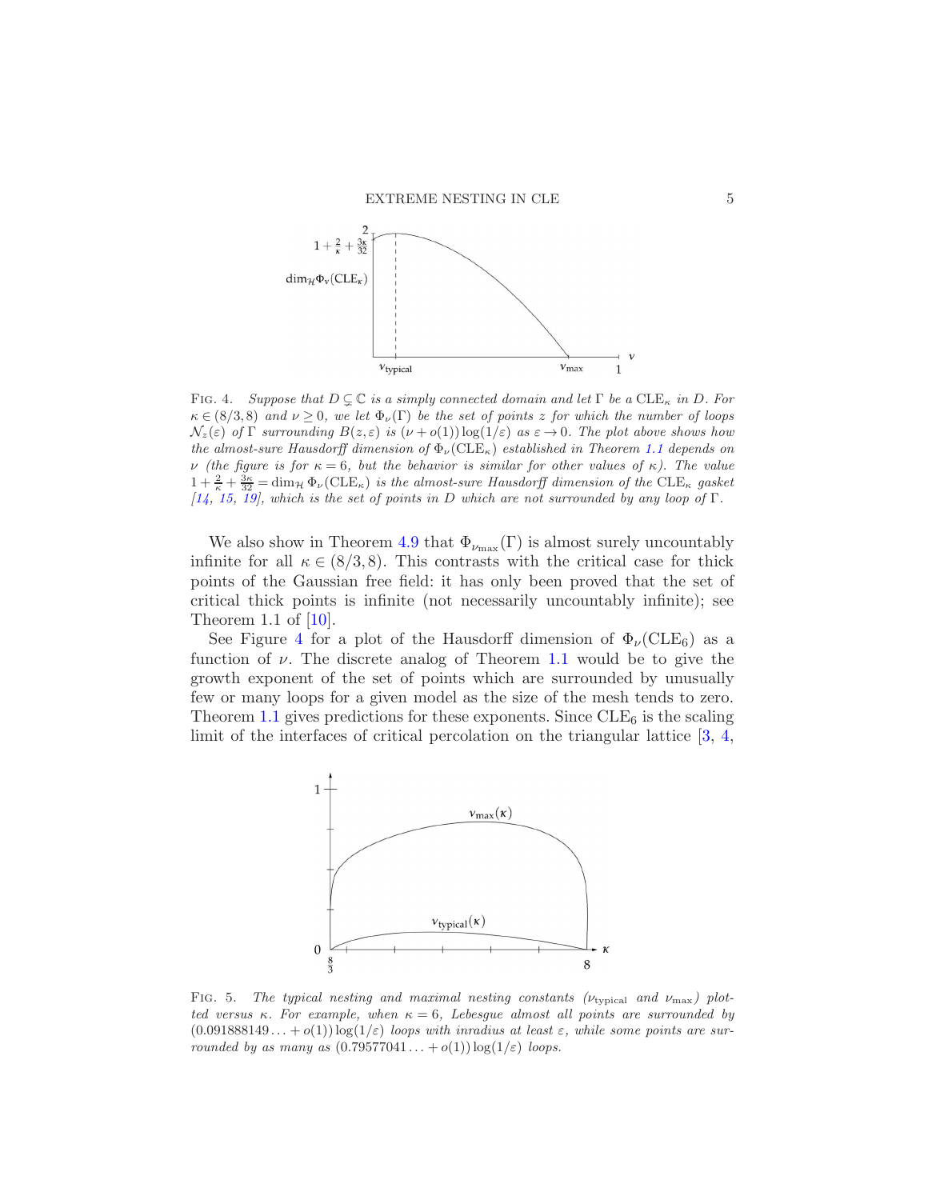FIG. 4. *Suppose that $D \subsetneq \mathbb{C}$ is a simply connected domain and let $\Gamma$ be a $\mathrm{CLE}_\kappa$ in $D$. For $\kappa \in (8/3, 8)$ and $\nu \geq 0$, we let $\Phi_\nu(\Gamma)$ be the set of points $z$ for which the number of loops $\mathcal{N}_z(\varepsilon)$ of $\Gamma$ surrounding $B(z,\varepsilon)$ is $(\nu + o(1))\log(1/\varepsilon)$ as $\varepsilon \to 0$. The plot above shows how the almost-sure Hausdorff dimension of $\Phi_\nu(\mathrm{CLE}_\kappa)$ established in Theorem 1.1 depends on $\nu$ (the figure is for $\kappa = 6$, but the behavior is similar for other values of $\kappa$). The value $1 + \frac{2}{\kappa} + \frac{3\kappa}{32} = \dim_{\mathcal{H}} \Phi_\nu(\mathrm{CLE}_\kappa)$ is the almost-sure Hausdorff dimension of the $\mathrm{CLE}_\kappa$ gasket [14, 15, 19], which is the set of points in $D$ which are not surrounded by any loop of $\Gamma$.*

We also show in Theorem 4.9 that $\Phi_{\nu_{\max}}(\Gamma)$ is almost surely uncountably infinite for all $\kappa \in (8/3, 8)$. This contrasts with the critical case for thick points of the Gaussian free field: it has only been proved that the set of critical thick points is infinite (not necessarily uncountably infinite); see Theorem 1.1 of [10].

See Figure 4 for a plot of the Hausdorff dimension of $\Phi_\nu(\mathrm{CLE}_6)$ as a function of $\nu$. The discrete analog of Theorem 1.1 would be to give the growth exponent of the set of points which are surrounded by unusually few or many loops for a given model as the size of the mesh tends to zero. Theorem 1.1 gives predictions for these exponents. Since $\mathrm{CLE}_6$ is the scaling limit of the interfaces of critical percolation on the triangular lattice [3, 4,

FIG. 5. *The typical nesting and maximal nesting constants ($\nu_{\mathrm{typical}}$ and $\nu_{\max}$) plotted versus $\kappa$. For example, when $\kappa = 6$, Lebesgue almost all points are surrounded by $(0.091888149\ldots + o(1))\log(1/\varepsilon)$ loops with inradius at least $\varepsilon$, while some points are surrounded by as many as $(0.79577041\ldots + o(1))\log(1/\varepsilon)$ loops.*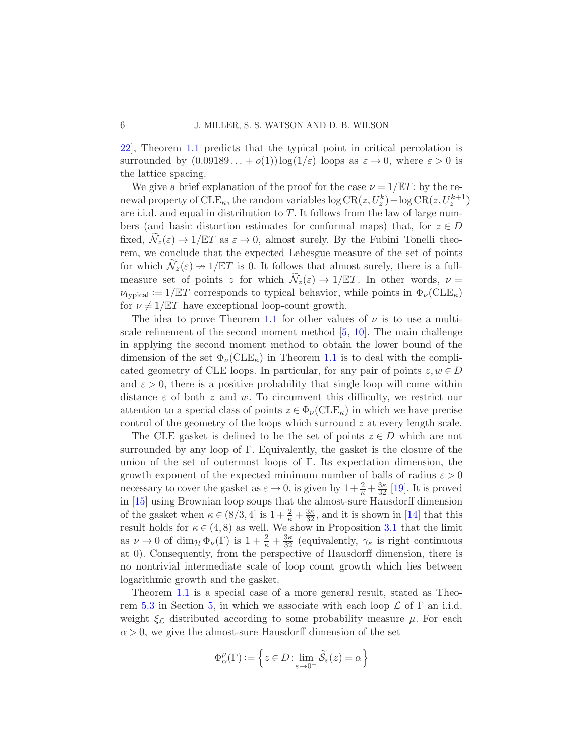22], Theorem 1.1 predicts that the typical point in critical percolation is surrounded by $(0.09189\ldots + o(1))\log(1/\varepsilon)$ loops as $\varepsilon \to 0$, where $\varepsilon > 0$ is the lattice spacing.

We give a brief explanation of the proof for the case $\nu = 1/\mathbb{E}T$: by the renewal property of $\mathrm{CLE}_\kappa$, the random variables $\log \mathrm{CR}(z, U_z^k) - \log \mathrm{CR}(z, U_z^{k+1})$ are i.i.d. and equal in distribution to $T$. It follows from the law of large numbers (and basic distortion estimates for conformal maps) that, for $z \in D$ fixed, $\widetilde{\mathcal{N}}_z(\varepsilon) \to 1/\mathbb{E}T$ as $\varepsilon \to 0$, almost surely. By the Fubini–Tonelli theorem, we conclude that the expected Lebesgue measure of the set of points for which $\widetilde{\mathcal{N}}_z(\varepsilon) \nrightarrow 1/\mathbb{E}T$ is 0. It follows that almost surely, there is a full-measure set of points $z$ for which $\widetilde{\mathcal{N}}_z(\varepsilon) \to 1/\mathbb{E}T$. In other words, $\nu = \nu_{\text{typical}} := 1/\mathbb{E}T$ corresponds to typical behavior, while points in $\Phi_\nu(\mathrm{CLE}_\kappa)$ for $\nu \neq 1/\mathbb{E}T$ have exceptional loop-count growth.

The idea to prove Theorem 1.1 for other values of $\nu$ is to use a multi-scale refinement of the second moment method [5, 10]. The main challenge in applying the second moment method to obtain the lower bound of the dimension of the set $\Phi_\nu(\mathrm{CLE}_\kappa)$ in Theorem 1.1 is to deal with the complicated geometry of CLE loops. In particular, for any pair of points $z, w \in D$ and $\varepsilon > 0$, there is a positive probability that single loop will come within distance $\varepsilon$ of both $z$ and $w$. To circumvent this difficulty, we restrict our attention to a special class of points $z \in \Phi_\nu(\mathrm{CLE}_\kappa)$ in which we have precise control of the geometry of the loops which surround $z$ at every length scale.

The CLE gasket is defined to be the set of points $z \in D$ which are not surrounded by any loop of $\Gamma$. Equivalently, the gasket is the closure of the union of the set of outermost loops of $\Gamma$. Its expectation dimension, the growth exponent of the expected minimum number of balls of radius $\varepsilon > 0$ necessary to cover the gasket as $\varepsilon \to 0$, is given by $1 + \frac{2}{\kappa} + \frac{3\kappa}{32}$ [19]. It is proved in [15] using Brownian loop soups that the almost-sure Hausdorff dimension of the gasket when $\kappa \in (8/3, 4]$ is $1 + \frac{2}{\kappa} + \frac{3\kappa}{32}$, and it is shown in [14] that this result holds for $\kappa \in (4, 8)$ as well. We show in Proposition 3.1 that the limit as $\nu \to 0$ of $\dim_{\mathcal{H}} \Phi_\nu(\Gamma)$ is $1 + \frac{2}{\kappa} + \frac{3\kappa}{32}$ (equivalently, $\gamma_\kappa$ is right continuous at 0). Consequently, from the perspective of Hausdorff dimension, there is no nontrivial intermediate scale of loop count growth which lies between logarithmic growth and the gasket.

Theorem 1.1 is a special case of a more general result, stated as Theorem 5.3 in Section 5, in which we associate with each loop $\mathcal{L}$ of $\Gamma$ an i.i.d. weight $\xi_{\mathcal{L}}$ distributed according to some probability measure $\mu$. For each $\alpha > 0$, we give the almost-sure Hausdorff dimension of the set

$$\Phi_\alpha^\mu(\Gamma) := \left\{ z \in D : \lim_{\varepsilon \to 0^+} \widetilde{\mathcal{S}}_\varepsilon(z) = \alpha \right\}$$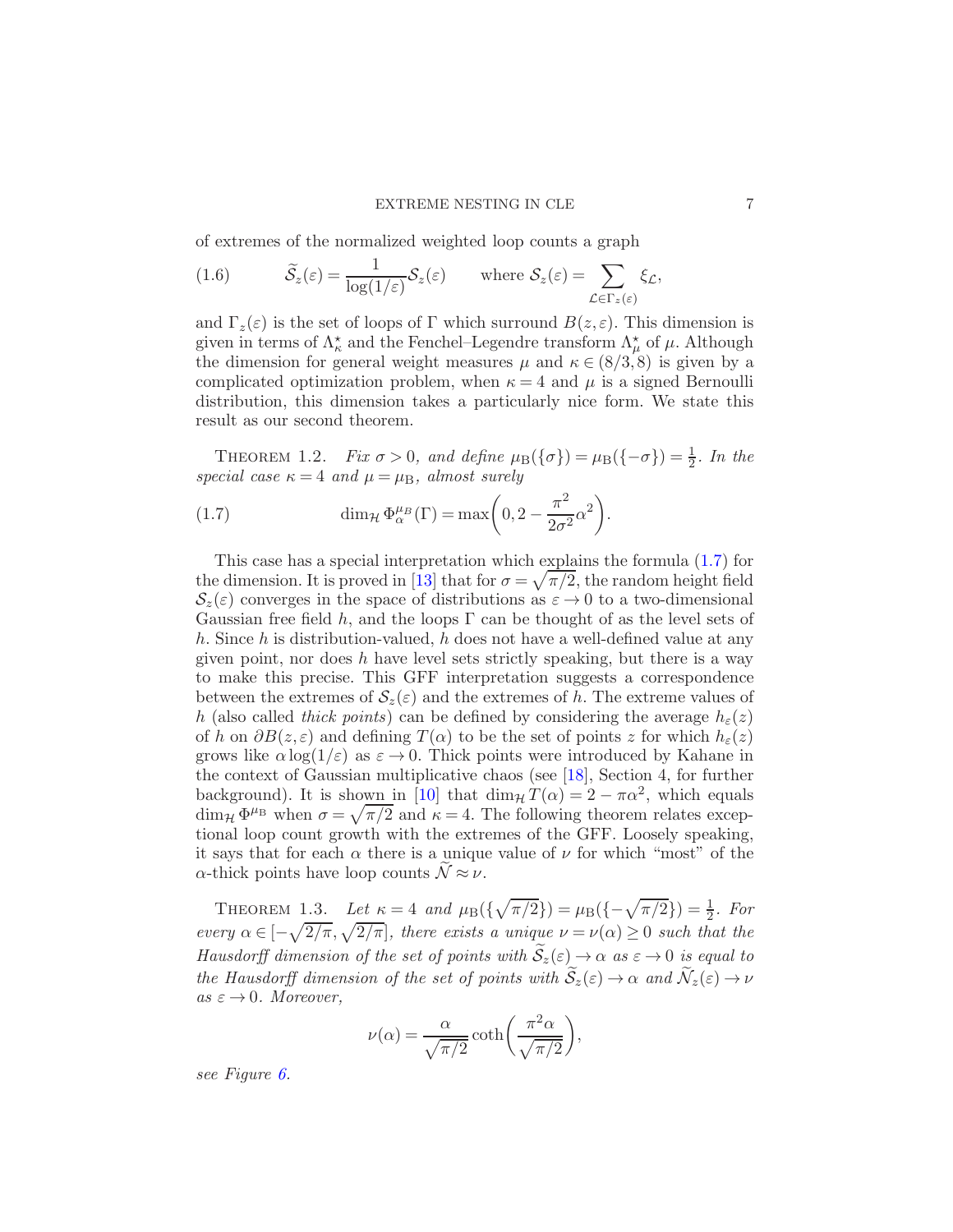of extremes of the normalized weighted loop counts a graph

$$\widetilde{\mathcal{S}}_z(\varepsilon) = \frac{1}{\log(1/\varepsilon)} \mathcal{S}_z(\varepsilon) \qquad \text{where } \mathcal{S}_z(\varepsilon) = \sum_{\mathcal{L} \in \Gamma_z(\varepsilon)} \xi_{\mathcal{L}}, \tag{1.6}$$

and $\Gamma_z(\varepsilon)$ is the set of loops of $\Gamma$ which surround $B(z,\varepsilon)$. This dimension is given in terms of $\Lambda_\kappa^\star$ and the Fenchel–Legendre transform $\Lambda_\mu^\star$ of $\mu$. Although the dimension for general weight measures $\mu$ and $\kappa \in (8/3, 8)$ is given by a complicated optimization problem, when $\kappa = 4$ and $\mu$ is a signed Bernoulli distribution, this dimension takes a particularly nice form. We state this result as our second theorem.

Theorem 1.2. *Fix $\sigma > 0$, and define $\mu_{\mathrm{B}}(\{\sigma\}) = \mu_{\mathrm{B}}(\{-\sigma\}) = \frac{1}{2}$. In the special case $\kappa = 4$ and $\mu = \mu_{\mathrm{B}}$, almost surely*

$$\dim_{\mathcal{H}} \Phi_\alpha^{\mu_B}(\Gamma) = \max\left(0, 2 - \frac{\pi^2}{2\sigma^2}\alpha^2\right). \tag{1.7}$$

This case has a special interpretation which explains the formula (1.7) for the dimension. It is proved in [13] that for $\sigma = \sqrt{\pi/2}$, the random height field $\mathcal{S}_z(\varepsilon)$ converges in the space of distributions as $\varepsilon \to 0$ to a two-dimensional Gaussian free field $h$, and the loops $\Gamma$ can be thought of as the level sets of $h$. Since $h$ is distribution-valued, $h$ does not have a well-defined value at any given point, nor does $h$ have level sets strictly speaking, but there is a way to make this precise. This GFF interpretation suggests a correspondence between the extremes of $\mathcal{S}_z(\varepsilon)$ and the extremes of $h$. The extreme values of $h$ (also called *thick points*) can be defined by considering the average $h_\varepsilon(z)$ of $h$ on $\partial B(z,\varepsilon)$ and defining $T(\alpha)$ to be the set of points $z$ for which $h_\varepsilon(z)$ grows like $\alpha \log(1/\varepsilon)$ as $\varepsilon \to 0$. Thick points were introduced by Kahane in the context of Gaussian multiplicative chaos (see [18], Section 4, for further background). It is shown in [10] that $\dim_{\mathcal{H}} T(\alpha) = 2 - \pi\alpha^2$, which equals $\dim_{\mathcal{H}} \Phi^{\mu_{\mathrm{B}}}$ when $\sigma = \sqrt{\pi/2}$ and $\kappa = 4$. The following theorem relates exceptional loop count growth with the extremes of the GFF. Loosely speaking, it says that for each $\alpha$ there is a unique value of $\nu$ for which "most" of the $\alpha$-thick points have loop counts $\widetilde{\mathcal{N}} \approx \nu$.

Theorem 1.3. *Let $\kappa = 4$ and $\mu_{\mathrm{B}}(\{\sqrt{\pi/2}\}) = \mu_{\mathrm{B}}(\{-\sqrt{\pi/2}\}) = \frac{1}{2}$. For every $\alpha \in [-\sqrt{2/\pi}, \sqrt{2/\pi}]$, there exists a unique $\nu = \nu(\alpha) \geq 0$ such that the Hausdorff dimension of the set of points with $\widetilde{\mathcal{S}}_z(\varepsilon) \to \alpha$ as $\varepsilon \to 0$ is equal to the Hausdorff dimension of the set of points with $\widetilde{\mathcal{S}}_z(\varepsilon) \to \alpha$ and $\widetilde{\mathcal{N}}_z(\varepsilon) \to \nu$ as $\varepsilon \to 0$. Moreover,*

$$\nu(\alpha) = \frac{\alpha}{\sqrt{\pi/2}} \coth\left(\frac{\pi^2 \alpha}{\sqrt{\pi/2}}\right),$$

*see Figure 6.*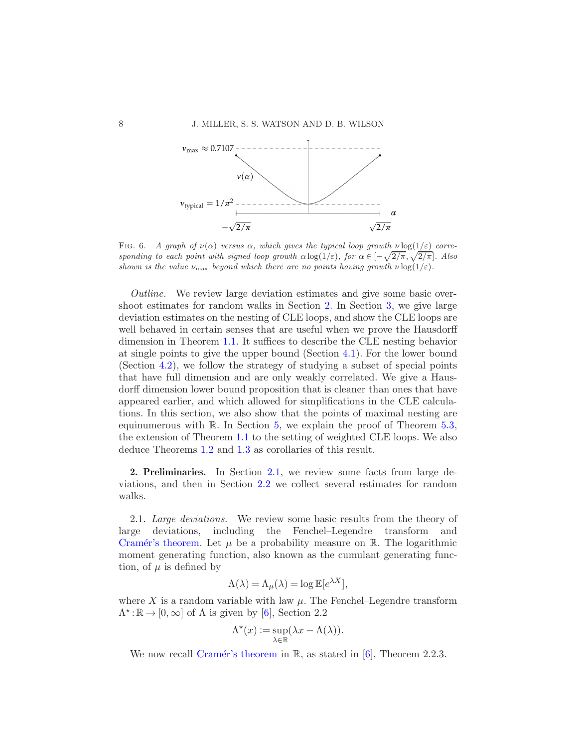FIG. 6. *A graph of $\nu(\alpha)$ versus $\alpha$, which gives the typical loop growth $\nu\log(1/\varepsilon)$ corresponding to each point with signed loop growth $\alpha\log(1/\varepsilon)$, for $\alpha\in[-\sqrt{2/\pi},\sqrt{2/\pi}]$. Also shown is the value $\nu_{\max}$ beyond which there are no points having growth $\nu\log(1/\varepsilon)$.*

*Outline.* We review large deviation estimates and give some basic overshoot estimates for random walks in Section 2. In Section 3, we give large deviation estimates on the nesting of CLE loops, and show the CLE loops are well behaved in certain senses that are useful when we prove the Hausdorff dimension in Theorem 1.1. It suffices to describe the CLE nesting behavior at single points to give the upper bound (Section 4.1). For the lower bound (Section 4.2), we follow the strategy of studying a subset of special points that have full dimension and are only weakly correlated. We give a Hausdorff dimension lower bound proposition that is cleaner than ones that have appeared earlier, and which allowed for simplifications in the CLE calculations. In this section, we also show that the points of maximal nesting are equinumerous with $\mathbb{R}$. In Section 5, we explain the proof of Theorem 5.3, the extension of Theorem 1.1 to the setting of weighted CLE loops. We also deduce Theorems 1.2 and 1.3 as corollaries of this result.

## 2. Preliminaries.

In Section 2.1, we review some facts from large deviations, and then in Section 2.2 we collect several estimates for random walks.

### 2.1. *Large deviations.*

We review some basic results from the theory of large deviations, including the Fenchel–Legendre transform and Cramér's theorem. Let $\mu$ be a probability measure on $\mathbb{R}$. The logarithmic moment generating function, also known as the cumulant generating function, of $\mu$ is defined by

$$\Lambda(\lambda)=\Lambda_\mu(\lambda)=\log\mathbb{E}[e^{\lambda X}],$$

where $X$ is a random variable with law $\mu$. The Fenchel–Legendre transform $\Lambda^\star:\mathbb{R}\to[0,\infty]$ of $\Lambda$ is given by [6], Section 2.2

$$\Lambda^\star(x):=\sup_{\lambda\in\mathbb{R}}(\lambda x-\Lambda(\lambda)).$$

We now recall Cramér's theorem in $\mathbb{R}$, as stated in [6], Theorem 2.2.3.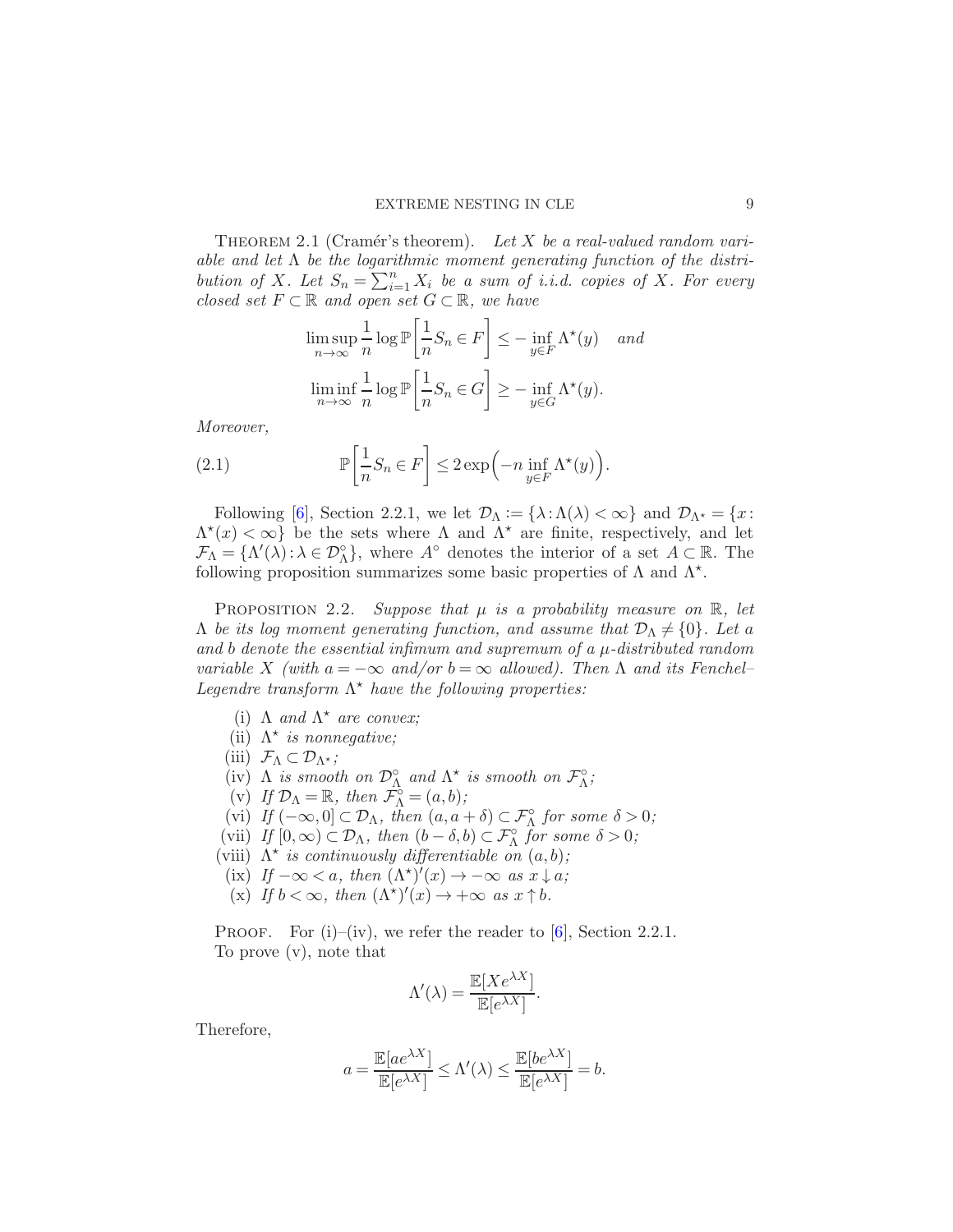THEOREM 2.1 (Cramér's theorem). *Let $X$ be a real-valued random variable and let $\Lambda$ be the logarithmic moment generating function of the distribution of $X$. Let $S_n = \sum_{i=1}^n X_i$ be a sum of i.i.d. copies of $X$. For every closed set $F \subset \mathbb{R}$ and open set $G \subset \mathbb{R}$, we have*

$$\limsup_{n\to\infty} \frac{1}{n} \log \mathbb{P}\left[\frac{1}{n} S_n \in F\right] \leq -\inf_{y\in F} \Lambda^\star(y) \quad \textit{and}$$

$$\liminf_{n\to\infty} \frac{1}{n} \log \mathbb{P}\left[\frac{1}{n} S_n \in G\right] \geq -\inf_{y\in G} \Lambda^\star(y).$$

*Moreover,*

$$\mathbb{P}\left[\frac{1}{n} S_n \in F\right] \leq 2\exp\Big(-n \inf_{y\in F} \Lambda^\star(y)\Big). \tag{2.1}$$

Following [6], Section 2.2.1, we let $\mathcal{D}_\Lambda := \{\lambda : \Lambda(\lambda) < \infty\}$ and $\mathcal{D}_{\Lambda^\star} = \{x : \Lambda^\star(x) < \infty\}$ be the sets where $\Lambda$ and $\Lambda^\star$ are finite, respectively, and let $\mathcal{F}_\Lambda = \{\Lambda'(\lambda) : \lambda \in \mathcal{D}_\Lambda^\circ\}$, where $A^\circ$ denotes the interior of a set $A \subset \mathbb{R}$. The following proposition summarizes some basic properties of $\Lambda$ and $\Lambda^\star$.

PROPOSITION 2.2. *Suppose that $\mu$ is a probability measure on $\mathbb{R}$, let $\Lambda$ be its log moment generating function, and assume that $\mathcal{D}_\Lambda \neq \{0\}$. Let $a$ and $b$ denote the essential infimum and supremum of a $\mu$-distributed random variable $X$ (with $a = -\infty$ and/or $b = \infty$ allowed). Then $\Lambda$ and its Fenchel–Legendre transform $\Lambda^\star$ have the following properties:*

(i) *$\Lambda$ and $\Lambda^\star$ are convex;*
(ii) *$\Lambda^\star$ is nonnegative;*
(iii) *$\mathcal{F}_\Lambda \subset \mathcal{D}_{\Lambda^\star}$;*
(iv) *$\Lambda$ is smooth on $\mathcal{D}_\Lambda^\circ$ and $\Lambda^\star$ is smooth on $\mathcal{F}_\Lambda^\circ$;*
(v) *If $\mathcal{D}_\Lambda = \mathbb{R}$, then $\mathcal{F}_\Lambda^\circ = (a, b)$;*
(vi) *If $(-\infty, 0] \subset \mathcal{D}_\Lambda$, then $(a, a+\delta) \subset \mathcal{F}_\Lambda^\circ$ for some $\delta > 0$;*
(vii) *If $[0, \infty) \subset \mathcal{D}_\Lambda$, then $(b-\delta, b) \subset \mathcal{F}_\Lambda^\circ$ for some $\delta > 0$;*
(viii) *$\Lambda^\star$ is continuously differentiable on $(a, b)$;*
(ix) *If $-\infty < a$, then $(\Lambda^\star)'(x) \to -\infty$ as $x \downarrow a$;*
(x) *If $b < \infty$, then $(\Lambda^\star)'(x) \to +\infty$ as $x \uparrow b$.*

PROOF. For (i)–(iv), we refer the reader to [6], Section 2.2.1.

To prove (v), note that

$$\Lambda'(\lambda) = \frac{\mathbb{E}[Xe^{\lambda X}]}{\mathbb{E}[e^{\lambda X}]}.$$

Therefore,

$$a = \frac{\mathbb{E}[ae^{\lambda X}]}{\mathbb{E}[e^{\lambda X}]} \leq \Lambda'(\lambda) \leq \frac{\mathbb{E}[be^{\lambda X}]}{\mathbb{E}[e^{\lambda X}]} = b.$$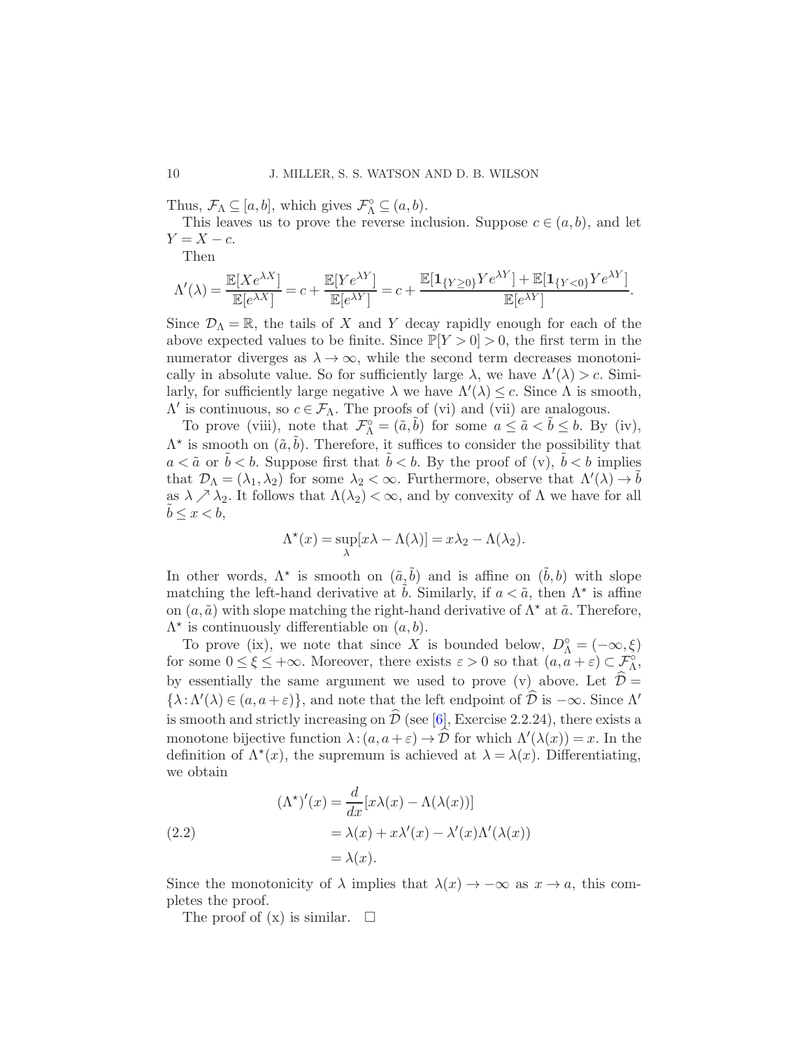Thus, $\mathcal{F}_\Lambda \subseteq [a,b]$, which gives $\mathcal{F}_\Lambda^\circ \subseteq (a,b)$.

This leaves us to prove the reverse inclusion. Suppose $c \in (a,b)$, and let $Y = X - c$.

Then

$$\Lambda'(\lambda) = \frac{\mathbb{E}[Xe^{\lambda X}]}{\mathbb{E}[e^{\lambda X}]} = c + \frac{\mathbb{E}[Ye^{\lambda Y}]}{\mathbb{E}[e^{\lambda Y}]} = c + \frac{\mathbb{E}[\mathbf{1}_{\{Y \geq 0\}} Ye^{\lambda Y}] + \mathbb{E}[\mathbf{1}_{\{Y<0\}} Ye^{\lambda Y}]}{\mathbb{E}[e^{\lambda Y}]}.$$

Since $\mathcal{D}_\Lambda = \mathbb{R}$, the tails of $X$ and $Y$ decay rapidly enough for each of the above expected values to be finite. Since $\mathbb{P}[Y > 0] > 0$, the first term in the numerator diverges as $\lambda \to \infty$, while the second term decreases monotonically in absolute value. So for sufficiently large $\lambda$, we have $\Lambda'(\lambda) > c$. Similarly, for sufficiently large negative $\lambda$ we have $\Lambda'(\lambda) \leq c$. Since $\Lambda$ is smooth, $\Lambda'$ is continuous, so $c \in \mathcal{F}_\Lambda$. The proofs of (vi) and (vii) are analogous.

To prove (viii), note that $\mathcal{F}_\Lambda^\circ = (\tilde{a}, \tilde{b})$ for some $a \leq \tilde{a} < \tilde{b} \leq b$. By (iv), $\Lambda^\star$ is smooth on $(\tilde{a}, \tilde{b})$. Therefore, it suffices to consider the possibility that $a < \tilde{a}$ or $\tilde{b} < b$. Suppose first that $\tilde{b} < b$. By the proof of (v), $\tilde{b} < b$ implies that $\mathcal{D}_\Lambda = (\lambda_1, \lambda_2)$ for some $\lambda_2 < \infty$. Furthermore, observe that $\Lambda'(\lambda) \to \tilde{b}$ as $\lambda \nearrow \lambda_2$. It follows that $\Lambda(\lambda_2) < \infty$, and by convexity of $\Lambda$ we have for all $\tilde{b} \leq x < b$,

$$\Lambda^\star(x) = \sup_\lambda [x\lambda - \Lambda(\lambda)] = x\lambda_2 - \Lambda(\lambda_2).$$

In other words, $\Lambda^\star$ is smooth on $(\tilde{a}, \tilde{b})$ and is affine on $(\tilde{b}, b)$ with slope matching the left-hand derivative at $\tilde{b}$. Similarly, if $a < \tilde{a}$, then $\Lambda^\star$ is affine on $(a, \tilde{a})$ with slope matching the right-hand derivative of $\Lambda^\star$ at $\tilde{a}$. Therefore, $\Lambda^\star$ is continuously differentiable on $(a,b)$.

To prove (ix), we note that since $X$ is bounded below, $D_\Lambda^\circ = (-\infty, \xi)$ for some $0 \leq \xi \leq +\infty$. Moreover, there exists $\varepsilon > 0$ so that $(a, a+\varepsilon) \subset \mathcal{F}_\Lambda^\circ$, by essentially the same argument we used to prove (v) above. Let $\widehat{\mathcal{D}} = \{\lambda : \Lambda'(\lambda) \in (a, a+\varepsilon)\}$, and note that the left endpoint of $\widehat{\mathcal{D}}$ is $-\infty$. Since $\Lambda'$ is smooth and strictly increasing on $\widehat{\mathcal{D}}$ (see [6], Exercise 2.2.24), there exists a monotone bijective function $\lambda : (a, a+\varepsilon) \to \widehat{\mathcal{D}}$ for which $\Lambda'(\lambda(x)) = x$. In the definition of $\Lambda^\star(x)$, the supremum is achieved at $\lambda = \lambda(x)$. Differentiating, we obtain

$$\begin{aligned}
(\Lambda^\star)'(x) &= \frac{d}{dx}[x\lambda(x) - \Lambda(\lambda(x))] \\
&= \lambda(x) + x\lambda'(x) - \lambda'(x)\Lambda'(\lambda(x)) \qquad (2.2) \\
&= \lambda(x).
\end{aligned}$$

Since the monotonicity of $\lambda$ implies that $\lambda(x) \to -\infty$ as $x \to a$, this completes the proof.

The proof of (x) is similar. $\square$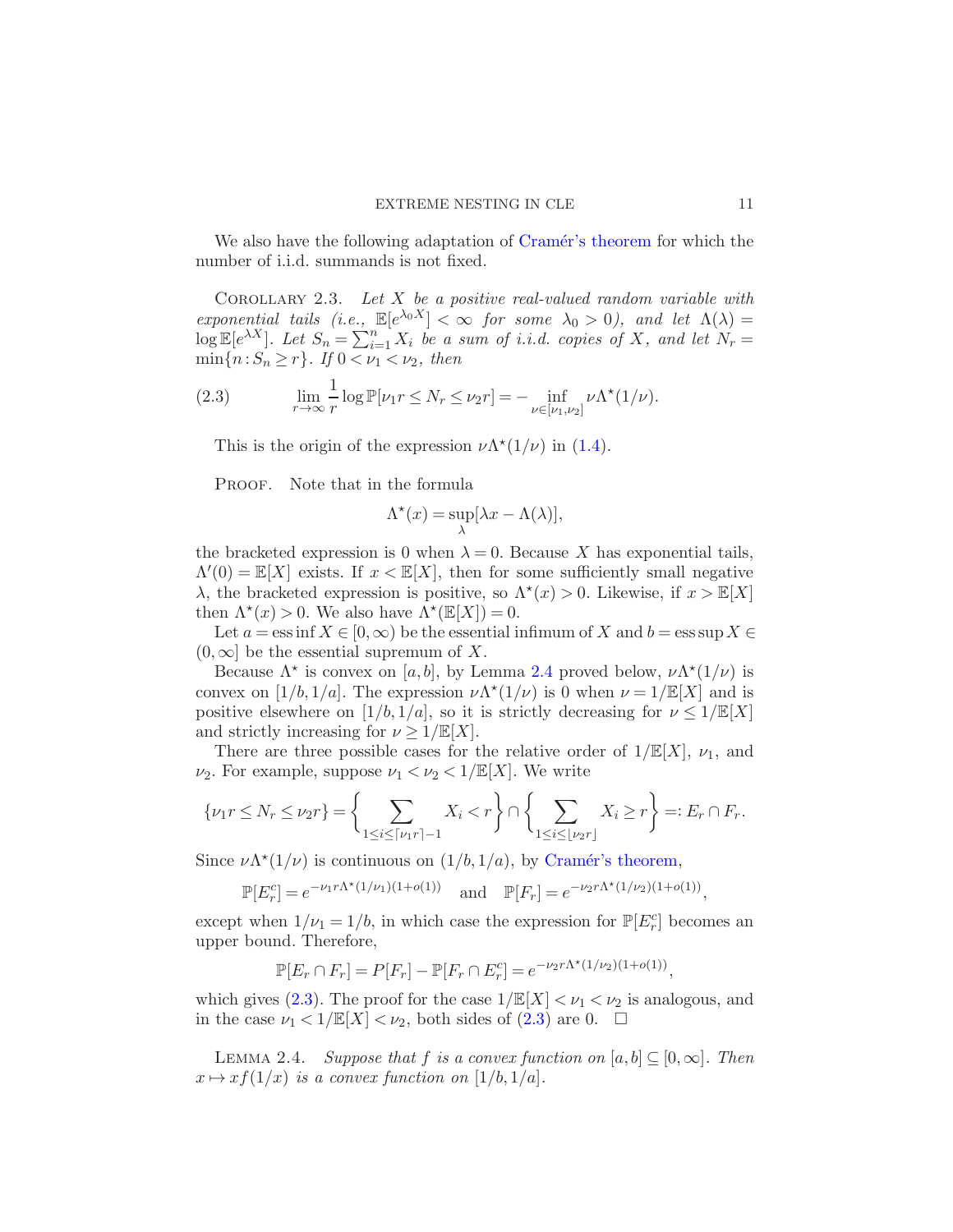We also have the following adaptation of Cramér's theorem for which the number of i.i.d. summands is not fixed.

COROLLARY 2.3. *Let $X$ be a positive real-valued random variable with exponential tails (i.e., $\mathbb{E}[e^{\lambda_0 X}] < \infty$ for some $\lambda_0 > 0$), and let $\Lambda(\lambda) = \log \mathbb{E}[e^{\lambda X}]$. Let $S_n = \sum_{i=1}^n X_i$ be a sum of i.i.d. copies of $X$, and let $N_r = \min\{n : S_n \geq r\}$. If $0 < \nu_1 < \nu_2$, then*

$$\lim_{r\to\infty} \frac{1}{r} \log \mathbb{P}[\nu_1 r \leq N_r \leq \nu_2 r] = -\inf_{\nu\in[\nu_1,\nu_2]} \nu \Lambda^\star(1/\nu). \tag{2.3}$$

This is the origin of the expression $\nu\Lambda^\star(1/\nu)$ in (1.4).

PROOF. Note that in the formula

$$\Lambda^\star(x) = \sup_\lambda [\lambda x - \Lambda(\lambda)],$$

the bracketed expression is 0 when $\lambda = 0$. Because $X$ has exponential tails, $\Lambda'(0) = \mathbb{E}[X]$ exists. If $x < \mathbb{E}[X]$, then for some sufficiently small negative $\lambda$, the bracketed expression is positive, so $\Lambda^\star(x) > 0$. Likewise, if $x > \mathbb{E}[X]$ then $\Lambda^\star(x) > 0$. We also have $\Lambda^\star(\mathbb{E}[X]) = 0$.

Let $a = \operatorname{ess\,inf} X \in [0,\infty)$ be the essential infimum of $X$ and $b = \operatorname{ess\,sup} X \in (0,\infty]$ be the essential supremum of $X$.

Because $\Lambda^\star$ is convex on $[a,b]$, by Lemma 2.4 proved below, $\nu\Lambda^\star(1/\nu)$ is convex on $[1/b, 1/a]$. The expression $\nu\Lambda^\star(1/\nu)$ is 0 when $\nu = 1/\mathbb{E}[X]$ and is positive elsewhere on $[1/b,1/a]$, so it is strictly decreasing for $\nu \leq 1/\mathbb{E}[X]$ and strictly increasing for $\nu \geq 1/\mathbb{E}[X]$.

There are three possible cases for the relative order of $1/\mathbb{E}[X]$, $\nu_1$, and $\nu_2$. For example, suppose $\nu_1 < \nu_2 < 1/\mathbb{E}[X]$. We write

$$\{\nu_1 r \leq N_r \leq \nu_2 r\} = \left\{ \sum_{1\leq i\leq \lceil \nu_1 r\rceil - 1} X_i < r \right\} \cap \left\{ \sum_{1\leq i\leq \lfloor \nu_2 r\rfloor} X_i \geq r \right\} =: E_r \cap F_r.$$

Since $\nu\Lambda^\star(1/\nu)$ is continuous on $(1/b,1/a)$, by Cramér's theorem,

$$\mathbb{P}[E_r^c] = e^{-\nu_1 r\Lambda^\star(1/\nu_1)(1+o(1))} \quad \text{and} \quad \mathbb{P}[F_r] = e^{-\nu_2 r\Lambda^\star(1/\nu_2)(1+o(1))},$$

except when $1/\nu_1 = 1/b$, in which case the expression for $\mathbb{P}[E_r^c]$ becomes an upper bound. Therefore,

$$\mathbb{P}[E_r \cap F_r] = P[F_r] - \mathbb{P}[F_r \cap E_r^c] = e^{-\nu_2 r\Lambda^\star(1/\nu_2)(1+o(1))},$$

which gives (2.3). The proof for the case $1/\mathbb{E}[X] < \nu_1 < \nu_2$ is analogous, and in the case $\nu_1 < 1/\mathbb{E}[X] < \nu_2$, both sides of (2.3) are 0. $\square$

LEMMA 2.4. *Suppose that $f$ is a convex function on $[a,b] \subseteq [0,\infty]$. Then $x \mapsto xf(1/x)$ is a convex function on $[1/b,1/a]$.*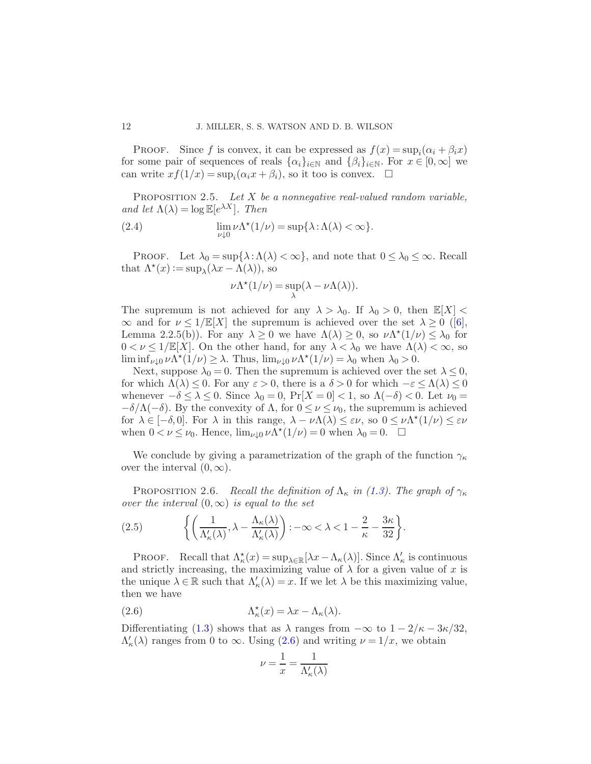Proof. Since $f$ is convex, it can be expressed as $f(x) = \sup_i(\alpha_i + \beta_i x)$ for some pair of sequences of reals $\{\alpha_i\}_{i\in\mathbb{N}}$ and $\{\beta_i\}_{i\in\mathbb{N}}$. For $x \in [0,\infty]$ we can write $xf(1/x) = \sup_i(\alpha_i x + \beta_i)$, so it too is convex. $\square$

Proposition 2.5. *Let $X$ be a nonnegative real-valued random variable, and let $\Lambda(\lambda) = \log \mathbb{E}[e^{\lambda X}]$. Then*

$$\lim_{\nu\downarrow 0} \nu\Lambda^\star(1/\nu) = \sup\{\lambda : \Lambda(\lambda) < \infty\}. \tag{2.4}$$

Proof. Let $\lambda_0 = \sup\{\lambda : \Lambda(\lambda) < \infty\}$, and note that $0 \le \lambda_0 \le \infty$. Recall that $\Lambda^\star(x) := \sup_\lambda(\lambda x - \Lambda(\lambda))$, so

$$\nu\Lambda^\star(1/\nu) = \sup_\lambda(\lambda - \nu\Lambda(\lambda)).$$

The supremum is not achieved for any $\lambda > \lambda_0$. If $\lambda_0 > 0$, then $\mathbb{E}[X] < \infty$ and for $\nu \le 1/\mathbb{E}[X]$ the supremum is achieved over the set $\lambda \ge 0$ ([6], Lemma 2.2.5(b)). For any $\lambda \ge 0$ we have $\Lambda(\lambda) \ge 0$, so $\nu\Lambda^\star(1/\nu) \le \lambda_0$ for $0 < \nu \le 1/\mathbb{E}[X]$. On the other hand, for any $\lambda < \lambda_0$ we have $\Lambda(\lambda) < \infty$, so $\liminf_{\nu\downarrow 0} \nu\Lambda^\star(1/\nu) \ge \lambda$. Thus, $\lim_{\nu\downarrow 0} \nu\Lambda^\star(1/\nu) = \lambda_0$ when $\lambda_0 > 0$.

Next, suppose $\lambda_0 = 0$. Then the supremum is achieved over the set $\lambda \le 0$, for which $\Lambda(\lambda) \le 0$. For any $\varepsilon > 0$, there is a $\delta > 0$ for which $-\varepsilon \le \Lambda(\lambda) \le 0$ whenever $-\delta \le \lambda \le 0$. Since $\lambda_0 = 0$, $\Pr[X = 0] < 1$, so $\Lambda(-\delta) < 0$. Let $\nu_0 = -\delta/\Lambda(-\delta)$. By the convexity of $\Lambda$, for $0 \le \nu \le \nu_0$, the supremum is achieved for $\lambda \in [-\delta, 0]$. For $\lambda$ in this range, $\lambda - \nu\Lambda(\lambda) \le \varepsilon\nu$, so $0 \le \nu\Lambda^\star(1/\nu) \le \varepsilon\nu$ when $0 < \nu \le \nu_0$. Hence, $\lim_{\nu\downarrow 0} \nu\Lambda^\star(1/\nu) = 0$ when $\lambda_0 = 0$. $\square$

We conclude by giving a parametrization of the graph of the function $\gamma_\kappa$ over the interval $(0,\infty)$.

Proposition 2.6. *Recall the definition of $\Lambda_\kappa$ in (1.3). The graph of $\gamma_\kappa$ over the interval $(0,\infty)$ is equal to the set*

$$\left\{\left(\frac{1}{\Lambda_\kappa'(\lambda)}, \lambda - \frac{\Lambda_\kappa(\lambda)}{\Lambda_\kappa'(\lambda)}\right) : -\infty < \lambda < 1 - \frac{2}{\kappa} - \frac{3\kappa}{32}\right\}. \tag{2.5}$$

Proof. Recall that $\Lambda_\kappa^\star(x) = \sup_{\lambda\in\mathbb{R}}[\lambda x - \Lambda_\kappa(\lambda)]$. Since $\Lambda_\kappa'$ is continuous and strictly increasing, the maximizing value of $\lambda$ for a given value of $x$ is the unique $\lambda \in \mathbb{R}$ such that $\Lambda_\kappa'(\lambda) = x$. If we let $\lambda$ be this maximizing value, then we have

$$\Lambda_\kappa^\star(x) = \lambda x - \Lambda_\kappa(\lambda). \tag{2.6}$$

Differentiating (1.3) shows that as $\lambda$ ranges from $-\infty$ to $1 - 2/\kappa - 3\kappa/32$, $\Lambda_\kappa'(\lambda)$ ranges from 0 to $\infty$. Using (2.6) and writing $\nu = 1/x$, we obtain

$$\nu = \frac{1}{x} = \frac{1}{\Lambda_\kappa'(\lambda)}$$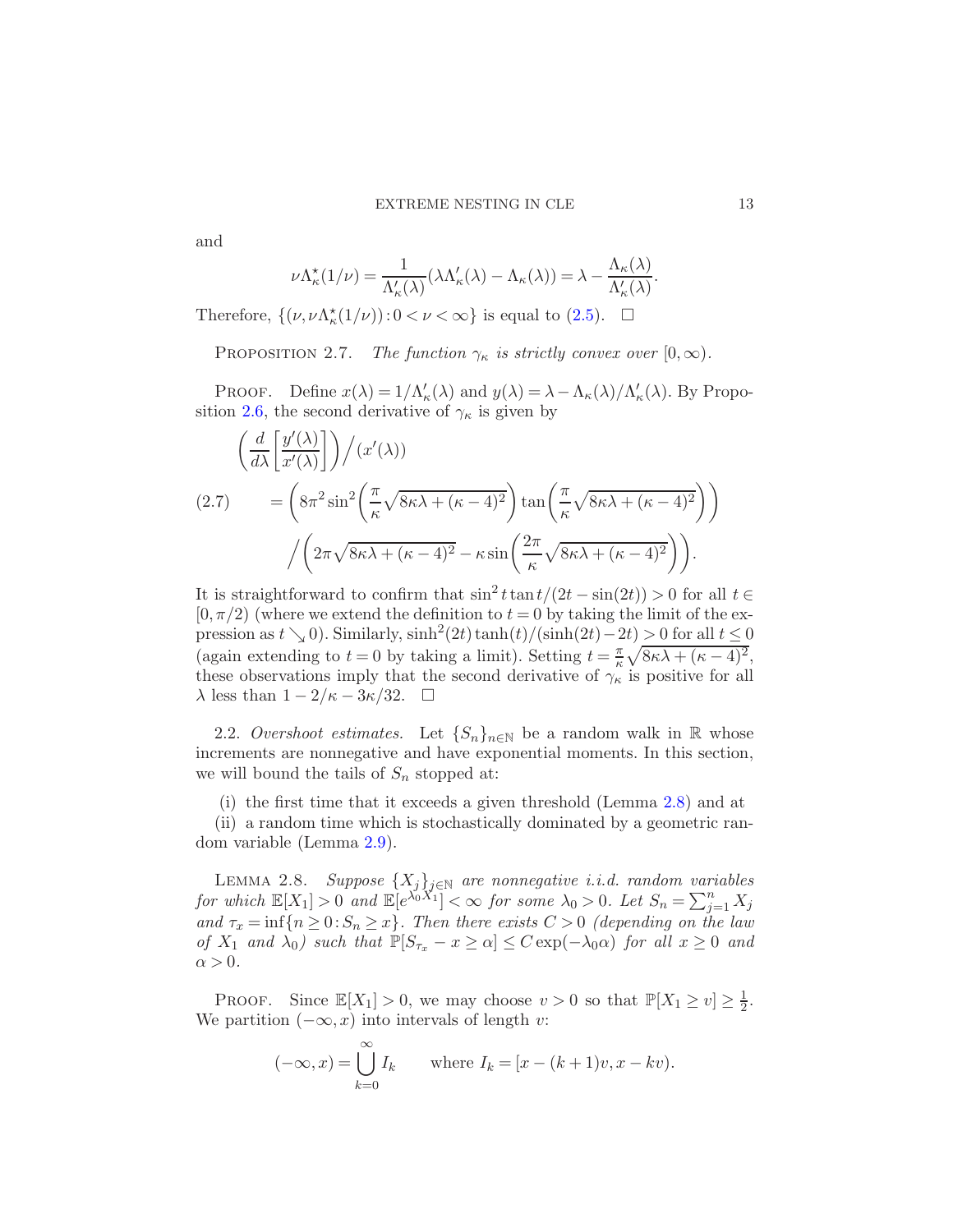and

$$\nu\Lambda_\kappa^\star(1/\nu) = \frac{1}{\Lambda_\kappa'(\lambda)}(\lambda\Lambda_\kappa'(\lambda) - \Lambda_\kappa(\lambda)) = \lambda - \frac{\Lambda_\kappa(\lambda)}{\Lambda_\kappa'(\lambda)}.$$

Therefore, $\{(\nu, \nu\Lambda_\kappa^\star(1/\nu)) : 0 < \nu < \infty\}$ is equal to (2.5). □

PROPOSITION 2.7. *The function $\gamma_\kappa$ is strictly convex over $[0, \infty)$.*

PROOF. Define $x(\lambda) = 1/\Lambda_\kappa'(\lambda)$ and $y(\lambda) = \lambda - \Lambda_\kappa(\lambda)/\Lambda_\kappa'(\lambda)$. By Proposition 2.6, the second derivative of $\gamma_\kappa$ is given by

$$\begin{aligned}
&\left(\frac{d}{d\lambda}\left[\frac{y'(\lambda)}{x'(\lambda)}\right]\right)\Big/(x'(\lambda)) \\
&\quad = \left(8\pi^2 \sin^2\left(\frac{\pi}{\kappa}\sqrt{8\kappa\lambda + (\kappa-4)^2}\right)\tan\left(\frac{\pi}{\kappa}\sqrt{8\kappa\lambda + (\kappa-4)^2}\right)\right) \\
&\qquad \Big/\left(2\pi\sqrt{8\kappa\lambda + (\kappa-4)^2} - \kappa\sin\left(\frac{2\pi}{\kappa}\sqrt{8\kappa\lambda + (\kappa-4)^2}\right)\right).
\end{aligned} \tag{2.7}$$

It is straightforward to confirm that $\sin^2 t \tan t/(2t - \sin(2t)) > 0$ for all $t \in [0, \pi/2)$ (where we extend the definition to $t = 0$ by taking the limit of the expression as $t \searrow 0$). Similarly, $\sinh^2(2t)\tanh(t)/(\sinh(2t) - 2t) > 0$ for all $t \leq 0$ (again extending to $t = 0$ by taking a limit). Setting $t = \frac{\pi}{\kappa}\sqrt{8\kappa\lambda + (\kappa-4)^2}$, these observations imply that the second derivative of $\gamma_\kappa$ is positive for all $\lambda$ less than $1 - 2/\kappa - 3\kappa/32$. □

2.2. *Overshoot estimates.* Let $\{S_n\}_{n\in\mathbb{N}}$ be a random walk in $\mathbb{R}$ whose increments are nonnegative and have exponential moments. In this section, we will bound the tails of $S_n$ stopped at:

(i) the first time that it exceeds a given threshold (Lemma 2.8) and at
(ii) a random time which is stochastically dominated by a geometric random variable (Lemma 2.9).

LEMMA 2.8. *Suppose $\{X_j\}_{j\in\mathbb{N}}$ are nonnegative i.i.d. random variables for which $\mathbb{E}[X_1] > 0$ and $\mathbb{E}[e^{\lambda_0 X_1}] < \infty$ for some $\lambda_0 > 0$. Let $S_n = \sum_{j=1}^n X_j$ and $\tau_x = \inf\{n \geq 0 : S_n \geq x\}$. Then there exists $C > 0$ (depending on the law of $X_1$ and $\lambda_0$) such that $\mathbb{P}[S_{\tau_x} - x \geq \alpha] \leq C\exp(-\lambda_0\alpha)$ for all $x \geq 0$ and $\alpha > 0$.*

PROOF. Since $\mathbb{E}[X_1] > 0$, we may choose $v > 0$ so that $\mathbb{P}[X_1 \geq v] \geq \frac{1}{2}$. We partition $(-\infty, x)$ into intervals of length $v$:

$$(-\infty, x) = \bigcup_{k=0}^{\infty} I_k \qquad \text{where } I_k = [x - (k+1)v, x - kv).$$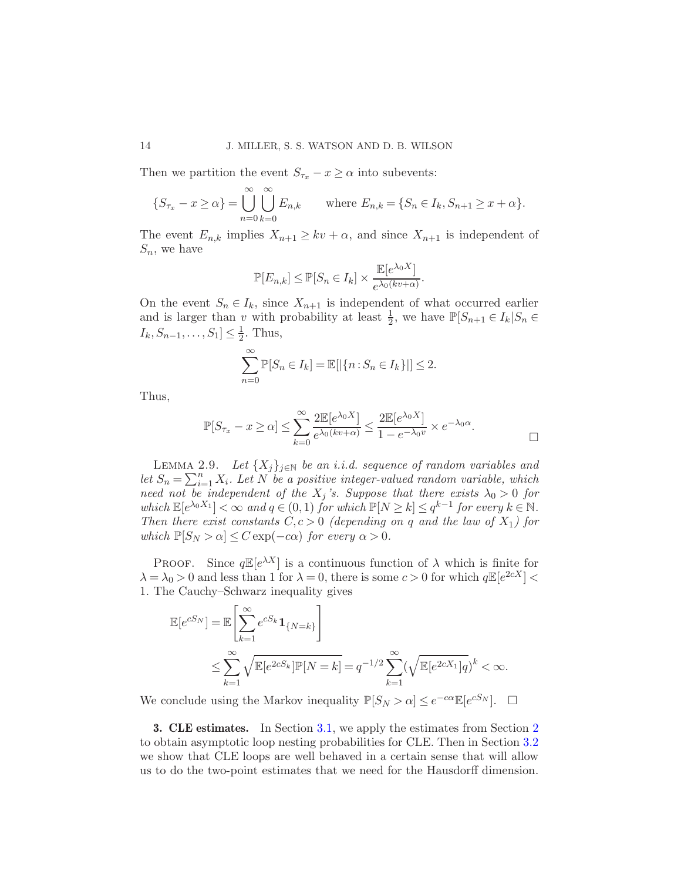Then we partition the event $S_{\tau_x} - x \geq \alpha$ into subevents:

$$\{S_{\tau_x} - x \geq \alpha\} = \bigcup_{n=0}^{\infty} \bigcup_{k=0}^{\infty} E_{n,k} \qquad \text{where } E_{n,k} = \{S_n \in I_k, S_{n+1} \geq x + \alpha\}.$$

The event $E_{n,k}$ implies $X_{n+1} \geq kv + \alpha$, and since $X_{n+1}$ is independent of $S_n$, we have

$$\mathbb{P}[E_{n,k}] \leq \mathbb{P}[S_n \in I_k] \times \frac{\mathbb{E}[e^{\lambda_0 X}]}{e^{\lambda_0 (kv+\alpha)}}.$$

On the event $S_n \in I_k$, since $X_{n+1}$ is independent of what occurred earlier and is larger than $v$ with probability at least $\frac{1}{2}$, we have $\mathbb{P}[S_{n+1} \in I_k | S_n \in I_k, S_{n-1}, \ldots, S_1] \leq \frac{1}{2}$. Thus,

$$\sum_{n=0}^{\infty} \mathbb{P}[S_n \in I_k] = \mathbb{E}[|\{n : S_n \in I_k\}|] \leq 2.$$

Thus,

$$\mathbb{P}[S_{\tau_x} - x \geq \alpha] \leq \sum_{k=0}^{\infty} \frac{2\mathbb{E}[e^{\lambda_0 X}]}{e^{\lambda_0(kv+\alpha)}} \leq \frac{2\mathbb{E}[e^{\lambda_0 X}]}{1 - e^{-\lambda_0 v}} \times e^{-\lambda_0 \alpha}. \qquad \square$$

LEMMA 2.9. *Let $\{X_j\}_{j \in \mathbb{N}}$ be an i.i.d. sequence of random variables and let $S_n = \sum_{i=1}^{n} X_i$. Let $N$ be a positive integer-valued random variable, which need not be independent of the $X_j$'s. Suppose that there exists $\lambda_0 > 0$ for which $\mathbb{E}[e^{\lambda_0 X_1}] < \infty$ and $q \in (0,1)$ for which $\mathbb{P}[N \geq k] \leq q^{k-1}$ for every $k \in \mathbb{N}$. Then there exist constants $C, c > 0$ (depending on $q$ and the law of $X_1$) for which $\mathbb{P}[S_N > \alpha] \leq C \exp(-c\alpha)$ for every $\alpha > 0$.*

PROOF. Since $q\mathbb{E}[e^{\lambda X}]$ is a continuous function of $\lambda$ which is finite for $\lambda = \lambda_0 > 0$ and less than 1 for $\lambda = 0$, there is some $c > 0$ for which $q\mathbb{E}[e^{2cX}] < 1$. The Cauchy–Schwarz inequality gives

$$\begin{aligned}
\mathbb{E}[e^{cS_N}] &= \mathbb{E}\left[\sum_{k=1}^{\infty} e^{cS_k} \mathbf{1}_{\{N=k\}}\right] \\
&\leq \sum_{k=1}^{\infty} \sqrt{\mathbb{E}[e^{2cS_k}]\mathbb{P}[N=k]} = q^{-1/2} \sum_{k=1}^{\infty} (\sqrt{\mathbb{E}[e^{2cX_1}]q})^k < \infty.
\end{aligned}$$

We conclude using the Markov inequality $\mathbb{P}[S_N > \alpha] \leq e^{-c\alpha}\mathbb{E}[e^{cS_N}]$. $\square$

**3. CLE estimates.** In Section 3.1, we apply the estimates from Section 2 to obtain asymptotic loop nesting probabilities for CLE. Then in Section 3.2 we show that CLE loops are well behaved in a certain sense that will allow us to do the two-point estimates that we need for the Hausdorff dimension.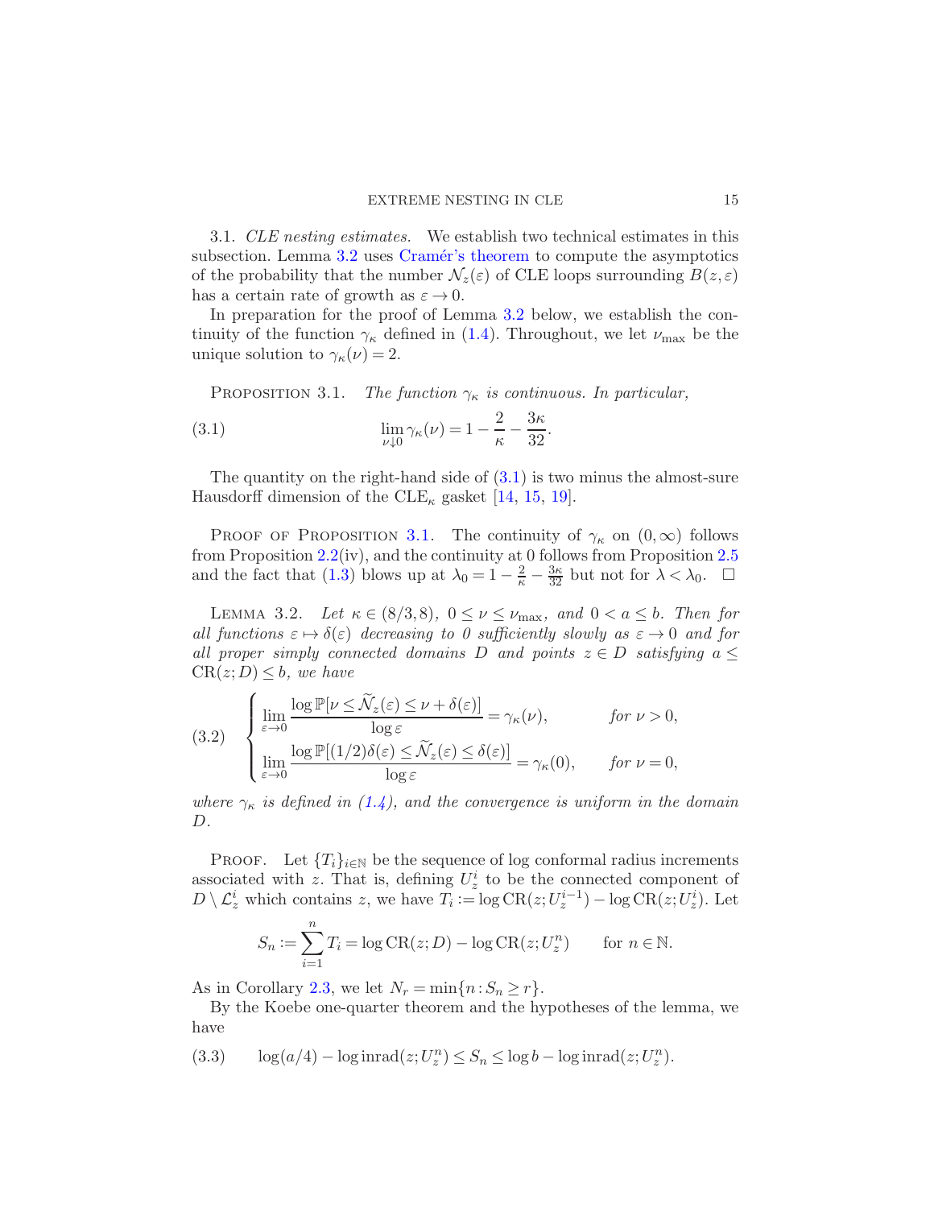3.1. *CLE nesting estimates.* We establish two technical estimates in this subsection. Lemma 3.2 uses Cramér's theorem to compute the asymptotics of the probability that the number $\mathcal{N}_z(\varepsilon)$ of CLE loops surrounding $B(z,\varepsilon)$ has a certain rate of growth as $\varepsilon \to 0$.

In preparation for the proof of Lemma 3.2 below, we establish the continuity of the function $\gamma_\kappa$ defined in (1.4). Throughout, we let $\nu_{\max}$ be the unique solution to $\gamma_\kappa(\nu) = 2$.

PROPOSITION 3.1. *The function $\gamma_\kappa$ is continuous. In particular,*

$$\lim_{\nu \downarrow 0} \gamma_\kappa(\nu) = 1 - \frac{2}{\kappa} - \frac{3\kappa}{32}. \tag{3.1}$$

The quantity on the right-hand side of (3.1) is two minus the almost-sure Hausdorff dimension of the $\mathrm{CLE}_\kappa$ gasket [14, 15, 19].

PROOF OF PROPOSITION 3.1. The continuity of $\gamma_\kappa$ on $(0,\infty)$ follows from Proposition 2.2(iv), and the continuity at 0 follows from Proposition 2.5 and the fact that (1.3) blows up at $\lambda_0 = 1 - \frac{2}{\kappa} - \frac{3\kappa}{32}$ but not for $\lambda < \lambda_0$. $\square$

LEMMA 3.2. *Let $\kappa \in (8/3, 8)$, $0 \le \nu \le \nu_{\max}$, and $0 < a \le b$. Then for all functions $\varepsilon \mapsto \delta(\varepsilon)$ decreasing to 0 sufficiently slowly as $\varepsilon \to 0$ and for all proper simply connected domains $D$ and points $z \in D$ satisfying $a \le \mathrm{CR}(z;D) \le b$, we have*

$$\begin{cases} \displaystyle\lim_{\varepsilon \to 0} \frac{\log \mathbb{P}[\nu \le \widetilde{\mathcal{N}}_z(\varepsilon) \le \nu + \delta(\varepsilon)]}{\log \varepsilon} = \gamma_\kappa(\nu), & \text{for } \nu > 0, \\[2ex] \displaystyle\lim_{\varepsilon \to 0} \frac{\log \mathbb{P}[(1/2)\delta(\varepsilon) \le \widetilde{\mathcal{N}}_z(\varepsilon) \le \delta(\varepsilon)]}{\log \varepsilon} = \gamma_\kappa(0), & \text{for } \nu = 0, \end{cases} \tag{3.2}$$

*where $\gamma_\kappa$ is defined in (1.4), and the convergence is uniform in the domain $D$.*

PROOF. Let $\{T_i\}_{i \in \mathbb{N}}$ be the sequence of log conformal radius increments associated with $z$. That is, defining $U_z^i$ to be the connected component of $D \setminus \mathcal{L}_z^i$ which contains $z$, we have $T_i := \log \mathrm{CR}(z; U_z^{i-1}) - \log \mathrm{CR}(z; U_z^i)$. Let

$$S_n := \sum_{i=1}^n T_i = \log \mathrm{CR}(z;D) - \log \mathrm{CR}(z;U_z^n) \qquad \text{for } n \in \mathbb{N}.$$

As in Corollary 2.3, we let $N_r = \min\{n : S_n \ge r\}$.

By the Koebe one-quarter theorem and the hypotheses of the lemma, we have

$$\log(a/4) - \log \mathrm{inrad}(z;U_z^n) \le S_n \le \log b - \log \mathrm{inrad}(z;U_z^n). \tag{3.3}$$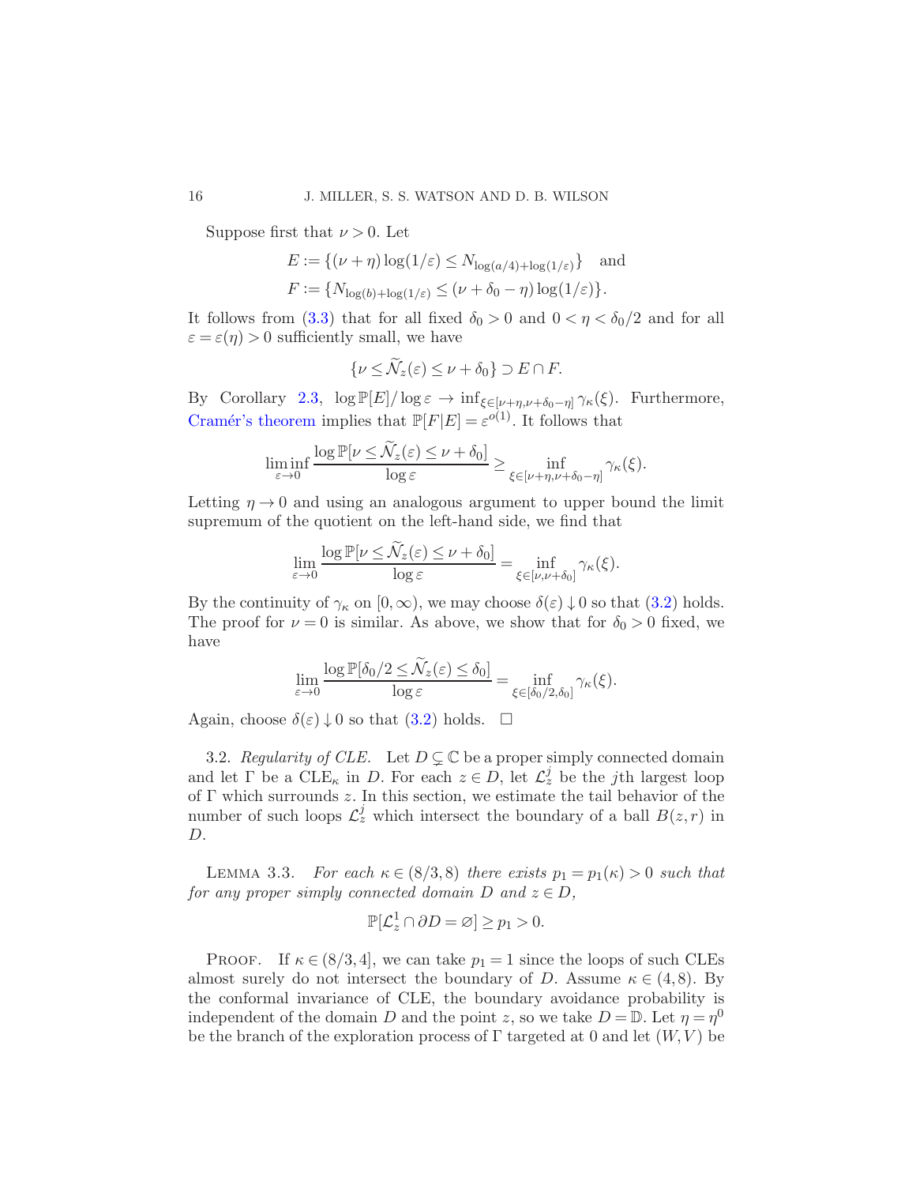Suppose first that $\nu > 0$. Let

$$E := \{(\nu + \eta)\log(1/\varepsilon) \le N_{\log(a/4)+\log(1/\varepsilon)}\} \quad \text{and}$$
$$F := \{N_{\log(b)+\log(1/\varepsilon)} \le (\nu + \delta_0 - \eta)\log(1/\varepsilon)\}.$$

It follows from (3.3) that for all fixed $\delta_0 > 0$ and $0 < \eta < \delta_0/2$ and for all $\varepsilon = \varepsilon(\eta) > 0$ sufficiently small, we have

$$\{\nu \le \widetilde{\mathcal{N}}_z(\varepsilon) \le \nu + \delta_0\} \supset E \cap F.$$

By Corollary 2.3, $\log \mathbb{P}[E]/\log \varepsilon \to \inf_{\xi \in [\nu+\eta, \nu+\delta_0-\eta]} \gamma_\kappa(\xi)$. Furthermore, Cramér's theorem implies that $\mathbb{P}[F|E] = \varepsilon^{o(1)}$. It follows that

$$\liminf_{\varepsilon \to 0} \frac{\log \mathbb{P}[\nu \le \widetilde{\mathcal{N}}_z(\varepsilon) \le \nu + \delta_0]}{\log \varepsilon} \ge \inf_{\xi \in [\nu+\eta, \nu+\delta_0-\eta]} \gamma_\kappa(\xi).$$

Letting $\eta \to 0$ and using an analogous argument to upper bound the limit supremum of the quotient on the left-hand side, we find that

$$\lim_{\varepsilon \to 0} \frac{\log \mathbb{P}[\nu \le \widetilde{\mathcal{N}}_z(\varepsilon) \le \nu + \delta_0]}{\log \varepsilon} = \inf_{\xi \in [\nu, \nu+\delta_0]} \gamma_\kappa(\xi).$$

By the continuity of $\gamma_\kappa$ on $[0, \infty)$, we may choose $\delta(\varepsilon) \downarrow 0$ so that (3.2) holds. The proof for $\nu = 0$ is similar. As above, we show that for $\delta_0 > 0$ fixed, we have

$$\lim_{\varepsilon \to 0} \frac{\log \mathbb{P}[\delta_0/2 \le \widetilde{\mathcal{N}}_z(\varepsilon) \le \delta_0]}{\log \varepsilon} = \inf_{\xi \in [\delta_0/2, \delta_0]} \gamma_\kappa(\xi).$$

Again, choose $\delta(\varepsilon) \downarrow 0$ so that (3.2) holds. $\square$

3.2. *Regularity of CLE.* Let $D \subsetneq \mathbb{C}$ be a proper simply connected domain and let $\Gamma$ be a $\text{CLE}_\kappa$ in $D$. For each $z \in D$, let $\mathcal{L}_z^j$ be the $j$th largest loop of $\Gamma$ which surrounds $z$. In this section, we estimate the tail behavior of the number of such loops $\mathcal{L}_z^j$ which intersect the boundary of a ball $B(z, r)$ in $D$.

LEMMA 3.3. *For each $\kappa \in (8/3, 8)$ there exists $p_1 = p_1(\kappa) > 0$ such that for any proper simply connected domain $D$ and $z \in D$,*

$$\mathbb{P}[\mathcal{L}_z^1 \cap \partial D = \varnothing] \ge p_1 > 0.$$

PROOF. If $\kappa \in (8/3, 4]$, we can take $p_1 = 1$ since the loops of such CLEs almost surely do not intersect the boundary of $D$. Assume $\kappa \in (4, 8)$. By the conformal invariance of CLE, the boundary avoidance probability is independent of the domain $D$ and the point $z$, so we take $D = \mathbb{D}$. Let $\eta = \eta^0$ be the branch of the exploration process of $\Gamma$ targeted at 0 and let $(W, V)$ be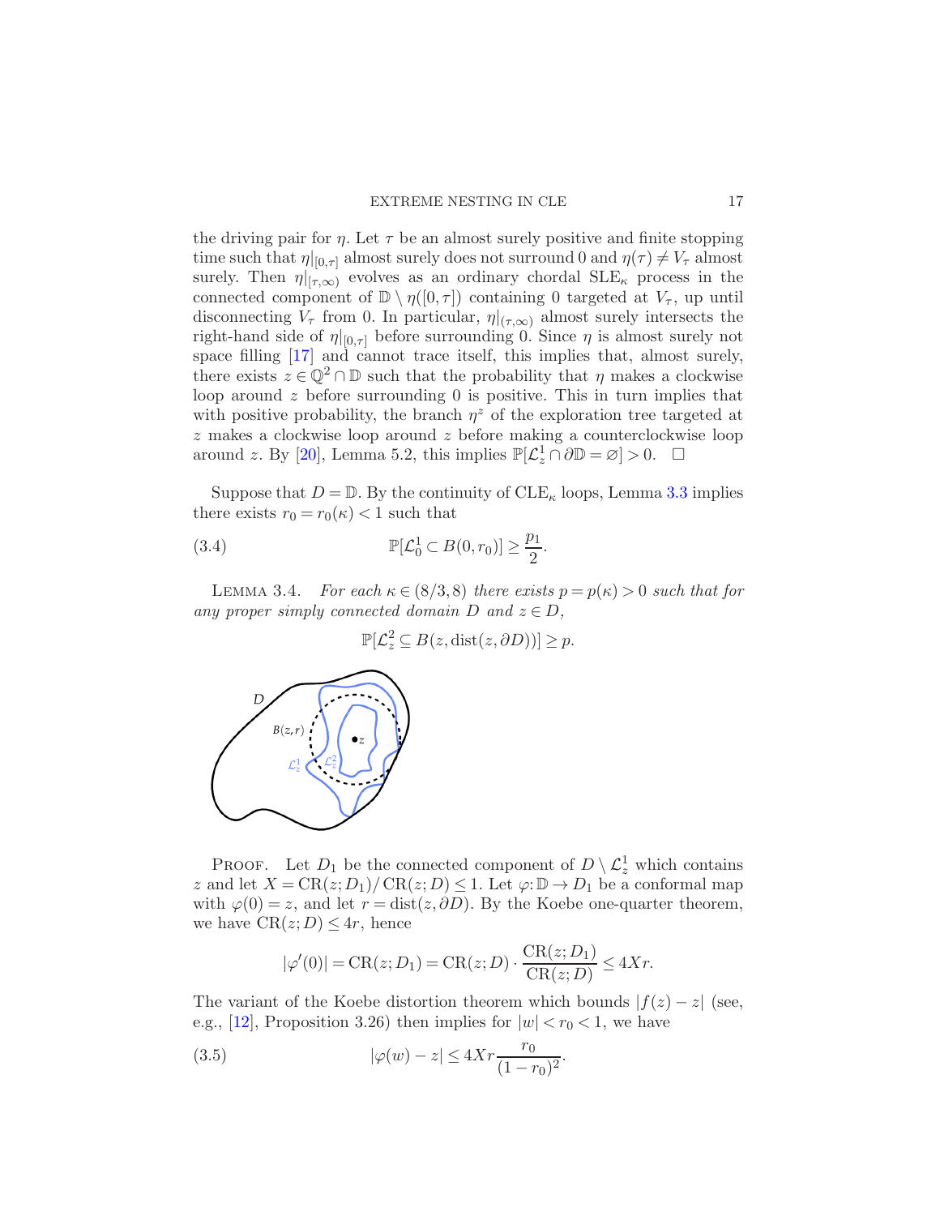the driving pair for $\eta$. Let $\tau$ be an almost surely positive and finite stopping time such that $\eta|_{[0,\tau]}$ almost surely does not surround 0 and $\eta(\tau) \neq V_\tau$ almost surely. Then $\eta|_{[\tau,\infty)}$ evolves as an ordinary chordal $\mathrm{SLE}_\kappa$ process in the connected component of $\mathbb{D} \setminus \eta([0,\tau])$ containing 0 targeted at $V_\tau$, up until disconnecting $V_\tau$ from 0. In particular, $\eta|_{(\tau,\infty)}$ almost surely intersects the right-hand side of $\eta|_{[0,\tau]}$ before surrounding 0. Since $\eta$ is almost surely not space filling [17] and cannot trace itself, this implies that, almost surely, there exists $z \in \mathbb{Q}^2 \cap \mathbb{D}$ such that the probability that $\eta$ makes a clockwise loop around $z$ before surrounding 0 is positive. This in turn implies that with positive probability, the branch $\eta^z$ of the exploration tree targeted at $z$ makes a clockwise loop around $z$ before making a counterclockwise loop around $z$. By [20], Lemma 5.2, this implies $\mathbb{P}[\mathcal{L}_z^1 \cap \partial\mathbb{D} = \varnothing] > 0$. $\square$

Suppose that $D = \mathbb{D}$. By the continuity of $\mathrm{CLE}_\kappa$ loops, Lemma 3.3 implies there exists $r_0 = r_0(\kappa) < 1$ such that

$$\mathbb{P}[\mathcal{L}_0^1 \subset B(0, r_0)] \geq \frac{p_1}{2}. \tag{3.4}$$

LEMMA 3.4. *For each $\kappa \in (8/3, 8)$ there exists $p = p(\kappa) > 0$ such that for any proper simply connected domain $D$ and $z \in D$,*

$$\mathbb{P}[\mathcal{L}_z^2 \subseteq B(z, \mathrm{dist}(z, \partial D))] \geq p.$$

PROOF. Let $D_1$ be the connected component of $D \setminus \mathcal{L}_z^1$ which contains $z$ and let $X = \mathrm{CR}(z; D_1)/\mathrm{CR}(z; D) \leq 1$. Let $\varphi : \mathbb{D} \to D_1$ be a conformal map with $\varphi(0) = z$, and let $r = \mathrm{dist}(z, \partial D)$. By the Koebe one-quarter theorem, we have $\mathrm{CR}(z; D) \leq 4r$, hence

$$|\varphi'(0)| = \mathrm{CR}(z; D_1) = \mathrm{CR}(z; D) \cdot \frac{\mathrm{CR}(z; D_1)}{\mathrm{CR}(z; D)} \leq 4Xr.$$

The variant of the Koebe distortion theorem which bounds $|f(z) - z|$ (see, e.g., [12], Proposition 3.26) then implies for $|w| < r_0 < 1$, we have

$$|\varphi(w) - z| \leq 4Xr \frac{r_0}{(1 - r_0)^2}. \tag{3.5}$$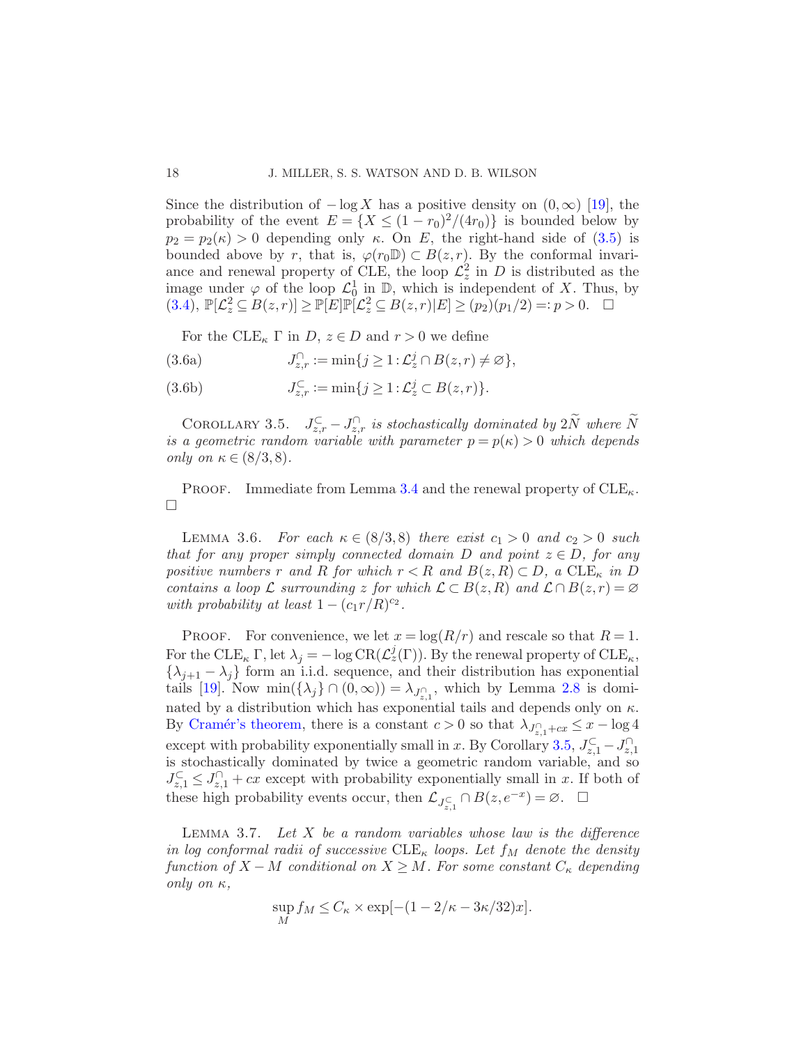Since the distribution of $-\log X$ has a positive density on $(0,\infty)$ [19], the probability of the event $E = \{X \le (1-r_0)^2/(4r_0)\}$ is bounded below by $p_2 = p_2(\kappa) > 0$ depending only $\kappa$. On $E$, the right-hand side of (3.5) is bounded above by $r$, that is, $\varphi(r_0\mathbb{D}) \subset B(z,r)$. By the conformal invariance and renewal property of CLE, the loop $\mathcal{L}_z^2$ in $D$ is distributed as the image under $\varphi$ of the loop $\mathcal{L}_0^1$ in $\mathbb{D}$, which is independent of $X$. Thus, by (3.4), $\mathbb{P}[\mathcal{L}_z^2 \subseteq B(z,r)] \ge \mathbb{P}[E]\mathbb{P}[\mathcal{L}_z^2 \subseteq B(z,r)|E] \ge (p_2)(p_1/2) =: p > 0$. $\square$

For the $\mathrm{CLE}_\kappa$ $\Gamma$ in $D$, $z \in D$ and $r > 0$ we define

$$J_{z,r}^{\cap} := \min\{j \ge 1 : \mathcal{L}_z^j \cap B(z,r) \ne \varnothing\}, \tag{3.6a}$$

$$J_{z,r}^{\subset} := \min\{j \ge 1 : \mathcal{L}_z^j \subset B(z,r)\}. \tag{3.6b}$$

Corollary 3.5. *$J_{z,r}^{\subset} - J_{z,r}^{\cap}$ is stochastically dominated by $2\widetilde{N}$ where $\widetilde{N}$ is a geometric random variable with parameter $p = p(\kappa) > 0$ which depends only on $\kappa \in (8/3, 8)$.*

Proof. Immediate from Lemma 3.4 and the renewal property of $\mathrm{CLE}_\kappa$. $\square$

Lemma 3.6. *For each $\kappa \in (8/3, 8)$ there exist $c_1 > 0$ and $c_2 > 0$ such that for any proper simply connected domain $D$ and point $z \in D$, for any positive numbers $r$ and $R$ for which $r < R$ and $B(z,R) \subset D$, a $\mathrm{CLE}_\kappa$ in $D$ contains a loop $\mathcal{L}$ surrounding $z$ for which $\mathcal{L} \subset B(z,R)$ and $\mathcal{L} \cap B(z,r) = \varnothing$ with probability at least $1 - (c_1 r/R)^{c_2}$.*

Proof. For convenience, we let $x = \log(R/r)$ and rescale so that $R = 1$. For the $\mathrm{CLE}_\kappa$ $\Gamma$, let $\lambda_j = -\log \mathrm{CR}(\mathcal{L}_z^j(\Gamma))$. By the renewal property of $\mathrm{CLE}_\kappa$, $\{\lambda_{j+1} - \lambda_j\}$ form an i.i.d. sequence, and their distribution has exponential tails [19]. Now $\min(\{\lambda_j\} \cap (0,\infty)) = \lambda_{J_{z,1}^{\cap}}$, which by Lemma 2.8 is dominated by a distribution which has exponential tails and depends only on $\kappa$. By Cramér's theorem, there is a constant $c > 0$ so that $\lambda_{J_{z,1}^{\cap} + cx} \le x - \log 4$ except with probability exponentially small in $x$. By Corollary 3.5, $J_{z,1}^{\subset} - J_{z,1}^{\cap}$ is stochastically dominated by twice a geometric random variable, and so $J_{z,1}^{\subset} \le J_{z,1}^{\cap} + cx$ except with probability exponentially small in $x$. If both of these high probability events occur, then $\mathcal{L}_{J_{z,1}^{\subset}} \cap B(z, e^{-x}) = \varnothing$. $\square$

Lemma 3.7. *Let $X$ be a random variables whose law is the difference in log conformal radii of successive $\mathrm{CLE}_\kappa$ loops. Let $f_M$ denote the density function of $X - M$ conditional on $X \ge M$. For some constant $C_\kappa$ depending only on $\kappa$,*

$$\sup_M f_M \le C_\kappa \times \exp[-(1 - 2/\kappa - 3\kappa/32)x].$$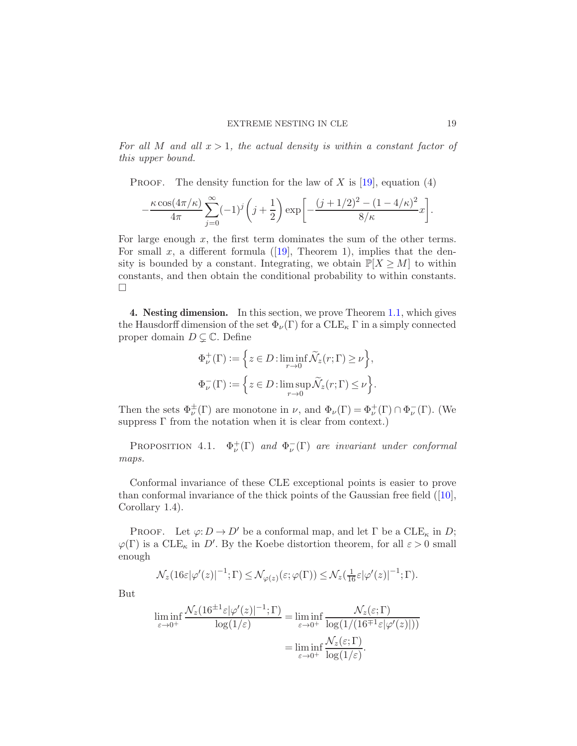*For all $M$ and all $x > 1$, the actual density is within a constant factor of this upper bound.*

PROOF. The density function for the law of $X$ is [19], equation (4)

$$-\frac{\kappa\cos(4\pi/\kappa)}{4\pi}\sum_{j=0}^{\infty}(-1)^j\left(j+\frac{1}{2}\right)\exp\left[-\frac{(j+1/2)^2-(1-4/\kappa)^2}{8/\kappa}x\right].$$

For large enough $x$, the first term dominates the sum of the other terms. For small $x$, a different formula ([19], Theorem 1), implies that the density is bounded by a constant. Integrating, we obtain $\mathbb{P}[X \geq M]$ to within constants, and then obtain the conditional probability to within constants. □

**4. Nesting dimension.** In this section, we prove Theorem 1.1, which gives the Hausdorff dimension of the set $\Phi_\nu(\Gamma)$ for a $\mathrm{CLE}_\kappa$ $\Gamma$ in a simply connected proper domain $D \subsetneq \mathbb{C}$. Define

$$\Phi_\nu^+(\Gamma) := \left\{z \in D : \liminf_{r\to 0}\widetilde{\mathcal{N}}_z(r;\Gamma) \geq \nu\right\},$$

$$\Phi_\nu^-(\Gamma) := \left\{z \in D : \limsup_{r\to 0}\widetilde{\mathcal{N}}_z(r;\Gamma) \leq \nu\right\}.$$

Then the sets $\Phi_\nu^\pm(\Gamma)$ are monotone in $\nu$, and $\Phi_\nu(\Gamma) = \Phi_\nu^+(\Gamma) \cap \Phi_\nu^-(\Gamma)$. (We suppress $\Gamma$ from the notation when it is clear from context.)

PROPOSITION 4.1. *$\Phi_\nu^+(\Gamma)$ and $\Phi_\nu^-(\Gamma)$ are invariant under conformal maps.*

Conformal invariance of these CLE exceptional points is easier to prove than conformal invariance of the thick points of the Gaussian free field ([10], Corollary 1.4).

PROOF. Let $\varphi: D \to D'$ be a conformal map, and let $\Gamma$ be a $\mathrm{CLE}_\kappa$ in $D$; $\varphi(\Gamma)$ is a $\mathrm{CLE}_\kappa$ in $D'$. By the Koebe distortion theorem, for all $\varepsilon > 0$ small enough

$$\mathcal{N}_z(16\varepsilon|\varphi'(z)|^{-1};\Gamma) \leq \mathcal{N}_{\varphi(z)}(\varepsilon;\varphi(\Gamma)) \leq \mathcal{N}_z(\tfrac{1}{16}\varepsilon|\varphi'(z)|^{-1};\Gamma).$$

But

$$\begin{aligned}\liminf_{\varepsilon\to 0^+}\frac{\mathcal{N}_z(16^{\pm1}\varepsilon|\varphi'(z)|^{-1};\Gamma)}{\log(1/\varepsilon)} &= \liminf_{\varepsilon\to 0^+}\frac{\mathcal{N}_z(\varepsilon;\Gamma)}{\log(1/(16^{\mp1}\varepsilon|\varphi'(z)|))}\\ &= \liminf_{\varepsilon\to 0^+}\frac{\mathcal{N}_z(\varepsilon;\Gamma)}{\log(1/\varepsilon)}.\end{aligned}$$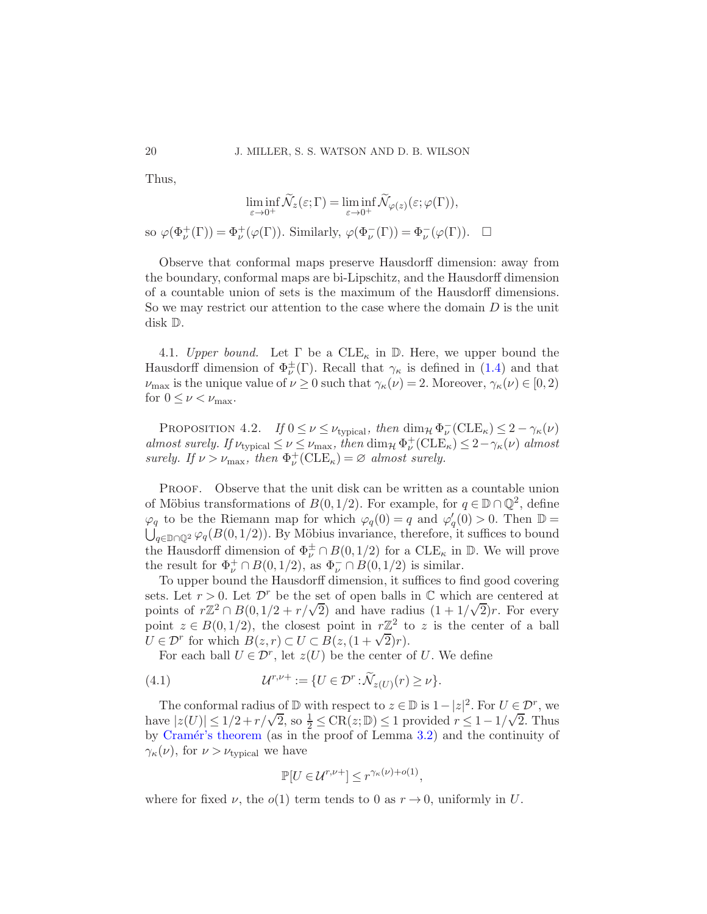Thus,

$$\liminf_{\varepsilon\to 0^+} \widetilde{\mathcal{N}}_z(\varepsilon;\Gamma) = \liminf_{\varepsilon\to 0^+} \widetilde{\mathcal{N}}_{\varphi(z)}(\varepsilon;\varphi(\Gamma)),$$

so $\varphi(\Phi_\nu^+(\Gamma)) = \Phi_\nu^+(\varphi(\Gamma))$. Similarly, $\varphi(\Phi_\nu^-(\Gamma)) = \Phi_\nu^-(\varphi(\Gamma))$. $\square$

Observe that conformal maps preserve Hausdorff dimension: away from the boundary, conformal maps are bi-Lipschitz, and the Hausdorff dimension of a countable union of sets is the maximum of the Hausdorff dimensions. So we may restrict our attention to the case where the domain $D$ is the unit disk $\mathbb{D}$.

4.1. *Upper bound.* Let $\Gamma$ be a $\mathrm{CLE}_\kappa$ in $\mathbb{D}$. Here, we upper bound the Hausdorff dimension of $\Phi_\nu^\pm(\Gamma)$. Recall that $\gamma_\kappa$ is defined in (1.4) and that $\nu_{\max}$ is the unique value of $\nu \ge 0$ such that $\gamma_\kappa(\nu) = 2$. Moreover, $\gamma_\kappa(\nu) \in [0,2)$ for $0 \le \nu < \nu_{\max}$.

PROPOSITION 4.2. *If $0 \le \nu \le \nu_{\text{typical}}$, then $\dim_{\mathcal{H}} \Phi_\nu^-(\mathrm{CLE}_\kappa) \le 2 - \gamma_\kappa(\nu)$ almost surely. If $\nu_{\text{typical}} \le \nu \le \nu_{\max}$, then $\dim_{\mathcal{H}} \Phi_\nu^+(\mathrm{CLE}_\kappa) \le 2 - \gamma_\kappa(\nu)$ almost surely. If $\nu > \nu_{\max}$, then $\Phi_\nu^+(\mathrm{CLE}_\kappa) = \varnothing$ almost surely.*

PROOF. Observe that the unit disk can be written as a countable union of Möbius transformations of $B(0,1/2)$. For example, for $q \in \mathbb{D} \cap \mathbb{Q}^2$, define $\varphi_q$ to be the Riemann map for which $\varphi_q(0) = q$ and $\varphi_q'(0) > 0$. Then $\mathbb{D} = \bigcup_{q\in\mathbb{D}\cap\mathbb{Q}^2} \varphi_q(B(0,1/2))$. By Möbius invariance, therefore, it suffices to bound the Hausdorff dimension of $\Phi_\nu^\pm \cap B(0,1/2)$ for a $\mathrm{CLE}_\kappa$ in $\mathbb{D}$. We will prove the result for $\Phi_\nu^+ \cap B(0,1/2)$, as $\Phi_\nu^- \cap B(0,1/2)$ is similar.

To upper bound the Hausdorff dimension, it suffices to find good covering sets. Let $r > 0$. Let $\mathcal{D}^r$ be the set of open balls in $\mathbb{C}$ which are centered at points of $r\mathbb{Z}^2 \cap B(0, 1/2 + r/\sqrt{2})$ and have radius $(1 + 1/\sqrt{2})r$. For every point $z \in B(0,1/2)$, the closest point in $r\mathbb{Z}^2$ to $z$ is the center of a ball $U \in \mathcal{D}^r$ for which $B(z,r) \subset U \subset B(z, (1+\sqrt{2})r)$.

For each ball $U \in \mathcal{D}^r$, let $z(U)$ be the center of $U$. We define

$$\mathcal{U}^{r,\nu+} := \{U \in \mathcal{D}^r : \widetilde{\mathcal{N}}_{z(U)}(r) \ge \nu\}. \tag{4.1}$$

The conformal radius of $\mathbb{D}$ with respect to $z \in \mathbb{D}$ is $1 - |z|^2$. For $U \in \mathcal{D}^r$, we have $|z(U)| \le 1/2 + r/\sqrt{2}$, so $\frac{1}{2} \le \mathrm{CR}(z;\mathbb{D}) \le 1$ provided $r \le 1 - 1/\sqrt{2}$. Thus by Cramér's theorem (as in the proof of Lemma 3.2) and the continuity of $\gamma_\kappa(\nu)$, for $\nu > \nu_{\text{typical}}$ we have

$$\mathbb{P}[U \in \mathcal{U}^{r,\nu+}] \le r^{\gamma_\kappa(\nu)+o(1)},$$

where for fixed $\nu$, the $o(1)$ term tends to 0 as $r \to 0$, uniformly in $U$.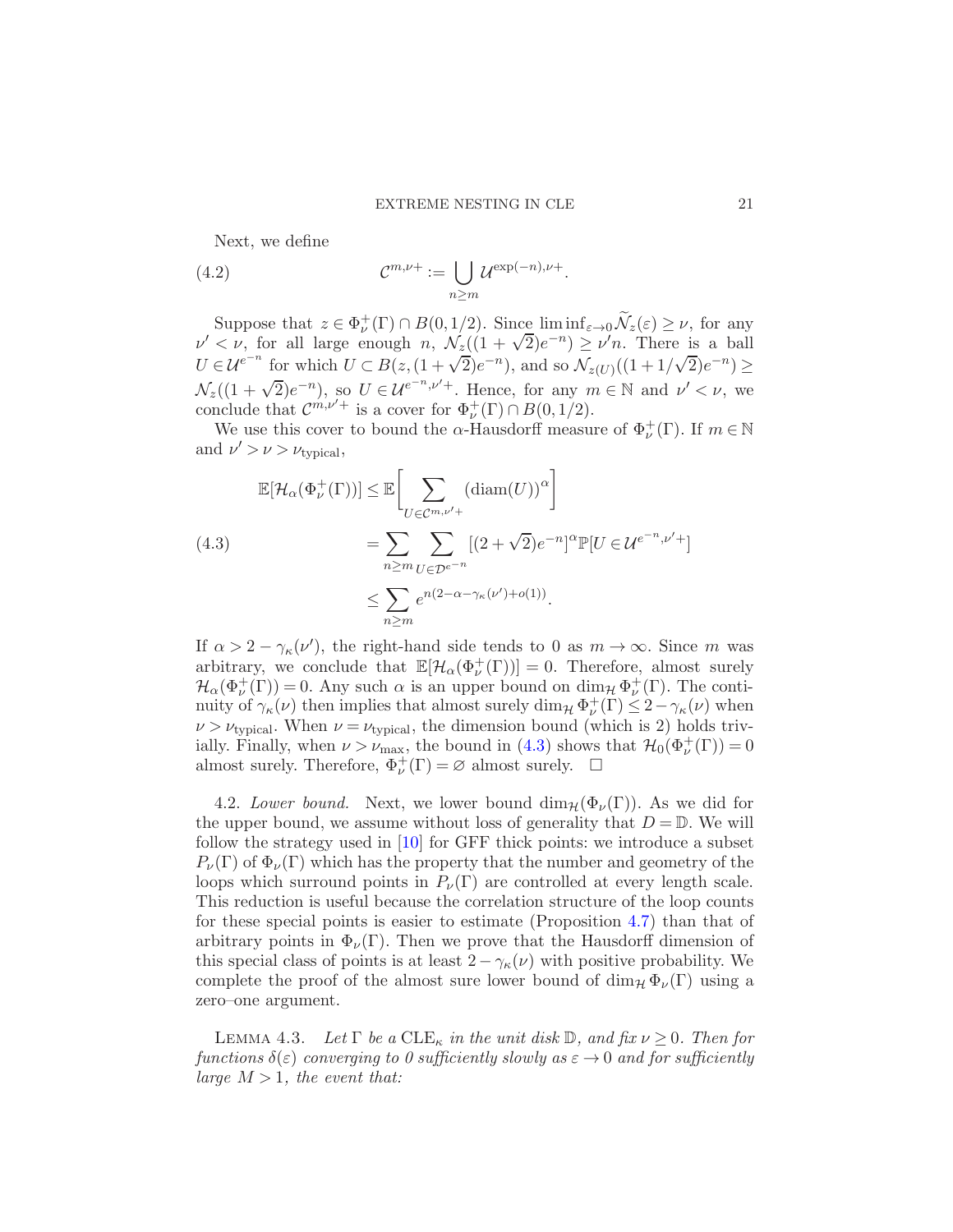Next, we define

$$\mathcal{C}^{m,\nu+} := \bigcup_{n \geq m} \mathcal{U}^{\exp(-n),\nu+}. \tag{4.2}$$

Suppose that $z \in \Phi_\nu^+(\Gamma) \cap B(0,1/2)$. Since $\liminf_{\varepsilon \to 0} \widetilde{\mathcal{N}}_z(\varepsilon) \geq \nu$, for any $\nu' < \nu$, for all large enough $n$, $\mathcal{N}_z((1+\sqrt{2})e^{-n}) \geq \nu' n$. There is a ball $U \in \mathcal{U}^{e^{-n}}$ for which $U \subset B(z,(1+\sqrt{2})e^{-n})$, and so $\mathcal{N}_{z(U)}((1+1/\sqrt{2})e^{-n}) \geq \mathcal{N}_z((1+\sqrt{2})e^{-n})$, so $U \in \mathcal{U}^{e^{-n},\nu'+}$. Hence, for any $m \in \mathbb{N}$ and $\nu' < \nu$, we conclude that $\mathcal{C}^{m,\nu'+}$ is a cover for $\Phi_\nu^+(\Gamma) \cap B(0,1/2)$.

We use this cover to bound the $\alpha$-Hausdorff measure of $\Phi_\nu^+(\Gamma)$. If $m \in \mathbb{N}$ and $\nu' > \nu > \nu_{\text{typical}}$,

$$\begin{aligned}
\mathbb{E}[\mathcal{H}_\alpha(\Phi_\nu^+(\Gamma))] &\leq \mathbb{E}\bigg[\sum_{U \in \mathcal{C}^{m,\nu'+}} (\operatorname{diam}(U))^\alpha\bigg] \\
&= \sum_{n \geq m} \sum_{U \in \mathcal{D}^{e^{-n}}} [(2+\sqrt{2})e^{-n}]^\alpha \mathbb{P}[U \in \mathcal{U}^{e^{-n},\nu'+}] \\
&\leq \sum_{n \geq m} e^{n(2-\alpha-\gamma_\kappa(\nu')+o(1))}.
\end{aligned} \tag{4.3}$$

If $\alpha > 2 - \gamma_\kappa(\nu')$, the right-hand side tends to 0 as $m \to \infty$. Since $m$ was arbitrary, we conclude that $\mathbb{E}[\mathcal{H}_\alpha(\Phi_\nu^+(\Gamma))] = 0$. Therefore, almost surely $\mathcal{H}_\alpha(\Phi_\nu^+(\Gamma)) = 0$. Any such $\alpha$ is an upper bound on $\dim_{\mathcal{H}} \Phi_\nu^+(\Gamma)$. The continuity of $\gamma_\kappa(\nu)$ then implies that almost surely $\dim_{\mathcal{H}} \Phi_\nu^+(\Gamma) \leq 2 - \gamma_\kappa(\nu)$ when $\nu > \nu_{\text{typical}}$. When $\nu = \nu_{\text{typical}}$, the dimension bound (which is 2) holds trivially. Finally, when $\nu > \nu_{\max}$, the bound in (4.3) shows that $\mathcal{H}_0(\Phi_\nu^+(\Gamma)) = 0$ almost surely. Therefore, $\Phi_\nu^+(\Gamma) = \varnothing$ almost surely. $\square$

4.2. *Lower bound.* Next, we lower bound $\dim_{\mathcal{H}}(\Phi_\nu(\Gamma))$. As we did for the upper bound, we assume without loss of generality that $D = \mathbb{D}$. We will follow the strategy used in [10] for GFF thick points: we introduce a subset $P_\nu(\Gamma)$ of $\Phi_\nu(\Gamma)$ which has the property that the number and geometry of the loops which surround points in $P_\nu(\Gamma)$ are controlled at every length scale. This reduction is useful because the correlation structure of the loop counts for these special points is easier to estimate (Proposition 4.7) than that of arbitrary points in $\Phi_\nu(\Gamma)$. Then we prove that the Hausdorff dimension of this special class of points is at least $2 - \gamma_\kappa(\nu)$ with positive probability. We complete the proof of the almost sure lower bound of $\dim_{\mathcal{H}} \Phi_\nu(\Gamma)$ using a zero–one argument.

LEMMA 4.3. *Let $\Gamma$ be a $\mathrm{CLE}_\kappa$ in the unit disk $\mathbb{D}$, and fix $\nu \geq 0$. Then for functions $\delta(\varepsilon)$ converging to 0 sufficiently slowly as $\varepsilon \to 0$ and for sufficiently large $M > 1$, the event that:*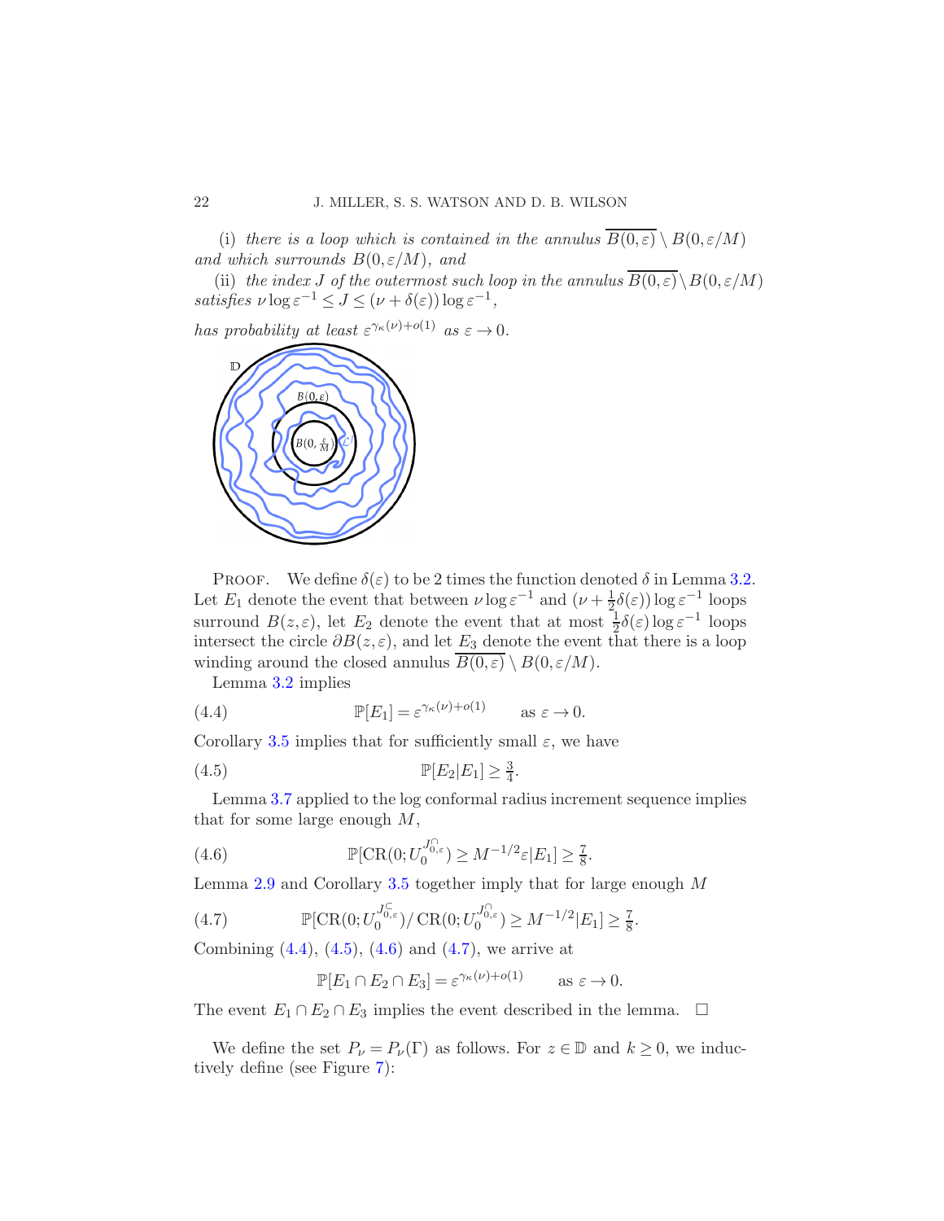(i) *there is a loop which is contained in the annulus $\overline{B(0,\varepsilon)} \setminus B(0,\varepsilon/M)$ and which surrounds $B(0,\varepsilon/M)$, and*

(ii) *the index $J$ of the outermost such loop in the annulus $\overline{B(0,\varepsilon)} \setminus B(0,\varepsilon/M)$ satisfies $\nu \log \varepsilon^{-1} \le J \le (\nu + \delta(\varepsilon)) \log \varepsilon^{-1}$,*

*has probability at least $\varepsilon^{\gamma_\kappa(\nu)+o(1)}$ as $\varepsilon \to 0$.*

PROOF. We define $\delta(\varepsilon)$ to be 2 times the function denoted $\delta$ in Lemma 3.2. Let $E_1$ denote the event that between $\nu \log \varepsilon^{-1}$ and $(\nu + \frac{1}{2}\delta(\varepsilon)) \log \varepsilon^{-1}$ loops surround $B(z,\varepsilon)$, let $E_2$ denote the event that at most $\frac{1}{2}\delta(\varepsilon) \log \varepsilon^{-1}$ loops intersect the circle $\partial B(z,\varepsilon)$, and let $E_3$ denote the event that there is a loop winding around the closed annulus $\overline{B(0,\varepsilon)} \setminus B(0,\varepsilon/M)$.

Lemma 3.2 implies

$$\mathbb{P}[E_1] = \varepsilon^{\gamma_\kappa(\nu)+o(1)} \qquad \text{as } \varepsilon \to 0. \tag{4.4}$$

Corollary 3.5 implies that for sufficiently small $\varepsilon$, we have

$$\mathbb{P}[E_2 | E_1] \ge \tfrac{3}{4}. \tag{4.5}$$

Lemma 3.7 applied to the log conformal radius increment sequence implies that for some large enough $M$,

$$\mathbb{P}[\mathrm{CR}(0; U_0^{J_{0,\varepsilon}^{\cap}}) \ge M^{-1/2}\varepsilon | E_1] \ge \tfrac{7}{8}. \tag{4.6}$$

Lemma 2.9 and Corollary 3.5 together imply that for large enough $M$

$$\mathbb{P}[\mathrm{CR}(0; U_0^{J_{0,\varepsilon}^{\subset}}) / \mathrm{CR}(0; U_0^{J_{0,\varepsilon}^{\cap}}) \ge M^{-1/2} | E_1] \ge \tfrac{7}{8}. \tag{4.7}$$

Combining (4.4), (4.5), (4.6) and (4.7), we arrive at

$$\mathbb{P}[E_1 \cap E_2 \cap E_3] = \varepsilon^{\gamma_\kappa(\nu)+o(1)} \qquad \text{as } \varepsilon \to 0.$$

The event $E_1 \cap E_2 \cap E_3$ implies the event described in the lemma. $\square$

We define the set $P_\nu = P_\nu(\Gamma)$ as follows. For $z \in \mathbb{D}$ and $k \ge 0$, we inductively define (see Figure 7):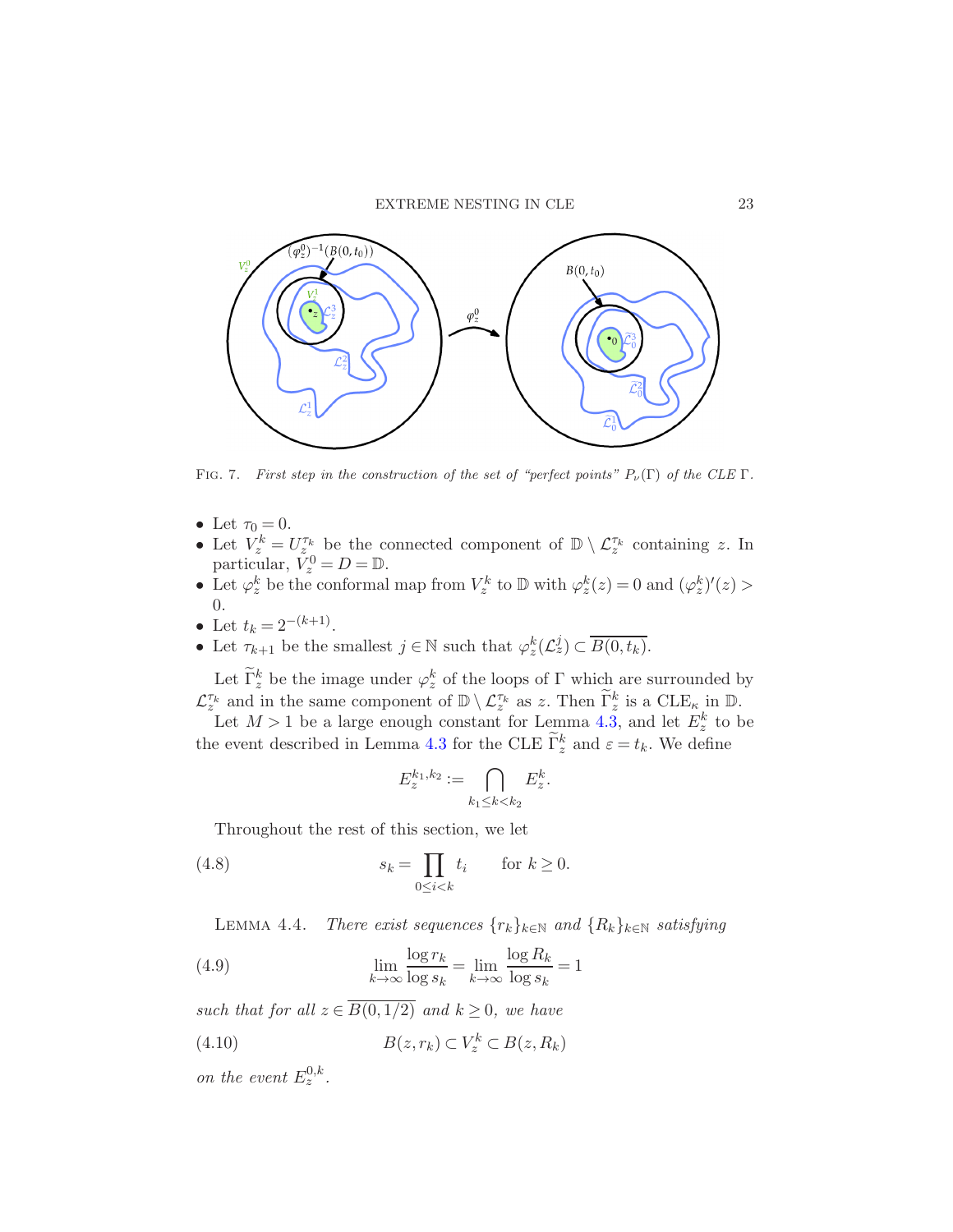FIG. 7. *First step in the construction of the set of "perfect points" $P_\nu(\Gamma)$ of the CLE $\Gamma$.*

- Let $\tau_0 = 0$.
- Let $V_z^k = U_z^{\tau_k}$ be the connected component of $\mathbb{D} \setminus \mathcal{L}_z^{\tau_k}$ containing $z$. In particular, $V_z^0 = D = \mathbb{D}$.
- Let $\varphi_z^k$ be the conformal map from $V_z^k$ to $\mathbb{D}$ with $\varphi_z^k(z) = 0$ and $(\varphi_z^k)'(z) > 0$.
- Let $t_k = 2^{-(k+1)}$.
- Let $\tau_{k+1}$ be the smallest $j \in \mathbb{N}$ such that $\varphi_z^k(\mathcal{L}_z^j) \subset \overline{B(0, t_k)}$.

Let $\widetilde{\Gamma}_z^k$ be the image under $\varphi_z^k$ of the loops of $\Gamma$ which are surrounded by $\mathcal{L}_z^{\tau_k}$ and in the same component of $\mathbb{D} \setminus \mathcal{L}_z^{\tau_k}$ as $z$. Then $\widetilde{\Gamma}_z^k$ is a $\mathrm{CLE}_\kappa$ in $\mathbb{D}$.

Let $M > 1$ be a large enough constant for Lemma 4.3, and let $E_z^k$ to be the event described in Lemma 4.3 for the CLE $\widetilde{\Gamma}_z^k$ and $\varepsilon = t_k$. We define

$$E_z^{k_1,k_2} := \bigcap_{k_1 \le k < k_2} E_z^k.$$

Throughout the rest of this section, we let

$$s_k = \prod_{0 \le i < k} t_i \qquad \text{for } k \ge 0. \tag{4.8}$$

LEMMA 4.4. *There exist sequences $\{r_k\}_{k \in \mathbb{N}}$ and $\{R_k\}_{k \in \mathbb{N}}$ satisfying*

$$\lim_{k \to \infty} \frac{\log r_k}{\log s_k} = \lim_{k \to \infty} \frac{\log R_k}{\log s_k} = 1 \tag{4.9}$$

*such that for all $z \in \overline{B(0, 1/2)}$ and $k \ge 0$, we have*

$$B(z, r_k) \subset V_z^k \subset B(z, R_k) \tag{4.10}$$

*on the event $E_z^{0,k}$.*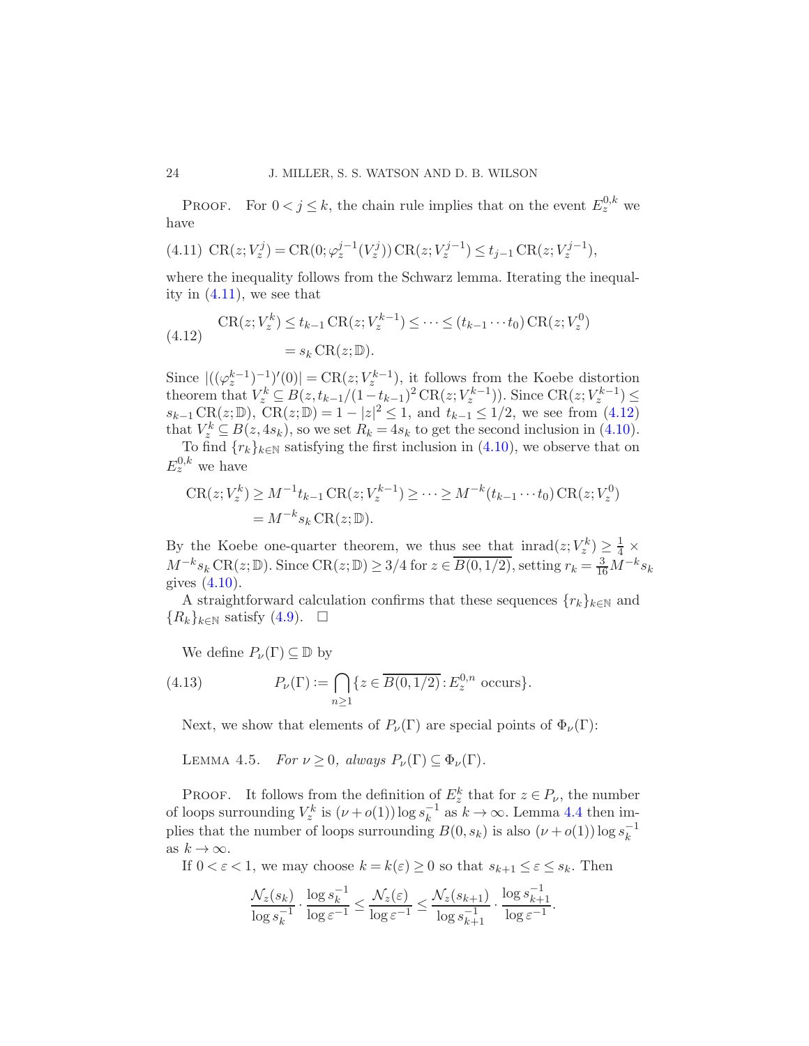PROOF. For $0 < j \le k$, the chain rule implies that on the event $E_z^{0,k}$ we have

$$\text{(4.11)}\quad \mathrm{CR}(z; V_z^j) = \mathrm{CR}(0; \varphi_z^{j-1}(V_z^j))\,\mathrm{CR}(z; V_z^{j-1}) \le t_{j-1}\,\mathrm{CR}(z; V_z^{j-1}),$$

where the inequality follows from the Schwarz lemma. Iterating the inequality in (4.11), we see that

$$\begin{aligned}\mathrm{CR}(z; V_z^k) &\le t_{k-1}\,\mathrm{CR}(z; V_z^{k-1}) \le \cdots \le (t_{k-1}\cdots t_0)\,\mathrm{CR}(z; V_z^0)\\ &= s_k\,\mathrm{CR}(z; \mathbb{D}).\end{aligned}\tag{4.12}$$

Since $|((\varphi_z^{k-1})^{-1})'(0)| = \mathrm{CR}(z; V_z^{k-1})$, it follows from the Koebe distortion theorem that $V_z^k \subseteq B(z, t_{k-1}/(1-t_{k-1})^2\,\mathrm{CR}(z; V_z^{k-1}))$. Since $\mathrm{CR}(z; V_z^{k-1}) \le s_{k-1}\,\mathrm{CR}(z; \mathbb{D})$, $\mathrm{CR}(z; \mathbb{D}) = 1 - |z|^2 \le 1$, and $t_{k-1} \le 1/2$, we see from (4.12) that $V_z^k \subseteq B(z, 4s_k)$, so we set $R_k = 4s_k$ to get the second inclusion in (4.10).

To find $\{r_k\}_{k\in\mathbb{N}}$ satisfying the first inclusion in (4.10), we observe that on $E_z^{0,k}$ we have

$$\begin{aligned}\mathrm{CR}(z; V_z^k) &\ge M^{-1}t_{k-1}\,\mathrm{CR}(z; V_z^{k-1}) \ge \cdots \ge M^{-k}(t_{k-1}\cdots t_0)\,\mathrm{CR}(z; V_z^0)\\ &= M^{-k}s_k\,\mathrm{CR}(z; \mathbb{D}).\end{aligned}$$

By the Koebe one-quarter theorem, we thus see that $\mathrm{inrad}(z; V_z^k) \ge \frac{1}{4} \times M^{-k}s_k\,\mathrm{CR}(z; \mathbb{D})$. Since $\mathrm{CR}(z; \mathbb{D}) \ge 3/4$ for $z \in \overline{B(0, 1/2)}$, setting $r_k = \frac{3}{16}M^{-k}s_k$ gives (4.10).

A straightforward calculation confirms that these sequences $\{r_k\}_{k\in\mathbb{N}}$ and $\{R_k\}_{k\in\mathbb{N}}$ satisfy (4.9). $\square$

We define $P_\nu(\Gamma) \subseteq \mathbb{D}$ by

$$P_\nu(\Gamma) := \bigcap_{n\ge 1}\{z \in \overline{B(0,1/2)} : E_z^{0,n} \text{ occurs}\}.\tag{4.13}$$

Next, we show that elements of $P_\nu(\Gamma)$ are special points of $\Phi_\nu(\Gamma)$:

LEMMA 4.5. *For $\nu \ge 0$, always $P_\nu(\Gamma) \subseteq \Phi_\nu(\Gamma)$.*

PROOF. It follows from the definition of $E_z^k$ that for $z \in P_\nu$, the number of loops surrounding $V_z^k$ is $(\nu + o(1))\log s_k^{-1}$ as $k \to \infty$. Lemma 4.4 then implies that the number of loops surrounding $B(0, s_k)$ is also $(\nu + o(1))\log s_k^{-1}$ as $k \to \infty$.

If $0 < \varepsilon < 1$, we may choose $k = k(\varepsilon) \ge 0$ so that $s_{k+1} \le \varepsilon \le s_k$. Then

$$\frac{\mathcal{N}_z(s_k)}{\log s_k^{-1}} \cdot \frac{\log s_k^{-1}}{\log \varepsilon^{-1}} \le \frac{\mathcal{N}_z(\varepsilon)}{\log \varepsilon^{-1}} \le \frac{\mathcal{N}_z(s_{k+1})}{\log s_{k+1}^{-1}} \cdot \frac{\log s_{k+1}^{-1}}{\log \varepsilon^{-1}}.$$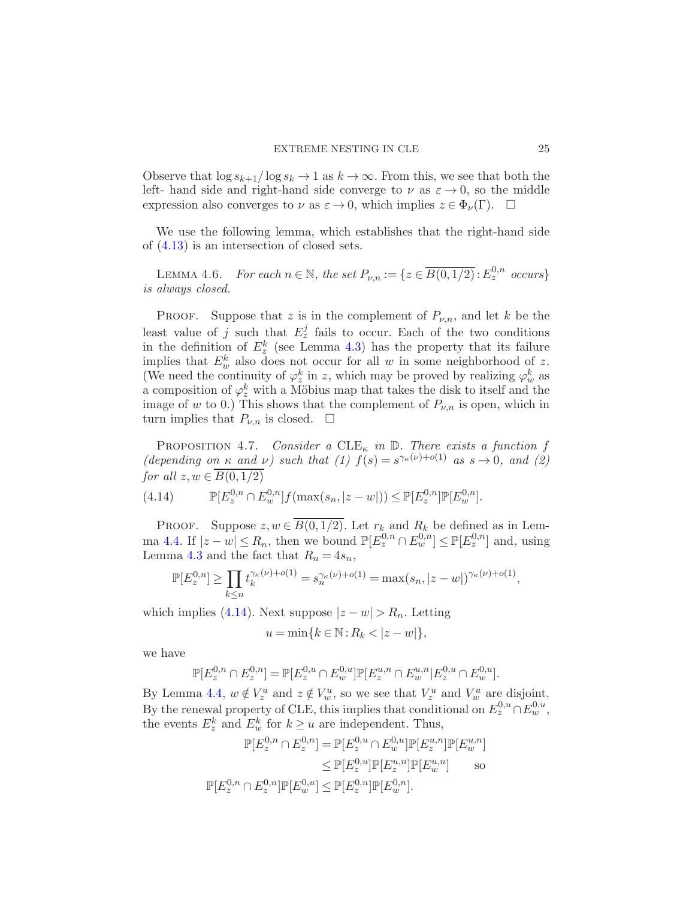Observe that $\log s_{k+1}/\log s_k \to 1$ as $k \to \infty$. From this, we see that both the left- hand side and right-hand side converge to $\nu$ as $\varepsilon \to 0$, so the middle expression also converges to $\nu$ as $\varepsilon \to 0$, which implies $z \in \Phi_\nu(\Gamma)$. $\square$

We use the following lemma, which establishes that the right-hand side of (4.13) is an intersection of closed sets.

LEMMA 4.6. *For each $n \in \mathbb{N}$, the set $P_{\nu,n} := \{z \in \overline{B(0,1/2)} : E_z^{0,n}$ occurs$\}$ is always closed.*

PROOF. Suppose that $z$ is in the complement of $P_{\nu,n}$, and let $k$ be the least value of $j$ such that $E_z^j$ fails to occur. Each of the two conditions in the definition of $E_z^k$ (see Lemma 4.3) has the property that its failure implies that $E_w^k$ also does not occur for all $w$ in some neighborhood of $z$. (We need the continuity of $\varphi_z^k$ in $z$, which may be proved by realizing $\varphi_w^k$ as a composition of $\varphi_z^k$ with a Möbius map that takes the disk to itself and the image of $w$ to 0.) This shows that the complement of $P_{\nu,n}$ is open, which in turn implies that $P_{\nu,n}$ is closed. $\square$

PROPOSITION 4.7. *Consider a $\mathrm{CLE}_\kappa$ in $\mathbb{D}$. There exists a function $f$ (depending on $\kappa$ and $\nu$) such that (1) $f(s) = s^{\gamma_\kappa(\nu)+o(1)}$ as $s \to 0$, and (2) for all $z, w \in \overline{B(0,1/2)}$*

$$\mathbb{P}[E_z^{0,n} \cap E_w^{0,n}] f(\max(s_n, |z-w|)) \le \mathbb{P}[E_z^{0,n}]\mathbb{P}[E_w^{0,n}]. \tag{4.14}$$

PROOF. Suppose $z, w \in \overline{B(0,1/2)}$. Let $r_k$ and $R_k$ be defined as in Lemma 4.4. If $|z-w| \le R_n$, then we bound $\mathbb{P}[E_z^{0,n} \cap E_w^{0,n}] \le \mathbb{P}[E_z^{0,n}]$ and, using Lemma 4.3 and the fact that $R_n = 4s_n$,

$$\mathbb{P}[E_z^{0,n}] \ge \prod_{k \le n} t_k^{\gamma_\kappa(\nu)+o(1)} = s_n^{\gamma_\kappa(\nu)+o(1)} = \max(s_n, |z-w|)^{\gamma_\kappa(\nu)+o(1)},$$

which implies (4.14). Next suppose $|z-w| > R_n$. Letting

$$u = \min\{k \in \mathbb{N} : R_k < |z-w|\},$$

we have

$$\mathbb{P}[E_z^{0,n} \cap E_z^{0,n}] = \mathbb{P}[E_z^{0,u} \cap E_w^{0,u}]\mathbb{P}[E_z^{u,n} \cap E_w^{u,n} | E_z^{0,u} \cap E_w^{0,u}].$$

By Lemma 4.4, $w \notin V_z^u$ and $z \notin V_w^u$, so we see that $V_z^u$ and $V_w^u$ are disjoint. By the renewal property of CLE, this implies that conditional on $E_z^{0,u} \cap E_w^{0,u}$, the events $E_z^k$ and $E_w^k$ for $k \ge u$ are independent. Thus,

$$\begin{aligned}
\mathbb{P}[E_z^{0,n} \cap E_z^{0,n}] &= \mathbb{P}[E_z^{0,u} \cap E_w^{0,u}]\mathbb{P}[E_z^{u,n}]\mathbb{P}[E_w^{u,n}] \\
&\le \mathbb{P}[E_z^{0,u}]\mathbb{P}[E_z^{u,n}]\mathbb{P}[E_w^{u,n}] \qquad \text{so} \\
\mathbb{P}[E_z^{0,n} \cap E_z^{0,n}]\mathbb{P}[E_w^{0,u}] &\le \mathbb{P}[E_z^{0,n}]\mathbb{P}[E_w^{0,n}].
\end{aligned}$$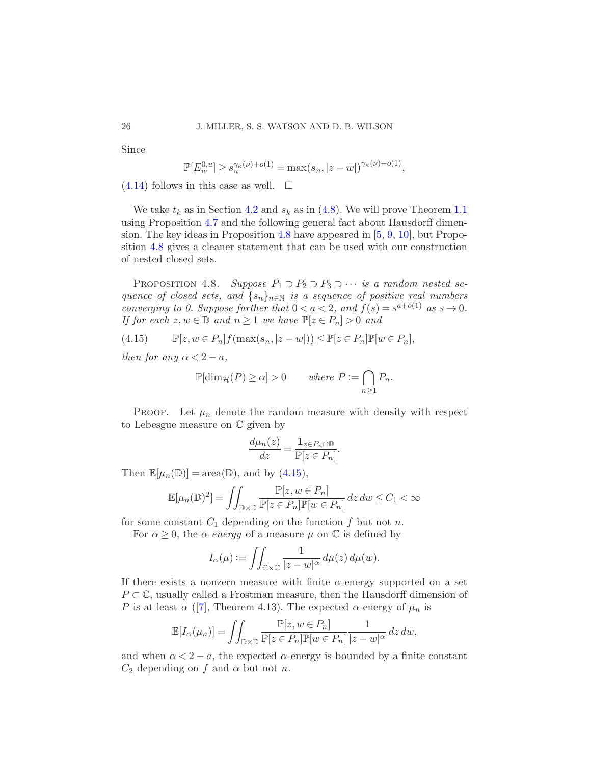Since

$$\mathbb{P}[E_w^{0,u}] \geq s_u^{\gamma_\kappa(\nu)+o(1)} = \max(s_n, |z-w|)^{\gamma_\kappa(\nu)+o(1)},$$

(4.14) follows in this case as well. □

We take $t_k$ as in Section 4.2 and $s_k$ as in (4.8). We will prove Theorem 1.1 using Proposition 4.7 and the following general fact about Hausdorff dimension. The key ideas in Proposition 4.8 have appeared in [5, 9, 10], but Proposition 4.8 gives a cleaner statement that can be used with our construction of nested closed sets.

PROPOSITION 4.8. *Suppose $P_1 \supset P_2 \supset P_3 \supset \cdots$ is a random nested sequence of closed sets, and $\{s_n\}_{n\in\mathbb{N}}$ is a sequence of positive real numbers converging to 0. Suppose further that $0 < a < 2$, and $f(s) = s^{a+o(1)}$ as $s \to 0$. If for each $z, w \in \mathbb{D}$ and $n \geq 1$ we have $\mathbb{P}[z \in P_n] > 0$ and*

$$\mathbb{P}[z, w \in P_n] f(\max(s_n, |z-w|)) \leq \mathbb{P}[z \in P_n]\mathbb{P}[w \in P_n], \tag{4.15}$$

*then for any $\alpha < 2 - a$,*

$$\mathbb{P}[\dim_{\mathcal{H}}(P) \geq \alpha] > 0 \qquad \text{where } P := \bigcap_{n\geq 1} P_n.$$

PROOF. Let $\mu_n$ denote the random measure with density with respect to Lebesgue measure on $\mathbb{C}$ given by

$$\frac{d\mu_n(z)}{dz} = \frac{\mathbf{1}_{z\in P_n\cap\mathbb{D}}}{\mathbb{P}[z \in P_n]}.$$

Then $\mathbb{E}[\mu_n(\mathbb{D})] = \text{area}(\mathbb{D})$, and by (4.15),

$$\mathbb{E}[\mu_n(\mathbb{D})^2] = \iint_{\mathbb{D}\times\mathbb{D}} \frac{\mathbb{P}[z, w \in P_n]}{\mathbb{P}[z \in P_n]\mathbb{P}[w \in P_n]}\, dz\, dw \leq C_1 < \infty$$

for some constant $C_1$ depending on the function $f$ but not $n$.

For $\alpha \geq 0$, the *$\alpha$-energy* of a measure $\mu$ on $\mathbb{C}$ is defined by

$$I_\alpha(\mu) := \iint_{\mathbb{C}\times\mathbb{C}} \frac{1}{|z-w|^\alpha}\, d\mu(z)\, d\mu(w).$$

If there exists a nonzero measure with finite $\alpha$-energy supported on a set $P \subset \mathbb{C}$, usually called a Frostman measure, then the Hausdorff dimension of $P$ is at least $\alpha$ ([7], Theorem 4.13). The expected $\alpha$-energy of $\mu_n$ is

$$\mathbb{E}[I_\alpha(\mu_n)] = \iint_{\mathbb{D}\times\mathbb{D}} \frac{\mathbb{P}[z, w \in P_n]}{\mathbb{P}[z \in P_n]\mathbb{P}[w \in P_n]} \frac{1}{|z-w|^\alpha}\, dz\, dw,$$

and when $\alpha < 2 - a$, the expected $\alpha$-energy is bounded by a finite constant $C_2$ depending on $f$ and $\alpha$ but not $n$.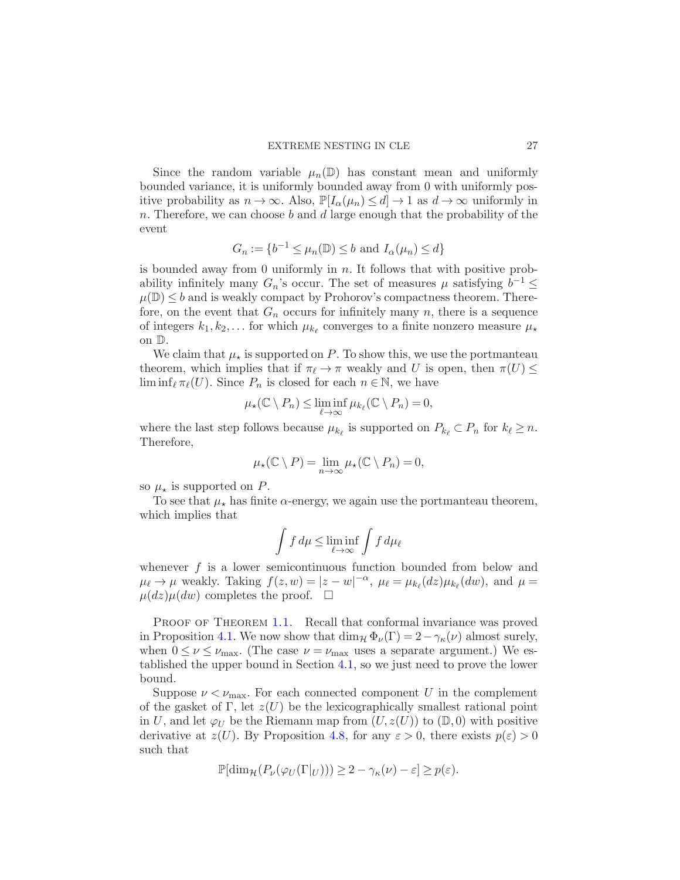Since the random variable $\mu_n(\mathbb{D})$ has constant mean and uniformly bounded variance, it is uniformly bounded away from 0 with uniformly positive probability as $n \to \infty$. Also, $\mathbb{P}[I_\alpha(\mu_n) \le d] \to 1$ as $d \to \infty$ uniformly in $n$. Therefore, we can choose $b$ and $d$ large enough that the probability of the event

$$G_n := \{b^{-1} \le \mu_n(\mathbb{D}) \le b \text{ and } I_\alpha(\mu_n) \le d\}$$

is bounded away from 0 uniformly in $n$. It follows that with positive probability infinitely many $G_n$'s occur. The set of measures $\mu$ satisfying $b^{-1} \le \mu(\mathbb{D}) \le b$ and is weakly compact by Prohorov's compactness theorem. Therefore, on the event that $G_n$ occurs for infinitely many $n$, there is a sequence of integers $k_1, k_2, \ldots$ for which $\mu_{k_\ell}$ converges to a finite nonzero measure $\mu_\star$ on $\mathbb{D}$.

We claim that $\mu_\star$ is supported on $P$. To show this, we use the portmanteau theorem, which implies that if $\pi_\ell \to \pi$ weakly and $U$ is open, then $\pi(U) \le \liminf_\ell \pi_\ell(U)$. Since $P_n$ is closed for each $n \in \mathbb{N}$, we have

$$\mu_\star(\mathbb{C} \setminus P_n) \le \liminf_{\ell \to \infty} \mu_{k_\ell}(\mathbb{C} \setminus P_n) = 0,$$

where the last step follows because $\mu_{k_\ell}$ is supported on $P_{k_\ell} \subset P_n$ for $k_\ell \ge n$. Therefore,

$$\mu_\star(\mathbb{C} \setminus P) = \lim_{n \to \infty} \mu_\star(\mathbb{C} \setminus P_n) = 0,$$

so $\mu_\star$ is supported on $P$.

To see that $\mu_\star$ has finite $\alpha$-energy, we again use the portmanteau theorem, which implies that

$$\int f \, d\mu \le \liminf_{\ell \to \infty} \int f \, d\mu_\ell$$

whenever $f$ is a lower semicontinuous function bounded from below and $\mu_\ell \to \mu$ weakly. Taking $f(z,w) = |z-w|^{-\alpha}$, $\mu_\ell = \mu_{k_\ell}(dz)\mu_{k_\ell}(dw)$, and $\mu = \mu(dz)\mu(dw)$ completes the proof. $\square$

Proof of Theorem 1.1. Recall that conformal invariance was proved in Proposition 4.1. We now show that $\dim_{\mathcal{H}} \Phi_\nu(\Gamma) = 2 - \gamma_\kappa(\nu)$ almost surely, when $0 \le \nu \le \nu_{\max}$. (The case $\nu = \nu_{\max}$ uses a separate argument.) We established the upper bound in Section 4.1, so we just need to prove the lower bound.

Suppose $\nu < \nu_{\max}$. For each connected component $U$ in the complement of the gasket of $\Gamma$, let $z(U)$ be the lexicographically smallest rational point in $U$, and let $\varphi_U$ be the Riemann map from $(U, z(U))$ to $(\mathbb{D}, 0)$ with positive derivative at $z(U)$. By Proposition 4.8, for any $\varepsilon > 0$, there exists $p(\varepsilon) > 0$ such that

$$\mathbb{P}[\dim_{\mathcal{H}}(P_\nu(\varphi_U(\Gamma|_U))) \ge 2 - \gamma_\kappa(\nu) - \varepsilon] \ge p(\varepsilon).$$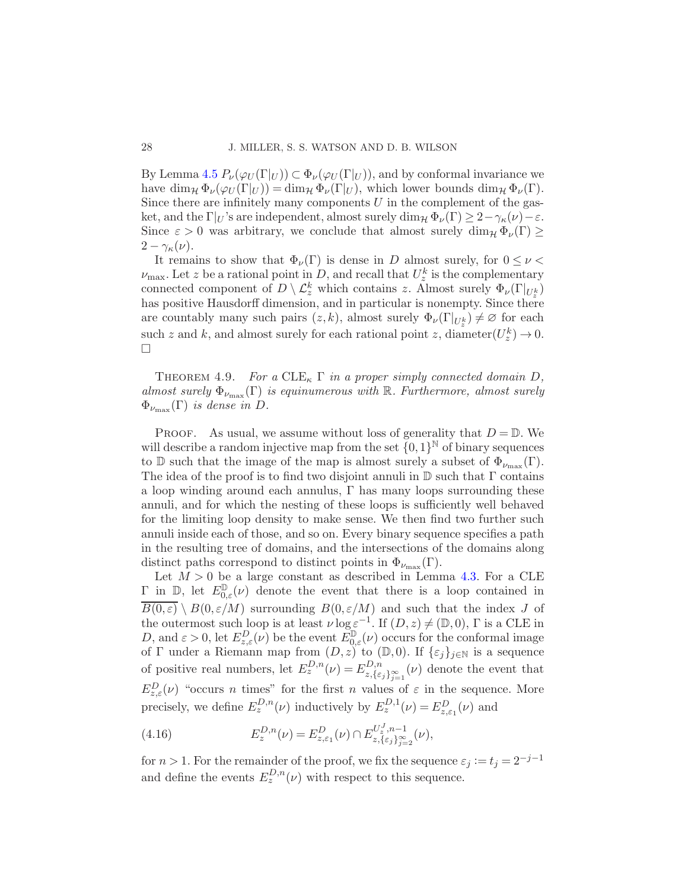By Lemma 4.5 $P_\nu(\varphi_U(\Gamma|_U)) \subset \Phi_\nu(\varphi_U(\Gamma|_U))$, and by conformal invariance we have $\dim_{\mathcal{H}} \Phi_\nu(\varphi_U(\Gamma|_U)) = \dim_{\mathcal{H}} \Phi_\nu(\Gamma|_U)$, which lower bounds $\dim_{\mathcal{H}} \Phi_\nu(\Gamma)$. Since there are infinitely many components $U$ in the complement of the gasket, and the $\Gamma|_U$'s are independent, almost surely $\dim_{\mathcal{H}} \Phi_\nu(\Gamma) \geq 2 - \gamma_\kappa(\nu) - \varepsilon$. Since $\varepsilon > 0$ was arbitrary, we conclude that almost surely $\dim_{\mathcal{H}} \Phi_\nu(\Gamma) \geq 2 - \gamma_\kappa(\nu)$.

It remains to show that $\Phi_\nu(\Gamma)$ is dense in $D$ almost surely, for $0 \leq \nu < \nu_{\max}$. Let $z$ be a rational point in $D$, and recall that $U_z^k$ is the complementary connected component of $D \setminus \mathcal{L}_z^k$ which contains $z$. Almost surely $\Phi_\nu(\Gamma|_{U_z^k})$ has positive Hausdorff dimension, and in particular is nonempty. Since there are countably many such pairs $(z, k)$, almost surely $\Phi_\nu(\Gamma|_{U_z^k}) \neq \varnothing$ for each such $z$ and $k$, and almost surely for each rational point $z$, $\operatorname{diameter}(U_z^k) \to 0$. $\square$

THEOREM 4.9. *For a* $\mathrm{CLE}_\kappa$ $\Gamma$ *in a proper simply connected domain* $D$, *almost surely* $\Phi_{\nu_{\max}}(\Gamma)$ *is equinumerous with* $\mathbb{R}$. *Furthermore, almost surely* $\Phi_{\nu_{\max}}(\Gamma)$ *is dense in* $D$.

PROOF. As usual, we assume without loss of generality that $D = \mathbb{D}$. We will describe a random injective map from the set $\{0,1\}^{\mathbb{N}}$ of binary sequences to $\mathbb{D}$ such that the image of the map is almost surely a subset of $\Phi_{\nu_{\max}}(\Gamma)$. The idea of the proof is to find two disjoint annuli in $\mathbb{D}$ such that $\Gamma$ contains a loop winding around each annulus, $\Gamma$ has many loops surrounding these annuli, and for which the nesting of these loops is sufficiently well behaved for the limiting loop density to make sense. We then find two further such annuli inside each of those, and so on. Every binary sequence specifies a path in the resulting tree of domains, and the intersections of the domains along distinct paths correspond to distinct points in $\Phi_{\nu_{\max}}(\Gamma)$.

Let $M > 0$ be a large constant as described in Lemma 4.3. For a CLE $\Gamma$ in $\mathbb{D}$, let $E_{0,\varepsilon}^{\mathbb{D}}(\nu)$ denote the event that there is a loop contained in $\overline{B(0,\varepsilon)} \setminus B(0, \varepsilon/M)$ surrounding $B(0, \varepsilon/M)$ and such that the index $J$ of the outermost such loop is at least $\nu \log \varepsilon^{-1}$. If $(D, z) \neq (\mathbb{D}, 0)$, $\Gamma$ is a CLE in $D$, and $\varepsilon > 0$, let $E_{z,\varepsilon}^{D}(\nu)$ be the event $E_{0,\varepsilon}^{\mathbb{D}}(\nu)$ occurs for the conformal image of $\Gamma$ under a Riemann map from $(D, z)$ to $(\mathbb{D}, 0)$. If $\{\varepsilon_j\}_{j \in \mathbb{N}}$ is a sequence of positive real numbers, let $E_z^{D,n}(\nu) = E_{z,\{\varepsilon_j\}_{j=1}^{\infty}}^{D,n}(\nu)$ denote the event that $E_{z,\varepsilon}^{D}(\nu)$ "occurs $n$ times" for the first $n$ values of $\varepsilon$ in the sequence. More precisely, we define $E_z^{D,n}(\nu)$ inductively by $E_z^{D,1}(\nu) = E_{z,\varepsilon_1}^{D}(\nu)$ and

$$E_z^{D,n}(\nu) = E_{z,\varepsilon_1}^{D}(\nu) \cap E_{z,\{\varepsilon_j\}_{j=2}^{\infty}}^{U_z^J, n-1}(\nu), \tag{4.16}$$

for $n > 1$. For the remainder of the proof, we fix the sequence $\varepsilon_j := t_j = 2^{-j-1}$ and define the events $E_z^{D,n}(\nu)$ with respect to this sequence.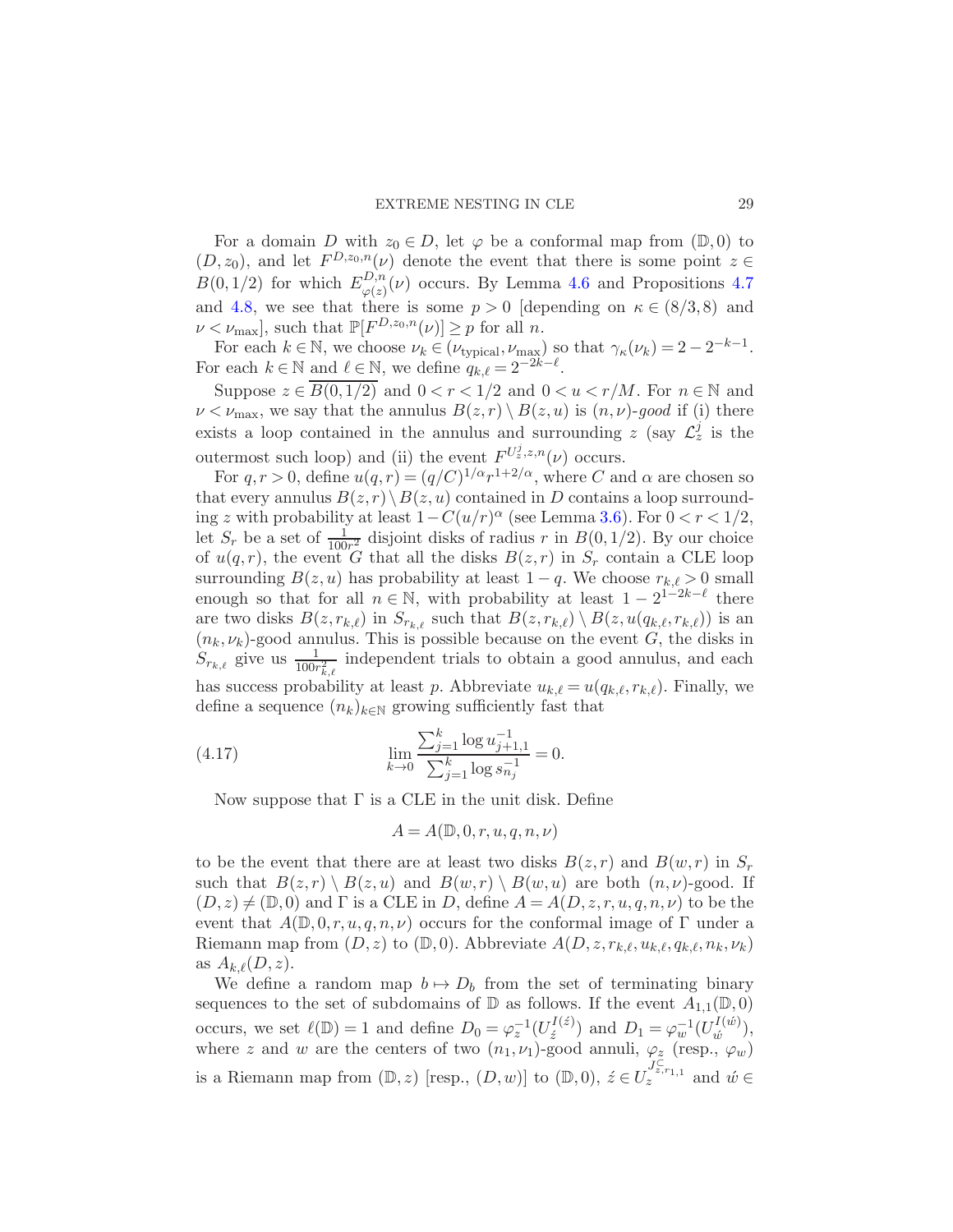For a domain $D$ with $z_0 \in D$, let $\varphi$ be a conformal map from $(\mathbb{D}, 0)$ to $(D, z_0)$, and let $F^{D,z_0,n}(\nu)$ denote the event that there is some point $z \in B(0, 1/2)$ for which $E^{D,n}_{\varphi(z)}(\nu)$ occurs. By Lemma 4.6 and Propositions 4.7 and 4.8, we see that there is some $p > 0$ [depending on $\kappa \in (8/3, 8)$ and $\nu < \nu_{\max}$], such that $\mathbb{P}[F^{D,z_0,n}(\nu)] \geq p$ for all $n$.

For each $k \in \mathbb{N}$, we choose $\nu_k \in (\nu_{\text{typical}}, \nu_{\max})$ so that $\gamma_\kappa(\nu_k) = 2 - 2^{-k-1}$. For each $k \in \mathbb{N}$ and $\ell \in \mathbb{N}$, we define $q_{k,\ell} = 2^{-2k-\ell}$.

Suppose $z \in \overline{B(0, 1/2)}$ and $0 < r < 1/2$ and $0 < u < r/M$. For $n \in \mathbb{N}$ and $\nu < \nu_{\max}$, we say that the annulus $B(z, r) \setminus B(z, u)$ is *$(n, \nu)$-good* if (i) there exists a loop contained in the annulus and surrounding $z$ (say $\mathcal{L}^j_z$ is the outermost such loop) and (ii) the event $F^{U^j_z, z, n}(\nu)$ occurs.

For $q, r > 0$, define $u(q, r) = (q/C)^{1/\alpha} r^{1+2/\alpha}$, where $C$ and $\alpha$ are chosen so that every annulus $B(z, r) \setminus B(z, u)$ contained in $D$ contains a loop surrounding $z$ with probability at least $1 - C(u/r)^\alpha$ (see Lemma 3.6). For $0 < r < 1/2$, let $S_r$ be a set of $\frac{1}{100r^2}$ disjoint disks of radius $r$ in $B(0, 1/2)$. By our choice of $u(q, r)$, the event $G$ that all the disks $B(z, r)$ in $S_r$ contain a CLE loop surrounding $B(z, u)$ has probability at least $1 - q$. We choose $r_{k,\ell} > 0$ small enough so that for all $n \in \mathbb{N}$, with probability at least $1 - 2^{1-2k-\ell}$ there are two disks $B(z, r_{k,\ell})$ in $S_{r_{k,\ell}}$ such that $B(z, r_{k,\ell}) \setminus B(z, u(q_{k,\ell}, r_{k,\ell}))$ is an $(n_k, \nu_k)$-good annulus. This is possible because on the event $G$, the disks in $S_{r_{k,\ell}}$ give us $\frac{1}{100r^2_{k,\ell}}$ independent trials to obtain a good annulus, and each has success probability at least $p$. Abbreviate $u_{k,\ell} = u(q_{k,\ell}, r_{k,\ell})$. Finally, we define a sequence $(n_k)_{k \in \mathbb{N}}$ growing sufficiently fast that

$$\lim_{k \to 0} \frac{\sum_{j=1}^{k} \log u^{-1}_{j+1,1}}{\sum_{j=1}^{k} \log s^{-1}_{n_j}} = 0. \tag{4.17}$$

Now suppose that $\Gamma$ is a CLE in the unit disk. Define

$$A = A(\mathbb{D}, 0, r, u, q, n, \nu)$$

to be the event that there are at least two disks $B(z, r)$ and $B(w, r)$ in $S_r$ such that $B(z, r) \setminus B(z, u)$ and $B(w, r) \setminus B(w, u)$ are both $(n, \nu)$-good. If $(D, z) \neq (\mathbb{D}, 0)$ and $\Gamma$ is a CLE in $D$, define $A = A(D, z, r, u, q, n, \nu)$ to be the event that $A(\mathbb{D}, 0, r, u, q, n, \nu)$ occurs for the conformal image of $\Gamma$ under a Riemann map from $(D, z)$ to $(\mathbb{D}, 0)$. Abbreviate $A(D, z, r_{k,\ell}, u_{k,\ell}, q_{k,\ell}, n_k, \nu_k)$ as $A_{k,\ell}(D, z)$.

We define a random map $b \mapsto D_b$ from the set of terminating binary sequences to the set of subdomains of $\mathbb{D}$ as follows. If the event $A_{1,1}(\mathbb{D}, 0)$ occurs, we set $\ell(\mathbb{D}) = 1$ and define $D_0 = \varphi_z^{-1}(U^{I(\acute{z})}_{\acute{z}})$ and $D_1 = \varphi_w^{-1}(U^{I(\acute{w})}_{\acute{w}})$, where $z$ and $w$ are the centers of two $(n_1, \nu_1)$-good annuli, $\varphi_z$ (resp., $\varphi_w$) is a Riemann map from $(\mathbb{D}, z)$ [resp., $(D, w)$] to $(\mathbb{D}, 0)$, $\acute{z} \in U_z^{J^{\subseteq}_{z, r_{1,1}}}$ and $\acute{w} \in$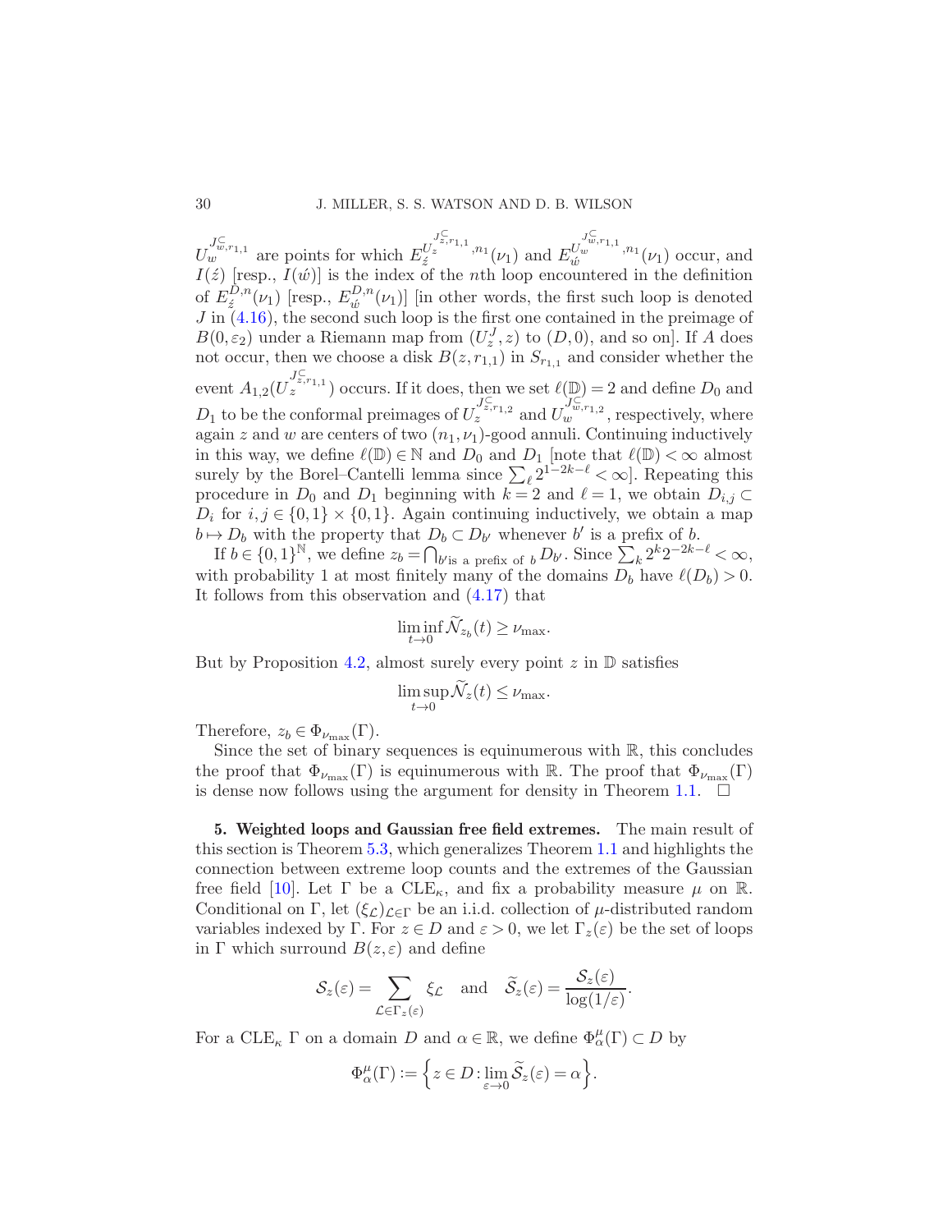$U_w^{J^{\subseteq}_{w,r_{1,1}}}$ are points for which $E_{\acute{z}}^{U_z^{J^{\subseteq}_{z,r_{1,1}}},n_1}(\nu_1)$ and $E_{\acute{w}}^{U_w^{J^{\subseteq}_{w,r_{1,1}}},n_1}(\nu_1)$ occur, and $I(\acute{z})$ [resp., $I(\acute{w})$] is the index of the $n$th loop encountered in the definition of $E_{\acute{z}}^{D,n}(\nu_1)$ [resp., $E_{\acute{w}}^{D,n}(\nu_1)$] [in other words, the first such loop is denoted $J$ in (4.16), the second such loop is the first one contained in the preimage of $B(0,\varepsilon_2)$ under a Riemann map from $(U_z^J, z)$ to $(D,0)$, and so on]. If $A$ does not occur, then we choose a disk $B(z, r_{1,1})$ in $S_{r_{1,1}}$ and consider whether the event $A_{1,2}(U_z^{J^{\subseteq}_{z,r_{1,1}}})$ occurs. If it does, then we set $\ell(\mathbb{D}) = 2$ and define $D_0$ and $D_1$ to be the conformal preimages of $U_z^{J^{\subseteq}_{z,r_{1,2}}}$ and $U_w^{J^{\subseteq}_{w,r_{1,2}}}$, respectively, where again $z$ and $w$ are centers of two $(n_1,\nu_1)$-good annuli. Continuing inductively in this way, we define $\ell(\mathbb{D}) \in \mathbb{N}$ and $D_0$ and $D_1$ [note that $\ell(\mathbb{D}) < \infty$ almost surely by the Borel–Cantelli lemma since $\sum_\ell 2^{1-2k-\ell} < \infty$]. Repeating this procedure in $D_0$ and $D_1$ beginning with $k=2$ and $\ell = 1$, we obtain $D_{i,j} \subset D_i$ for $i,j \in \{0,1\} \times \{0,1\}$. Again continuing inductively, we obtain a map $b \mapsto D_b$ with the property that $D_b \subset D_{b'}$ whenever $b'$ is a prefix of $b$.

If $b \in \{0,1\}^{\mathbb{N}}$, we define $z_b = \bigcap_{b' \text{is a prefix of } b} D_{b'}$. Since $\sum_k 2^k 2^{-2k-\ell} < \infty$, with probability 1 at most finitely many of the domains $D_b$ have $\ell(D_b) > 0$. It follows from this observation and (4.17) that

$$\liminf_{t\to 0} \widetilde{\mathcal{N}}_{z_b}(t) \geq \nu_{\max}.$$

But by Proposition 4.2, almost surely every point $z$ in $\mathbb{D}$ satisfies

$$\limsup_{t\to 0} \widetilde{\mathcal{N}}_z(t) \leq \nu_{\max}.$$

Therefore, $z_b \in \Phi_{\nu_{\max}}(\Gamma)$.

Since the set of binary sequences is equinumerous with $\mathbb{R}$, this concludes the proof that $\Phi_{\nu_{\max}}(\Gamma)$ is equinumerous with $\mathbb{R}$. The proof that $\Phi_{\nu_{\max}}(\Gamma)$ is dense now follows using the argument for density in Theorem 1.1. $\square$

## 5. Weighted loops and Gaussian free field extremes.

The main result of this section is Theorem 5.3, which generalizes Theorem 1.1 and highlights the connection between extreme loop counts and the extremes of the Gaussian free field [10]. Let $\Gamma$ be a $\text{CLE}_\kappa$, and fix a probability measure $\mu$ on $\mathbb{R}$. Conditional on $\Gamma$, let $(\xi_{\mathcal{L}})_{\mathcal{L}\in\Gamma}$ be an i.i.d. collection of $\mu$-distributed random variables indexed by $\Gamma$. For $z \in D$ and $\varepsilon > 0$, we let $\Gamma_z(\varepsilon)$ be the set of loops in $\Gamma$ which surround $B(z,\varepsilon)$ and define

$$\mathcal{S}_z(\varepsilon) = \sum_{\mathcal{L}\in\Gamma_z(\varepsilon)} \xi_{\mathcal{L}} \quad \text{and} \quad \widetilde{\mathcal{S}}_z(\varepsilon) = \frac{\mathcal{S}_z(\varepsilon)}{\log(1/\varepsilon)}.$$

For a $\text{CLE}_\kappa$ $\Gamma$ on a domain $D$ and $\alpha \in \mathbb{R}$, we define $\Phi_\alpha^\mu(\Gamma) \subset D$ by

$$\Phi_\alpha^\mu(\Gamma) := \Big\{ z \in D : \lim_{\varepsilon\to 0} \widetilde{\mathcal{S}}_z(\varepsilon) = \alpha \Big\}.$$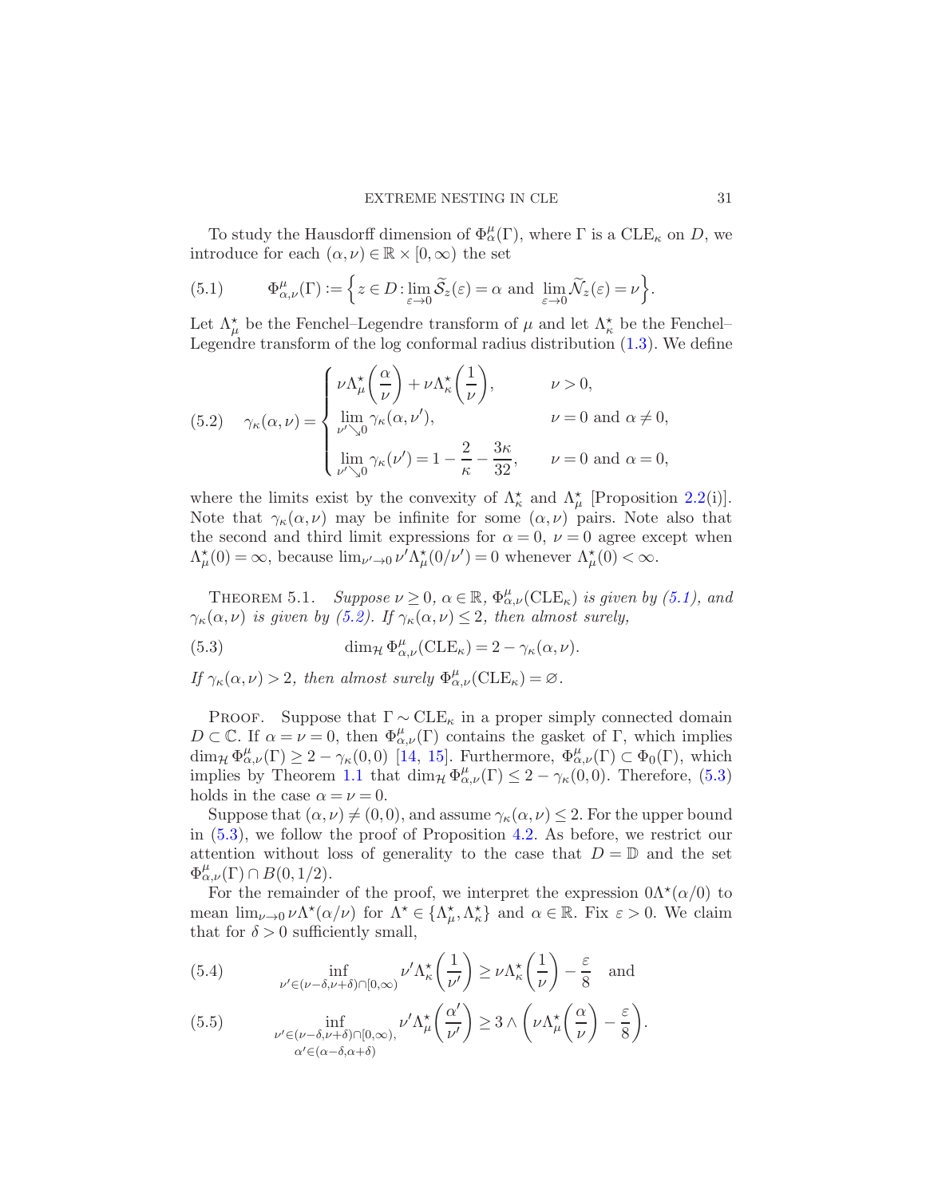To study the Hausdorff dimension of $\Phi^\mu_\alpha(\Gamma)$, where $\Gamma$ is a $\mathrm{CLE}_\kappa$ on $D$, we introduce for each $(\alpha,\nu) \in \mathbb{R} \times [0,\infty)$ the set

$$\Phi^\mu_{\alpha,\nu}(\Gamma) := \Big\{ z \in D : \lim_{\varepsilon\to 0} \widetilde{\mathcal{S}}_z(\varepsilon) = \alpha \text{ and } \lim_{\varepsilon \to 0} \widetilde{\mathcal{N}}_z(\varepsilon) = \nu \Big\}. \tag{5.1}$$

Let $\Lambda^\star_\mu$ be the Fenchel–Legendre transform of $\mu$ and let $\Lambda^\star_\kappa$ be the Fenchel–Legendre transform of the log conformal radius distribution (1.3). We define

$$\gamma_\kappa(\alpha,\nu) = \begin{cases} \nu \Lambda^\star_\mu\left(\dfrac{\alpha}{\nu}\right) + \nu \Lambda^\star_\kappa\left(\dfrac{1}{\nu}\right), & \nu > 0, \\ \lim\limits_{\nu' \searrow 0} \gamma_\kappa(\alpha,\nu'), & \nu = 0 \text{ and } \alpha \neq 0, \\ \lim\limits_{\nu'\searrow 0} \gamma_\kappa(\nu') = 1 - \dfrac{2}{\kappa} - \dfrac{3\kappa}{32}, & \nu = 0 \text{ and } \alpha = 0, \end{cases} \tag{5.2}$$

where the limits exist by the convexity of $\Lambda^\star_\kappa$ and $\Lambda^\star_\mu$ [Proposition 2.2(i)]. Note that $\gamma_\kappa(\alpha,\nu)$ may be infinite for some $(\alpha,\nu)$ pairs. Note also that the second and third limit expressions for $\alpha = 0$, $\nu = 0$ agree except when $\Lambda^\star_\mu(0) = \infty$, because $\lim_{\nu'\to 0} \nu' \Lambda^\star_\mu(0/\nu') = 0$ whenever $\Lambda^\star_\mu(0) < \infty$.

THEOREM 5.1. *Suppose $\nu \geq 0$, $\alpha \in \mathbb{R}$, $\Phi^\mu_{\alpha,\nu}(\mathrm{CLE}_\kappa)$ is given by (5.1), and $\gamma_\kappa(\alpha,\nu)$ is given by (5.2). If $\gamma_\kappa(\alpha,\nu) \leq 2$, then almost surely,*

$$\dim_{\mathcal{H}} \Phi^\mu_{\alpha,\nu}(\mathrm{CLE}_\kappa) = 2 - \gamma_\kappa(\alpha,\nu). \tag{5.3}$$

*If $\gamma_\kappa(\alpha,\nu) > 2$, then almost surely $\Phi^\mu_{\alpha,\nu}(\mathrm{CLE}_\kappa) = \varnothing$.*

PROOF. Suppose that $\Gamma \sim \mathrm{CLE}_\kappa$ in a proper simply connected domain $D \subset \mathbb{C}$. If $\alpha = \nu = 0$, then $\Phi^\mu_{\alpha,\nu}(\Gamma)$ contains the gasket of $\Gamma$, which implies $\dim_{\mathcal{H}} \Phi^\mu_{\alpha,\nu}(\Gamma) \geq 2 - \gamma_\kappa(0,0)$ [14, 15]. Furthermore, $\Phi^\mu_{\alpha,\nu}(\Gamma) \subset \Phi_0(\Gamma)$, which implies by Theorem 1.1 that $\dim_{\mathcal{H}} \Phi^\mu_{\alpha,\nu}(\Gamma) \leq 2 - \gamma_\kappa(0,0)$. Therefore, (5.3) holds in the case $\alpha = \nu = 0$.

Suppose that $(\alpha,\nu) \neq (0,0)$, and assume $\gamma_\kappa(\alpha,\nu) \leq 2$. For the upper bound in (5.3), we follow the proof of Proposition 4.2. As before, we restrict our attention without loss of generality to the case that $D = \mathbb{D}$ and the set $\Phi^\mu_{\alpha,\nu}(\Gamma) \cap B(0,1/2)$.

For the remainder of the proof, we interpret the expression $0\Lambda^\star(\alpha/0)$ to mean $\lim_{\nu\to 0} \nu \Lambda^\star(\alpha/\nu)$ for $\Lambda^\star \in \{\Lambda^\star_\mu, \Lambda^\star_\kappa\}$ and $\alpha \in \mathbb{R}$. Fix $\varepsilon > 0$. We claim that for $\delta > 0$ sufficiently small,

$$\inf_{\nu' \in (\nu-\delta,\nu+\delta)\cap[0,\infty)} \nu' \Lambda^\star_\kappa\left(\frac{1}{\nu'}\right) \geq \nu \Lambda^\star_\kappa\left(\frac{1}{\nu}\right) - \frac{\varepsilon}{8} \quad \text{and} \tag{5.4}$$

$$\inf_{\substack{\nu' \in (\nu-\delta,\nu+\delta)\cap[0,\infty), \\ \alpha' \in (\alpha-\delta,\alpha+\delta)}} \nu' \Lambda^\star_\mu\left(\frac{\alpha'}{\nu'}\right) \geq 3 \wedge \left(\nu \Lambda^\star_\mu\left(\frac{\alpha}{\nu}\right) - \frac{\varepsilon}{8}\right). \tag{5.5}$$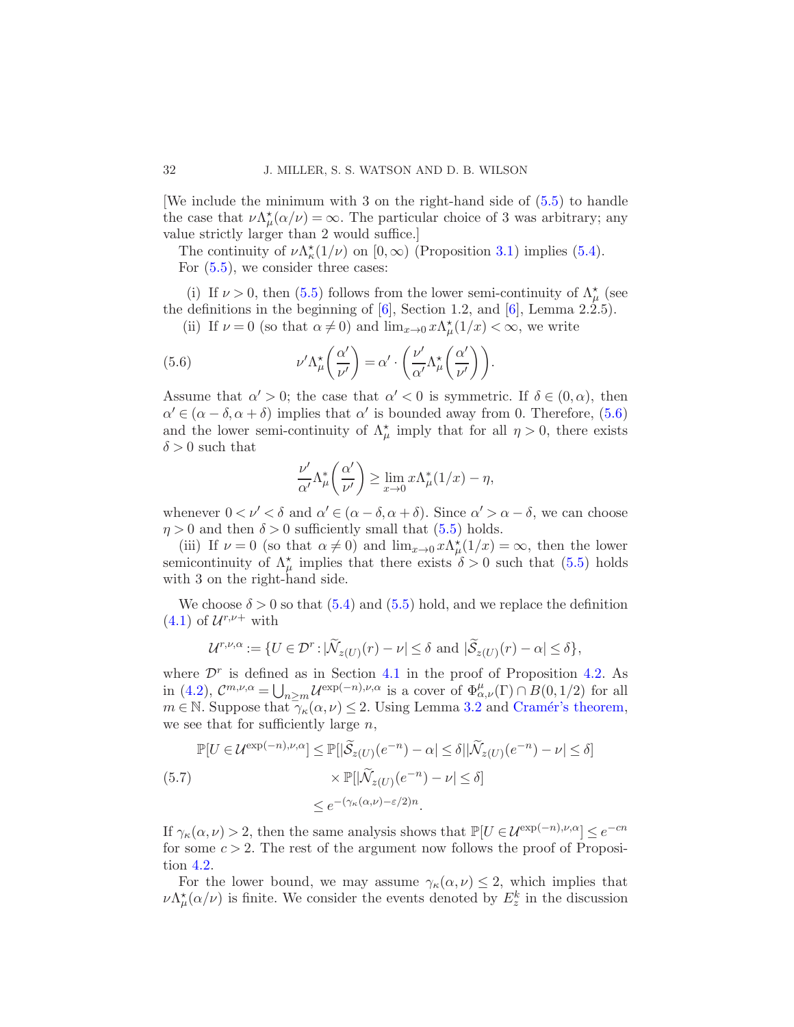[We include the minimum with 3 on the right-hand side of (5.5) to handle the case that $\nu\Lambda_\mu^\star(\alpha/\nu) = \infty$. The particular choice of 3 was arbitrary; any value strictly larger than 2 would suffice.]

The continuity of $\nu\Lambda_\kappa^\star(1/\nu)$ on $[0,\infty)$ (Proposition 3.1) implies (5.4).

For (5.5), we consider three cases:

(i) If $\nu > 0$, then (5.5) follows from the lower semi-continuity of $\Lambda_\mu^\star$ (see the definitions in the beginning of [6], Section 1.2, and [6], Lemma 2.2.5).

(ii) If $\nu = 0$ (so that $\alpha \neq 0$) and $\lim_{x\to 0} x\Lambda_\mu^\star(1/x) < \infty$, we write

$$\nu'\Lambda_\mu^\star\left(\frac{\alpha'}{\nu'}\right) = \alpha' \cdot \left(\frac{\nu'}{\alpha'}\Lambda_\mu^\star\left(\frac{\alpha'}{\nu'}\right)\right). \tag{5.6}$$

Assume that $\alpha' > 0$; the case that $\alpha' < 0$ is symmetric. If $\delta \in (0,\alpha)$, then $\alpha' \in (\alpha - \delta, \alpha + \delta)$ implies that $\alpha'$ is bounded away from 0. Therefore, (5.6) and the lower semi-continuity of $\Lambda_\mu^\star$ imply that for all $\eta > 0$, there exists $\delta > 0$ such that

$$\frac{\nu'}{\alpha'}\Lambda_\mu^*\left(\frac{\alpha'}{\nu'}\right) \geq \lim_{x\to 0} x\Lambda_\mu^*(1/x) - \eta,$$

whenever $0 < \nu' < \delta$ and $\alpha' \in (\alpha - \delta, \alpha + \delta)$. Since $\alpha' > \alpha - \delta$, we can choose $\eta > 0$ and then $\delta > 0$ sufficiently small that (5.5) holds.

(iii) If $\nu = 0$ (so that $\alpha \neq 0$) and $\lim_{x\to 0} x\Lambda_\mu^\star(1/x) = \infty$, then the lower semicontinuity of $\Lambda_\mu^\star$ implies that there exists $\delta > 0$ such that (5.5) holds with 3 on the right-hand side.

We choose $\delta > 0$ so that (5.4) and (5.5) hold, and we replace the definition (4.1) of $\mathcal{U}^{r,\nu+}$ with

$$\mathcal{U}^{r,\nu,\alpha} := \{U \in \mathcal{D}^r : |\widetilde{\mathcal{N}}_{z(U)}(r) - \nu| \leq \delta \text{ and } |\widetilde{\mathcal{S}}_{z(U)}(r) - \alpha| \leq \delta\},$$

where $\mathcal{D}^r$ is defined as in Section 4.1 in the proof of Proposition 4.2. As in (4.2), $\mathcal{C}^{m,\nu,\alpha} = \bigcup_{n\geq m} \mathcal{U}^{\exp(-n),\nu,\alpha}$ is a cover of $\Phi_{\alpha,\nu}^\mu(\Gamma) \cap B(0,1/2)$ for all $m \in \mathbb{N}$. Suppose that $\gamma_\kappa(\alpha,\nu) \leq 2$. Using Lemma 3.2 and Cramér's theorem, we see that for sufficiently large $n$,

$$\begin{aligned}
\mathbb{P}[U \in \mathcal{U}^{\exp(-n),\nu,\alpha}] &\leq \mathbb{P}[|\widetilde{\mathcal{S}}_{z(U)}(e^{-n}) - \alpha| \leq \delta \,|\, |\widetilde{\mathcal{N}}_{z(U)}(e^{-n}) - \nu| \leq \delta] \\
&\quad \times \mathbb{P}[|\widetilde{\mathcal{N}}_{z(U)}(e^{-n}) - \nu| \leq \delta] \\
&\leq e^{-(\gamma_\kappa(\alpha,\nu) - \varepsilon/2)n}.
\end{aligned} \tag{5.7}$$

If $\gamma_\kappa(\alpha,\nu) > 2$, then the same analysis shows that $\mathbb{P}[U \in \mathcal{U}^{\exp(-n),\nu,\alpha}] \leq e^{-cn}$ for some $c > 2$. The rest of the argument now follows the proof of Proposition 4.2.

For the lower bound, we may assume $\gamma_\kappa(\alpha,\nu) \leq 2$, which implies that $\nu\Lambda_\mu^\star(\alpha/\nu)$ is finite. We consider the events denoted by $E_z^k$ in the discussion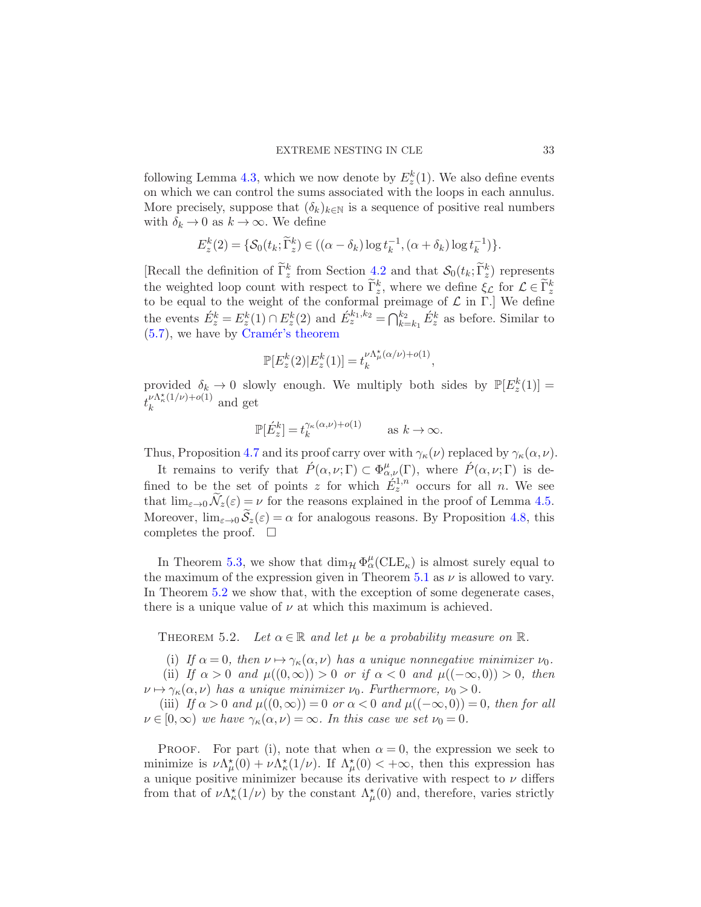following Lemma 4.3, which we now denote by $E_z^k(1)$. We also define events on which we can control the sums associated with the loops in each annulus. More precisely, suppose that $(\delta_k)_{k\in\mathbb{N}}$ is a sequence of positive real numbers with $\delta_k \to 0$ as $k \to \infty$. We define

$$E_z^k(2) = \{\mathcal{S}_0(t_k; \widetilde{\Gamma}_z^k) \in ((\alpha - \delta_k)\log t_k^{-1}, (\alpha + \delta_k)\log t_k^{-1})\}.$$

[Recall the definition of $\widetilde{\Gamma}_z^k$ from Section 4.2 and that $\mathcal{S}_0(t_k; \widetilde{\Gamma}_z^k)$ represents the weighted loop count with respect to $\widetilde{\Gamma}_z^k$, where we define $\xi_{\mathcal{L}}$ for $\mathcal{L} \in \widetilde{\Gamma}_z^k$ to be equal to the weight of the conformal preimage of $\mathcal{L}$ in $\Gamma$.] We define the events $\acute{E}_z^k = E_z^k(1) \cap E_z^k(2)$ and $\acute{E}_z^{k_1,k_2} = \bigcap_{k=k_1}^{k_2} \acute{E}_z^k$ as before. Similar to (5.7), we have by Cramér's theorem

$$\mathbb{P}[E_z^k(2) | E_z^k(1)] = t_k^{\nu\Lambda_\mu^\star(\alpha/\nu)+o(1)},$$

provided $\delta_k \to 0$ slowly enough. We multiply both sides by $\mathbb{P}[E_z^k(1)] = t_k^{\nu\Lambda_\kappa^\star(1/\nu)+o(1)}$ and get

$$\mathbb{P}[\acute{E}_z^k] = t_k^{\gamma_\kappa(\alpha,\nu)+o(1)} \qquad \text{as } k \to \infty.$$

Thus, Proposition 4.7 and its proof carry over with $\gamma_\kappa(\nu)$ replaced by $\gamma_\kappa(\alpha, \nu)$.

It remains to verify that $\acute{P}(\alpha, \nu; \Gamma) \subset \Phi_{\alpha,\nu}^\mu(\Gamma)$, where $\acute{P}(\alpha, \nu; \Gamma)$ is defined to be the set of points $z$ for which $\acute{E}_z^{1,n}$ occurs for all $n$. We see that $\lim_{\varepsilon\to 0} \widetilde{\mathcal{N}}_z(\varepsilon) = \nu$ for the reasons explained in the proof of Lemma 4.5. Moreover, $\lim_{\varepsilon\to 0} \widetilde{\mathcal{S}}_z(\varepsilon) = \alpha$ for analogous reasons. By Proposition 4.8, this completes the proof. $\square$

In Theorem 5.3, we show that $\dim_{\mathcal{H}} \Phi_\alpha^\mu(\mathrm{CLE}_\kappa)$ is almost surely equal to the maximum of the expression given in Theorem 5.1 as $\nu$ is allowed to vary. In Theorem 5.2 we show that, with the exception of some degenerate cases, there is a unique value of $\nu$ at which this maximum is achieved.

Theorem 5.2. *Let $\alpha \in \mathbb{R}$ and let $\mu$ be a probability measure on $\mathbb{R}$.*

(i) *If $\alpha = 0$, then $\nu \mapsto \gamma_\kappa(\alpha, \nu)$ has a unique nonnegative minimizer $\nu_0$.*

(ii) *If $\alpha > 0$ and $\mu((0,\infty)) > 0$ or if $\alpha < 0$ and $\mu((-\infty, 0)) > 0$, then $\nu \mapsto \gamma_\kappa(\alpha, \nu)$ has a unique minimizer $\nu_0$. Furthermore, $\nu_0 > 0$.*

(iii) *If $\alpha > 0$ and $\mu((0,\infty)) = 0$ or $\alpha < 0$ and $\mu((-\infty, 0)) = 0$, then for all $\nu \in [0, \infty)$ we have $\gamma_\kappa(\alpha, \nu) = \infty$. In this case we set $\nu_0 = 0$.*

Proof. For part (i), note that when $\alpha = 0$, the expression we seek to minimize is $\nu\Lambda_\mu^\star(0) + \nu\Lambda_\kappa^\star(1/\nu)$. If $\Lambda_\mu^\star(0) < +\infty$, then this expression has a unique positive minimizer because its derivative with respect to $\nu$ differs from that of $\nu\Lambda_\kappa^\star(1/\nu)$ by the constant $\Lambda_\mu^\star(0)$ and, therefore, varies strictly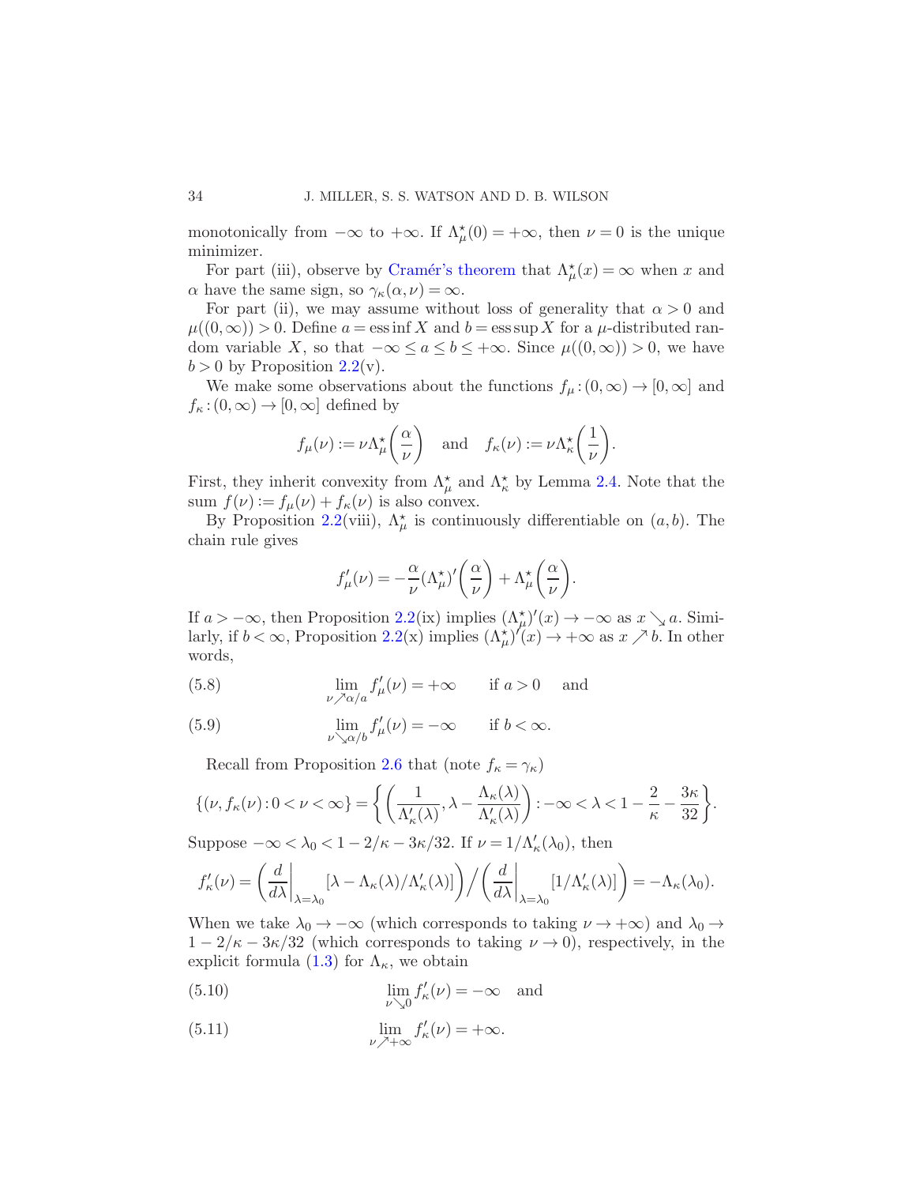monotonically from $-\infty$ to $+\infty$. If $\Lambda_\mu^\star(0) = +\infty$, then $\nu = 0$ is the unique minimizer.

For part (iii), observe by Cramér's theorem that $\Lambda_\mu^\star(x) = \infty$ when $x$ and $\alpha$ have the same sign, so $\gamma_\kappa(\alpha, \nu) = \infty$.

For part (ii), we may assume without loss of generality that $\alpha > 0$ and $\mu((0, \infty)) > 0$. Define $a = \operatorname{ess\,inf} X$ and $b = \operatorname{ess\,sup} X$ for a $\mu$-distributed random variable $X$, so that $-\infty \le a \le b \le +\infty$. Since $\mu((0,\infty)) > 0$, we have $b > 0$ by Proposition 2.2(v).

We make some observations about the functions $f_\mu : (0, \infty) \to [0, \infty]$ and $f_\kappa : (0, \infty) \to [0, \infty]$ defined by

$$f_\mu(\nu) := \nu \Lambda_\mu^\star\left(\frac{\alpha}{\nu}\right) \quad \text{and} \quad f_\kappa(\nu) := \nu \Lambda_\kappa^\star\left(\frac{1}{\nu}\right).$$

First, they inherit convexity from $\Lambda_\mu^\star$ and $\Lambda_\kappa^\star$ by Lemma 2.4. Note that the sum $f(\nu) := f_\mu(\nu) + f_\kappa(\nu)$ is also convex.

By Proposition 2.2(viii), $\Lambda_\mu^\star$ is continuously differentiable on $(a, b)$. The chain rule gives

$$f_\mu'(\nu) = -\frac{\alpha}{\nu} (\Lambda_\mu^\star)'\left(\frac{\alpha}{\nu}\right) + \Lambda_\mu^\star\left(\frac{\alpha}{\nu}\right).$$

If $a > -\infty$, then Proposition 2.2(ix) implies $(\Lambda_\mu^\star)'(x) \to -\infty$ as $x \searrow a$. Similarly, if $b < \infty$, Proposition 2.2(x) implies $(\Lambda_\mu^\star)'(x) \to +\infty$ as $x \nearrow b$. In other words,

$$\lim_{\nu \nearrow \alpha/a} f_\mu'(\nu) = +\infty \qquad \text{if } a > 0 \quad \text{and} \tag{5.8}$$

$$\lim_{\nu \searrow \alpha/b} f_\mu'(\nu) = -\infty \qquad \text{if } b < \infty. \tag{5.9}$$

Recall from Proposition 2.6 that (note $f_\kappa = \gamma_\kappa$)

$$\{(\nu, f_\kappa(\nu)) : 0 < \nu < \infty\} = \left\{ \left( \frac{1}{\Lambda_\kappa'(\lambda)}, \lambda - \frac{\Lambda_\kappa(\lambda)}{\Lambda_\kappa'(\lambda)} \right) : -\infty < \lambda < 1 - \frac{2}{\kappa} - \frac{3\kappa}{32} \right\}.$$

Suppose $-\infty < \lambda_0 < 1 - 2/\kappa - 3\kappa/32$. If $\nu = 1/\Lambda_\kappa'(\lambda_0)$, then

$$f_\kappa'(\nu) = \left( \frac{d}{d\lambda}\bigg|_{\lambda=\lambda_0} [\lambda - \Lambda_\kappa(\lambda)/\Lambda_\kappa'(\lambda)] \right) \bigg/ \left( \frac{d}{d\lambda}\bigg|_{\lambda=\lambda_0} [1/\Lambda_\kappa'(\lambda)] \right) = -\Lambda_\kappa(\lambda_0).$$

When we take $\lambda_0 \to -\infty$ (which corresponds to taking $\nu \to +\infty$) and $\lambda_0 \to 1 - 2/\kappa - 3\kappa/32$ (which corresponds to taking $\nu \to 0$), respectively, in the explicit formula (1.3) for $\Lambda_\kappa$, we obtain

$$\lim_{\nu \searrow 0} f_\kappa'(\nu) = -\infty \quad \text{and} \tag{5.10}$$

$$\lim_{\nu \nearrow +\infty} f_\kappa'(\nu) = +\infty. \tag{5.11}$$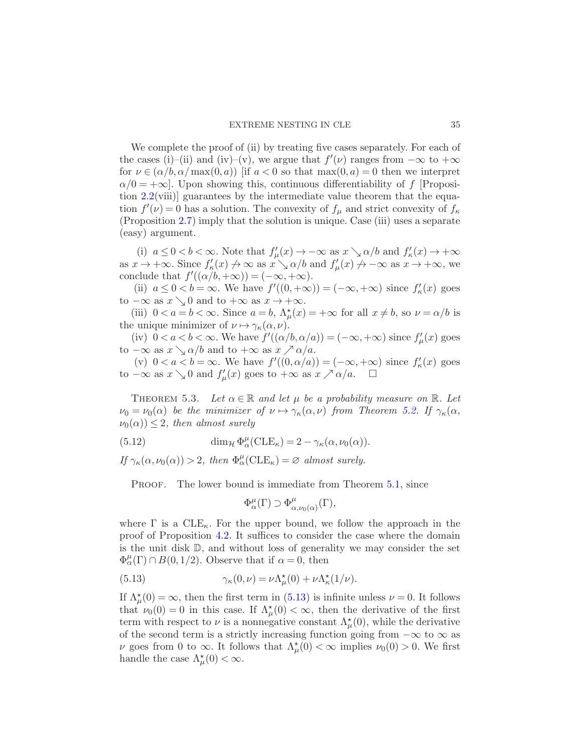We complete the proof of (ii) by treating five cases separately. For each of the cases (i)–(ii) and (iv)–(v), we argue that $f'(\nu)$ ranges from $-\infty$ to $+\infty$ for $\nu \in (\alpha/b, \alpha/\max(0,a))$ [if $a<0$ so that $\max(0,a)=0$ then we interpret $\alpha/0=+\infty$]. Upon showing this, continuous differentiability of $f$ [Proposition 2.2(viii)] guarantees by the intermediate value theorem that the equation $f'(\nu)=0$ has a solution. The convexity of $f_\mu$ and strict convexity of $f_\kappa$ (Proposition 2.7) imply that the solution is unique. Case (iii) uses a separate (easy) argument.

(i) $a \le 0 < b < \infty$. Note that $f_\mu'(x) \to -\infty$ as $x \searrow \alpha/b$ and $f_\kappa'(x) \to +\infty$ as $x \to +\infty$. Since $f_\kappa'(x) \not\to \infty$ as $x \searrow \alpha/b$ and $f_\mu'(x) \not\to -\infty$ as $x \to +\infty$, we conclude that $f'((\alpha/b, +\infty)) = (-\infty, +\infty)$.

(ii) $a \le 0 < b = \infty$. We have $f'((0,+\infty)) = (-\infty, +\infty)$ since $f_\kappa'(x)$ goes to $-\infty$ as $x \searrow 0$ and to $+\infty$ as $x \to +\infty$.

(iii) $0 < a = b < \infty$. Since $a = b$, $\Lambda_\mu^\star(x) = +\infty$ for all $x \ne b$, so $\nu = \alpha/b$ is the unique minimizer of $\nu \mapsto \gamma_\kappa(\alpha, \nu)$.

(iv) $0 < a < b < \infty$. We have $f'((\alpha/b, \alpha/a)) = (-\infty, +\infty)$ since $f_\mu'(x)$ goes to $-\infty$ as $x \searrow \alpha/b$ and to $+\infty$ as $x \nearrow \alpha/a$.

(v) $0 < a < b = \infty$. We have $f'((0, \alpha/a)) = (-\infty, +\infty)$ since $f_\kappa'(x)$ goes to $-\infty$ as $x \searrow 0$ and $f_\mu'(x)$ goes to $+\infty$ as $x \nearrow \alpha/a$. $\square$

THEOREM 5.3. *Let $\alpha \in \mathbb{R}$ and let $\mu$ be a probability measure on $\mathbb{R}$. Let $\nu_0 = \nu_0(\alpha)$ be the minimizer of $\nu \mapsto \gamma_\kappa(\alpha,\nu)$ from Theorem 5.2. If $\gamma_\kappa(\alpha, \nu_0(\alpha)) \le 2$, then almost surely*

$$\dim_{\mathcal{H}} \Phi_\alpha^\mu(\mathrm{CLE}_\kappa) = 2 - \gamma_\kappa(\alpha, \nu_0(\alpha)). \tag{5.12}$$

*If $\gamma_\kappa(\alpha, \nu_0(\alpha)) > 2$, then $\Phi_\alpha^\mu(\mathrm{CLE}_\kappa) = \varnothing$ almost surely.*

PROOF. The lower bound is immediate from Theorem 5.1, since

$$\Phi_\alpha^\mu(\Gamma) \supset \Phi_{\alpha,\nu_0(\alpha)}^\mu(\Gamma),$$

where $\Gamma$ is a $\mathrm{CLE}_\kappa$. For the upper bound, we follow the approach in the proof of Proposition 4.2. It suffices to consider the case where the domain is the unit disk $\mathbb{D}$, and without loss of generality we may consider the set $\Phi_\alpha^\mu(\Gamma) \cap B(0,1/2)$. Observe that if $\alpha = 0$, then

$$\gamma_\kappa(0,\nu) = \nu \Lambda_\mu^\star(0) + \nu \Lambda_\kappa^\star(1/\nu). \tag{5.13}$$

If $\Lambda_\mu^\star(0) = \infty$, then the first term in (5.13) is infinite unless $\nu = 0$. It follows that $\nu_0(0) = 0$ in this case. If $\Lambda_\mu^\star(0) < \infty$, then the derivative of the first term with respect to $\nu$ is a nonnegative constant $\Lambda_\mu^\star(0)$, while the derivative of the second term is a strictly increasing function going from $-\infty$ to $\infty$ as $\nu$ goes from $0$ to $\infty$. It follows that $\Lambda_\mu^\star(0) < \infty$ implies $\nu_0(0) > 0$. We first handle the case $\Lambda_\mu^\star(0) < \infty$.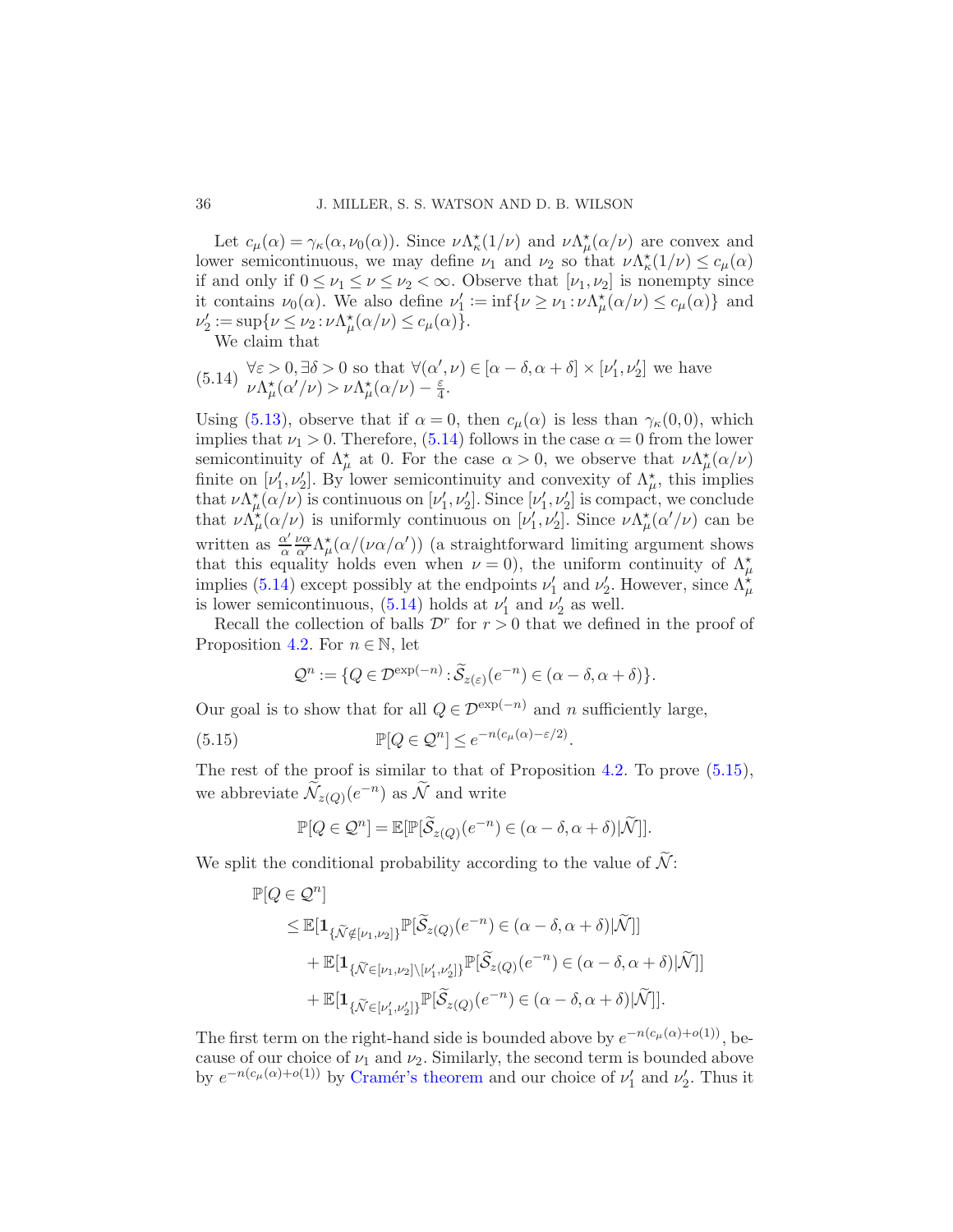Let $c_\mu(\alpha) = \gamma_\kappa(\alpha, \nu_0(\alpha))$. Since $\nu\Lambda_\kappa^\star(1/\nu)$ and $\nu\Lambda_\mu^\star(\alpha/\nu)$ are convex and lower semicontinuous, we may define $\nu_1$ and $\nu_2$ so that $\nu\Lambda_\kappa^\star(1/\nu) \le c_\mu(\alpha)$ if and only if $0 \le \nu_1 \le \nu \le \nu_2 < \infty$. Observe that $[\nu_1, \nu_2]$ is nonempty since it contains $\nu_0(\alpha)$. We also define $\nu_1' := \inf\{\nu \ge \nu_1 : \nu\Lambda_\mu^\star(\alpha/\nu) \le c_\mu(\alpha)\}$ and $\nu_2' := \sup\{\nu \le \nu_2 : \nu\Lambda_\mu^\star(\alpha/\nu) \le c_\mu(\alpha)\}$.

We claim that

$$\forall \varepsilon > 0, \exists \delta > 0 \text{ so that } \forall (\alpha', \nu) \in [\alpha - \delta, \alpha + \delta] \times [\nu_1', \nu_2'] \text{ we have } \nu\Lambda_\mu^\star(\alpha'/\nu) > \nu\Lambda_\mu^\star(\alpha/\nu) - \tfrac{\varepsilon}{4}. \tag{5.14}$$

Using (5.13), observe that if $\alpha = 0$, then $c_\mu(\alpha)$ is less than $\gamma_\kappa(0,0)$, which implies that $\nu_1 > 0$. Therefore, (5.14) follows in the case $\alpha = 0$ from the lower semicontinuity of $\Lambda_\mu^\star$ at 0. For the case $\alpha > 0$, we observe that $\nu\Lambda_\mu^\star(\alpha/\nu)$ finite on $[\nu_1', \nu_2']$. By lower semicontinuity and convexity of $\Lambda_\mu^\star$, this implies that $\nu\Lambda_\mu^\star(\alpha/\nu)$ is continuous on $[\nu_1', \nu_2']$. Since $[\nu_1', \nu_2']$ is compact, we conclude that $\nu\Lambda_\mu^\star(\alpha/\nu)$ is uniformly continuous on $[\nu_1', \nu_2']$. Since $\nu\Lambda_\mu^\star(\alpha'/\nu)$ can be written as $\frac{\alpha'}{\alpha}\frac{\nu\alpha}{\alpha'}\Lambda_\mu^\star(\alpha/(\nu\alpha/\alpha'))$ (a straightforward limiting argument shows that this equality holds even when $\nu = 0$), the uniform continuity of $\Lambda_\mu^\star$ implies (5.14) except possibly at the endpoints $\nu_1'$ and $\nu_2'$. However, since $\Lambda_\mu^\star$ is lower semicontinuous, (5.14) holds at $\nu_1'$ and $\nu_2'$ as well.

Recall the collection of balls $\mathcal{D}^r$ for $r > 0$ that we defined in the proof of Proposition 4.2. For $n \in \mathbb{N}$, let

$$\mathcal{Q}^n := \{Q \in \mathcal{D}^{\exp(-n)} : \widetilde{\mathcal{S}}_{z(\varepsilon)}(e^{-n}) \in (\alpha - \delta, \alpha + \delta)\}.$$

Our goal is to show that for all $Q \in \mathcal{D}^{\exp(-n)}$ and $n$ sufficiently large,

$$\mathbb{P}[Q \in \mathcal{Q}^n] \le e^{-n(c_\mu(\alpha) - \varepsilon/2)}. \tag{5.15}$$

The rest of the proof is similar to that of Proposition 4.2. To prove (5.15), we abbreviate $\widetilde{\mathcal{N}}_{z(Q)}(e^{-n})$ as $\widetilde{\mathcal{N}}$ and write

$$\mathbb{P}[Q \in \mathcal{Q}^n] = \mathbb{E}[\mathbb{P}[\widetilde{\mathcal{S}}_{z(Q)}(e^{-n}) \in (\alpha - \delta, \alpha + \delta) | \widetilde{\mathcal{N}}]].$$

We split the conditional probability according to the value of $\widetilde{\mathcal{N}}$:

$$\begin{aligned}
&\mathbb{P}[Q \in \mathcal{Q}^n] \\
&\quad \le \mathbb{E}[\mathbf{1}_{\{\widetilde{\mathcal{N}} \notin [\nu_1, \nu_2]\}} \mathbb{P}[\widetilde{\mathcal{S}}_{z(Q)}(e^{-n}) \in (\alpha - \delta, \alpha + \delta) | \widetilde{\mathcal{N}}]] \\
&\qquad + \mathbb{E}[\mathbf{1}_{\{\widetilde{\mathcal{N}} \in [\nu_1, \nu_2] \setminus [\nu_1', \nu_2']\}} \mathbb{P}[\widetilde{\mathcal{S}}_{z(Q)}(e^{-n}) \in (\alpha - \delta, \alpha + \delta) | \widetilde{\mathcal{N}}]] \\
&\qquad + \mathbb{E}[\mathbf{1}_{\{\widetilde{\mathcal{N}} \in [\nu_1', \nu_2']\}} \mathbb{P}[\widetilde{\mathcal{S}}_{z(Q)}(e^{-n}) \in (\alpha - \delta, \alpha + \delta) | \widetilde{\mathcal{N}}]].
\end{aligned}$$

The first term on the right-hand side is bounded above by $e^{-n(c_\mu(\alpha) + o(1))}$, because of our choice of $\nu_1$ and $\nu_2$. Similarly, the second term is bounded above by $e^{-n(c_\mu(\alpha) + o(1))}$ by Cramér's theorem and our choice of $\nu_1'$ and $\nu_2'$. Thus it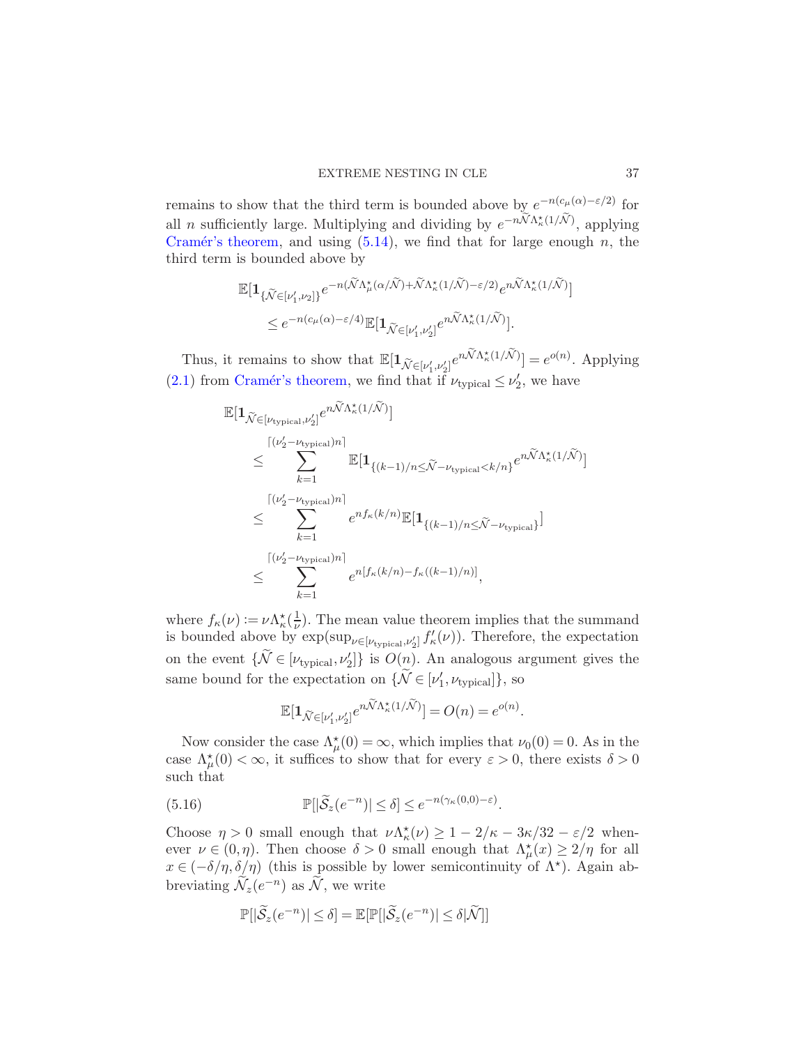remains to show that the third term is bounded above by $e^{-n(c_\mu(\alpha)-\varepsilon/2)}$ for all $n$ sufficiently large. Multiplying and dividing by $e^{-n\widetilde{\mathcal{N}}\Lambda_\kappa^\star(1/\widetilde{\mathcal{N}})}$, applying Cramér's theorem, and using (5.14), we find that for large enough $n$, the third term is bounded above by

$$\mathbb{E}[\mathbf{1}_{\{\widetilde{\mathcal{N}}\in[\nu_1',\nu_2]\}}e^{-n(\widetilde{\mathcal{N}}\Lambda_\mu^\star(\alpha/\widetilde{\mathcal{N}})+\widetilde{\mathcal{N}}\Lambda_\kappa^\star(1/\widetilde{\mathcal{N}})-\varepsilon/2)}e^{n\widetilde{\mathcal{N}}\Lambda_\kappa^\star(1/\widetilde{\mathcal{N}})}]$$
$$\leq e^{-n(c_\mu(\alpha)-\varepsilon/4)}\mathbb{E}[\mathbf{1}_{\widetilde{\mathcal{N}}\in[\nu_1',\nu_2']}e^{n\widetilde{\mathcal{N}}\Lambda_\kappa^\star(1/\widetilde{\mathcal{N}})}].$$

Thus, it remains to show that $\mathbb{E}[\mathbf{1}_{\widetilde{\mathcal{N}}\in[\nu_1',\nu_2']}e^{n\widetilde{\mathcal{N}}\Lambda_\kappa^\star(1/\widetilde{\mathcal{N}})}]=e^{o(n)}$. Applying (2.1) from Cramér's theorem, we find that if $\nu_{\text{typical}}\leq\nu_2'$, we have

$$\begin{aligned}
&\mathbb{E}[\mathbf{1}_{\widetilde{\mathcal{N}}\in[\nu_{\text{typical}},\nu_2']}e^{n\widetilde{\mathcal{N}}\Lambda_\kappa^\star(1/\widetilde{\mathcal{N}})}]\\
&\quad\leq\sum_{k=1}^{\lceil(\nu_2'-\nu_{\text{typical}})n\rceil}\mathbb{E}[\mathbf{1}_{\{(k-1)/n\leq\widetilde{\mathcal{N}}-\nu_{\text{typical}}<k/n\}}e^{n\widetilde{\mathcal{N}}\Lambda_\kappa^\star(1/\widetilde{\mathcal{N}})}]\\
&\quad\leq\sum_{k=1}^{\lceil(\nu_2'-\nu_{\text{typical}})n\rceil}e^{nf_\kappa(k/n)}\mathbb{E}[\mathbf{1}_{\{(k-1)/n\leq\widetilde{\mathcal{N}}-\nu_{\text{typical}}\}}]\\
&\quad\leq\sum_{k=1}^{\lceil(\nu_2'-\nu_{\text{typical}})n\rceil}e^{n[f_\kappa(k/n)-f_\kappa((k-1)/n)]},
\end{aligned}$$

where $f_\kappa(\nu):=\nu\Lambda_\kappa^\star(\frac{1}{\nu})$. The mean value theorem implies that the summand is bounded above by $\exp(\sup_{\nu\in[\nu_{\text{typical}},\nu_2']}f_\kappa'(\nu))$. Therefore, the expectation on the event $\{\widetilde{\mathcal{N}}\in[\nu_{\text{typical}},\nu_2']\}$ is $O(n)$. An analogous argument gives the same bound for the expectation on $\{\widetilde{\mathcal{N}}\in[\nu_1',\nu_{\text{typical}}]\}$, so

$$\mathbb{E}[\mathbf{1}_{\widetilde{\mathcal{N}}\in[\nu_1',\nu_2']}e^{n\widetilde{\mathcal{N}}\Lambda_\kappa^\star(1/\widetilde{\mathcal{N}})}]=O(n)=e^{o(n)}.$$

Now consider the case $\Lambda_\mu^\star(0)=\infty$, which implies that $\nu_0(0)=0$. As in the case $\Lambda_\mu^\star(0)<\infty$, it suffices to show that for every $\varepsilon>0$, there exists $\delta>0$ such that

$$\mathbb{P}[|\widetilde{\mathcal{S}}_z(e^{-n})|\leq\delta]\leq e^{-n(\gamma_\kappa(0,0)-\varepsilon)}. \tag{5.16}$$

Choose $\eta>0$ small enough that $\nu\Lambda_\kappa^\star(\nu)\geq 1-2/\kappa-3\kappa/32-\varepsilon/2$ whenever $\nu\in(0,\eta)$. Then choose $\delta>0$ small enough that $\Lambda_\mu^\star(x)\geq 2/\eta$ for all $x\in(-\delta/\eta,\delta/\eta)$ (this is possible by lower semicontinuity of $\Lambda^\star$). Again abbreviating $\widetilde{\mathcal{N}}_z(e^{-n})$ as $\widetilde{\mathcal{N}}$, we write

$$\mathbb{P}[|\widetilde{\mathcal{S}}_z(e^{-n})|\leq\delta]=\mathbb{E}[\mathbb{P}[|\widetilde{\mathcal{S}}_z(e^{-n})|\leq\delta|\widetilde{\mathcal{N}}]]$$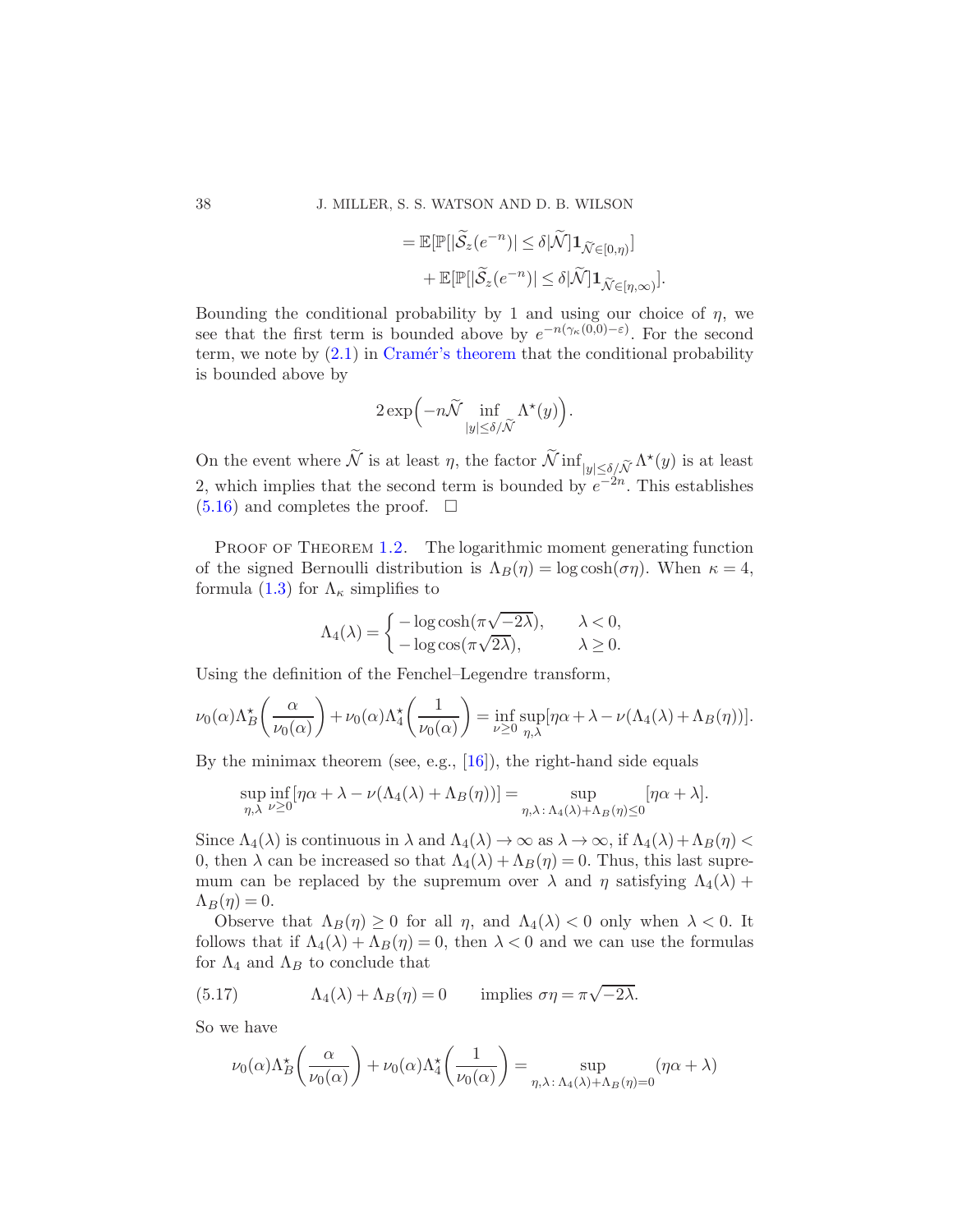$$
\begin{aligned}
&= \mathbb{E}[\mathbb{P}[|\widetilde{\mathcal{S}}_z(e^{-n})| \le \delta | \widetilde{\mathcal{N}}] \mathbf{1}_{\widetilde{\mathcal{N}} \in [0,\eta)}] \\
&\quad + \mathbb{E}[\mathbb{P}[|\widetilde{\mathcal{S}}_z(e^{-n})| \le \delta | \widetilde{\mathcal{N}}] \mathbf{1}_{\widetilde{\mathcal{N}} \in [\eta,\infty)}].
\end{aligned}
$$

Bounding the conditional probability by 1 and using our choice of $\eta$, we see that the first term is bounded above by $e^{-n(\gamma_\kappa(0,0)-\varepsilon)}$. For the second term, we note by (2.1) in Cramér's theorem that the conditional probability is bounded above by

$$
2\exp\Big(-n\widetilde{\mathcal{N}} \inf_{|y| \le \delta/\widetilde{\mathcal{N}}} \Lambda^\star(y)\Big).
$$

On the event where $\widetilde{\mathcal{N}}$ is at least $\eta$, the factor $\widetilde{\mathcal{N}} \inf_{|y| \le \delta/\widetilde{\mathcal{N}}} \Lambda^\star(y)$ is at least 2, which implies that the second term is bounded by $e^{-2n}$. This establishes (5.16) and completes the proof. $\square$

Proof of Theorem 1.2. The logarithmic moment generating function of the signed Bernoulli distribution is $\Lambda_B(\eta) = \log\cosh(\sigma\eta)$. When $\kappa = 4$, formula (1.3) for $\Lambda_\kappa$ simplifies to

$$
\Lambda_4(\lambda) = \begin{cases} -\log\cosh(\pi\sqrt{-2\lambda}), & \lambda < 0, \\ -\log\cos(\pi\sqrt{2\lambda}), & \lambda \ge 0. \end{cases}
$$

Using the definition of the Fenchel–Legendre transform,

$$
\nu_0(\alpha)\Lambda_B^\star\bigg(\frac{\alpha}{\nu_0(\alpha)}\bigg) + \nu_0(\alpha)\Lambda_4^\star\bigg(\frac{1}{\nu_0(\alpha)}\bigg) = \inf_{\nu \ge 0} \sup_{\eta,\lambda} [\eta\alpha + \lambda - \nu(\Lambda_4(\lambda) + \Lambda_B(\eta))].
$$

By the minimax theorem (see, e.g., [16]), the right-hand side equals

$$
\sup_{\eta,\lambda} \inf_{\nu \ge 0} [\eta\alpha + \lambda - \nu(\Lambda_4(\lambda) + \Lambda_B(\eta))] = \sup_{\eta,\lambda \colon \Lambda_4(\lambda)+\Lambda_B(\eta) \le 0} [\eta\alpha + \lambda].
$$

Since $\Lambda_4(\lambda)$ is continuous in $\lambda$ and $\Lambda_4(\lambda) \to \infty$ as $\lambda \to \infty$, if $\Lambda_4(\lambda) + \Lambda_B(\eta) < 0$, then $\lambda$ can be increased so that $\Lambda_4(\lambda) + \Lambda_B(\eta) = 0$. Thus, this last supremum can be replaced by the supremum over $\lambda$ and $\eta$ satisfying $\Lambda_4(\lambda) + \Lambda_B(\eta) = 0$.

Observe that $\Lambda_B(\eta) \ge 0$ for all $\eta$, and $\Lambda_4(\lambda) < 0$ only when $\lambda < 0$. It follows that if $\Lambda_4(\lambda) + \Lambda_B(\eta) = 0$, then $\lambda < 0$ and we can use the formulas for $\Lambda_4$ and $\Lambda_B$ to conclude that

$$
\Lambda_4(\lambda) + \Lambda_B(\eta) = 0 \qquad \text{implies } \sigma\eta = \pi\sqrt{-2\lambda}. \tag{5.17}
$$

So we have

$$
\nu_0(\alpha)\Lambda_B^\star\bigg(\frac{\alpha}{\nu_0(\alpha)}\bigg) + \nu_0(\alpha)\Lambda_4^\star\bigg(\frac{1}{\nu_0(\alpha)}\bigg) = \sup_{\eta,\lambda \colon \Lambda_4(\lambda)+\Lambda_B(\eta)=0} (\eta\alpha + \lambda)
$$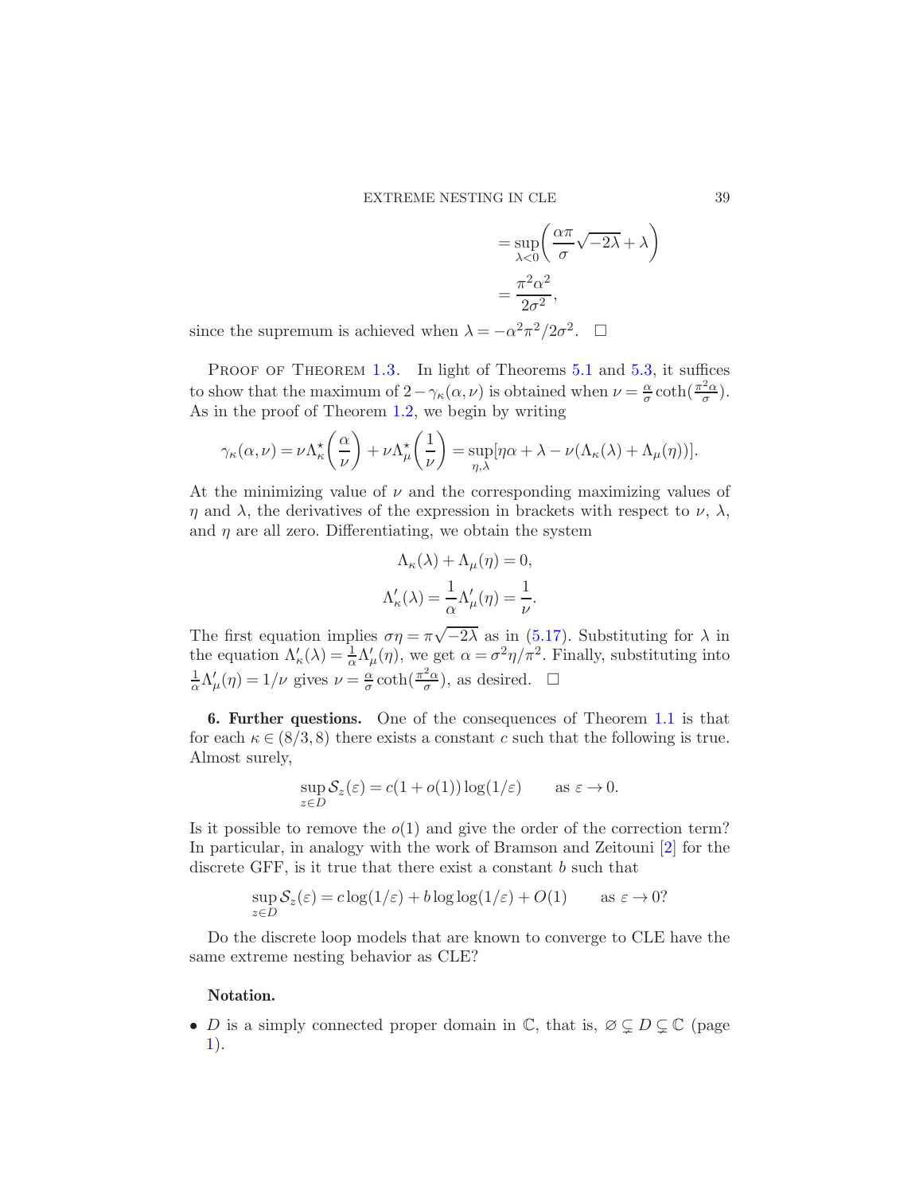$$= \sup_{\lambda<0}\left(\frac{\alpha\pi}{\sigma}\sqrt{-2\lambda}+\lambda\right)$$

$$= \frac{\pi^2\alpha^2}{2\sigma^2},$$

since the supremum is achieved when $\lambda = -\alpha^2\pi^2/2\sigma^2$. $\square$

PROOF OF THEOREM 1.3. In light of Theorems 5.1 and 5.3, it suffices to show that the maximum of $2-\gamma_\kappa(\alpha,\nu)$ is obtained when $\nu = \frac{\alpha}{\sigma}\coth(\frac{\pi^2\alpha}{\sigma})$. As in the proof of Theorem 1.2, we begin by writing

$$\gamma_\kappa(\alpha,\nu) = \nu\Lambda_\kappa^\star\left(\frac{\alpha}{\nu}\right) + \nu\Lambda_\mu^\star\left(\frac{1}{\nu}\right) = \sup_{\eta,\lambda}[\eta\alpha + \lambda - \nu(\Lambda_\kappa(\lambda)+\Lambda_\mu(\eta))].$$

At the minimizing value of $\nu$ and the corresponding maximizing values of $\eta$ and $\lambda$, the derivatives of the expression in brackets with respect to $\nu$, $\lambda$, and $\eta$ are all zero. Differentiating, we obtain the system

$$\Lambda_\kappa(\lambda)+\Lambda_\mu(\eta) = 0,$$

$$\Lambda_\kappa'(\lambda) = \frac{1}{\alpha}\Lambda_\mu'(\eta) = \frac{1}{\nu}.$$

The first equation implies $\sigma\eta = \pi\sqrt{-2\lambda}$ as in (5.17). Substituting for $\lambda$ in the equation $\Lambda_\kappa'(\lambda) = \frac{1}{\alpha}\Lambda_\mu'(\eta)$, we get $\alpha = \sigma^2\eta/\pi^2$. Finally, substituting into $\frac{1}{\alpha}\Lambda_\mu'(\eta) = 1/\nu$ gives $\nu = \frac{\alpha}{\sigma}\coth(\frac{\pi^2\alpha}{\sigma})$, as desired. $\square$

**6. Further questions.** One of the consequences of Theorem 1.1 is that for each $\kappa \in (8/3, 8)$ there exists a constant $c$ such that the following is true. Almost surely,

$$\sup_{z\in D}\mathcal{S}_z(\varepsilon) = c(1+o(1))\log(1/\varepsilon) \qquad \text{as } \varepsilon \to 0.$$

Is it possible to remove the $o(1)$ and give the order of the correction term? In particular, in analogy with the work of Bramson and Zeitouni [2] for the discrete GFF, is it true that there exist a constant $b$ such that

$$\sup_{z\in D}\mathcal{S}_z(\varepsilon) = c\log(1/\varepsilon) + b\log\log(1/\varepsilon) + O(1) \qquad \text{as } \varepsilon \to 0?$$

Do the discrete loop models that are known to converge to CLE have the same extreme nesting behavior as CLE?

**Notation.**

- $D$ is a simply connected proper domain in $\mathbb{C}$, that is, $\varnothing \subsetneq D \subsetneq \mathbb{C}$ (page 1).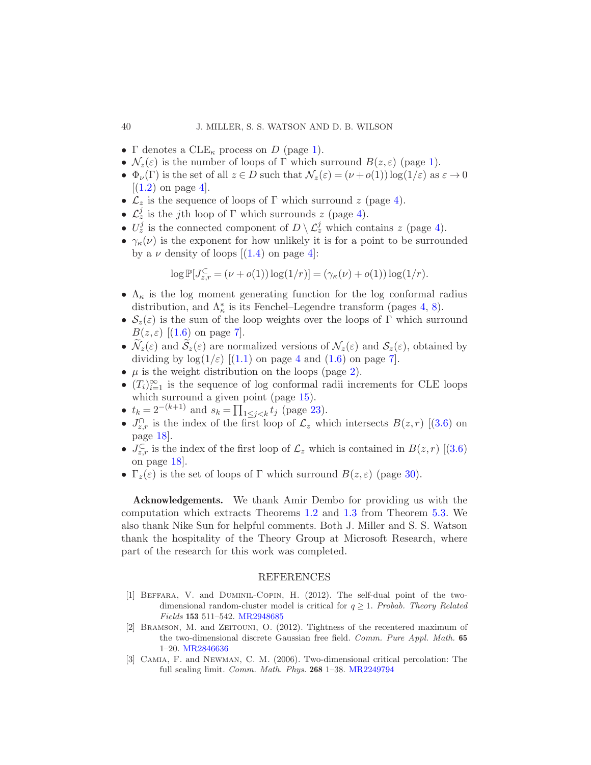- $\Gamma$ denotes a $\mathrm{CLE}_\kappa$ process on $D$ (page 1).
- $\mathcal{N}_z(\varepsilon)$ is the number of loops of $\Gamma$ which surround $B(z,\varepsilon)$ (page 1).
- $\Phi_\nu(\Gamma)$ is the set of all $z \in D$ such that $\mathcal{N}_z(\varepsilon) = (\nu + o(1))\log(1/\varepsilon)$ as $\varepsilon \to 0$ [(1.2) on page 4].
- $\mathcal{L}_z$ is the sequence of loops of $\Gamma$ which surround $z$ (page 4).
- $\mathcal{L}_z^j$ is the $j$th loop of $\Gamma$ which surrounds $z$ (page 4).
- $U_z^j$ is the connected component of $D \setminus \mathcal{L}_z^j$ which contains $z$ (page 4).
- $\gamma_\kappa(\nu)$ is the exponent for how unlikely it is for a point to be surrounded by a $\nu$ density of loops [(1.4) on page 4]:

$$\log \mathbb{P}[J_{z,r}^{\subset} = (\nu + o(1))\log(1/r)] = (\gamma_\kappa(\nu) + o(1))\log(1/r).$$

- $\Lambda_\kappa$ is the log moment generating function for the log conformal radius distribution, and $\Lambda_\kappa^*$ is its Fenchel–Legendre transform (pages 4, 8).
- $\mathcal{S}_z(\varepsilon)$ is the sum of the loop weights over the loops of $\Gamma$ which surround $B(z,\varepsilon)$ [(1.6) on page 7].
- $\widetilde{\mathcal{N}}_z(\varepsilon)$ and $\widetilde{\mathcal{S}}_z(\varepsilon)$ are normalized versions of $\mathcal{N}_z(\varepsilon)$ and $\mathcal{S}_z(\varepsilon)$, obtained by dividing by $\log(1/\varepsilon)$ [(1.1) on page 4 and (1.6) on page 7].
- $\mu$ is the weight distribution on the loops (page 2).
- $(T_i)_{i=1}^\infty$ is the sequence of log conformal radii increments for CLE loops which surround a given point (page 15).
- $t_k = 2^{-(k+1)}$ and $s_k = \prod_{1 \le j < k} t_j$ (page 23).
- $J_{z,r}^{\cap}$ is the index of the first loop of $\mathcal{L}_z$ which intersects $B(z,r)$ [(3.6) on page 18].
- $J_{z,r}^{\subset}$ is the index of the first loop of $\mathcal{L}_z$ which is contained in $B(z,r)$ [(3.6) on page 18].
- $\Gamma_z(\varepsilon)$ is the set of loops of $\Gamma$ which surround $B(z,\varepsilon)$ (page 30).

**Acknowledgements.** We thank Amir Dembo for providing us with the computation which extracts Theorems 1.2 and 1.3 from Theorem 5.3. We also thank Nike Sun for helpful comments. Both J. Miller and S. S. Watson thank the hospitality of the Theory Group at Microsoft Research, where part of the research for this work was completed.

## REFERENCES

[1] Beffara, V. and Duminil-Copin, H. (2012). The self-dual point of the two-dimensional random-cluster model is critical for $q \geq 1$. *Probab. Theory Related Fields* **153** 511–542. MR2948685

[2] Bramson, M. and Zeitouni, O. (2012). Tightness of the recentered maximum of the two-dimensional discrete Gaussian free field. *Comm. Pure Appl. Math.* **65** 1–20. MR2846636

[3] Camia, F. and Newman, C. M. (2006). Two-dimensional critical percolation: The full scaling limit. *Comm. Math. Phys.* **268** 1–38. MR2249794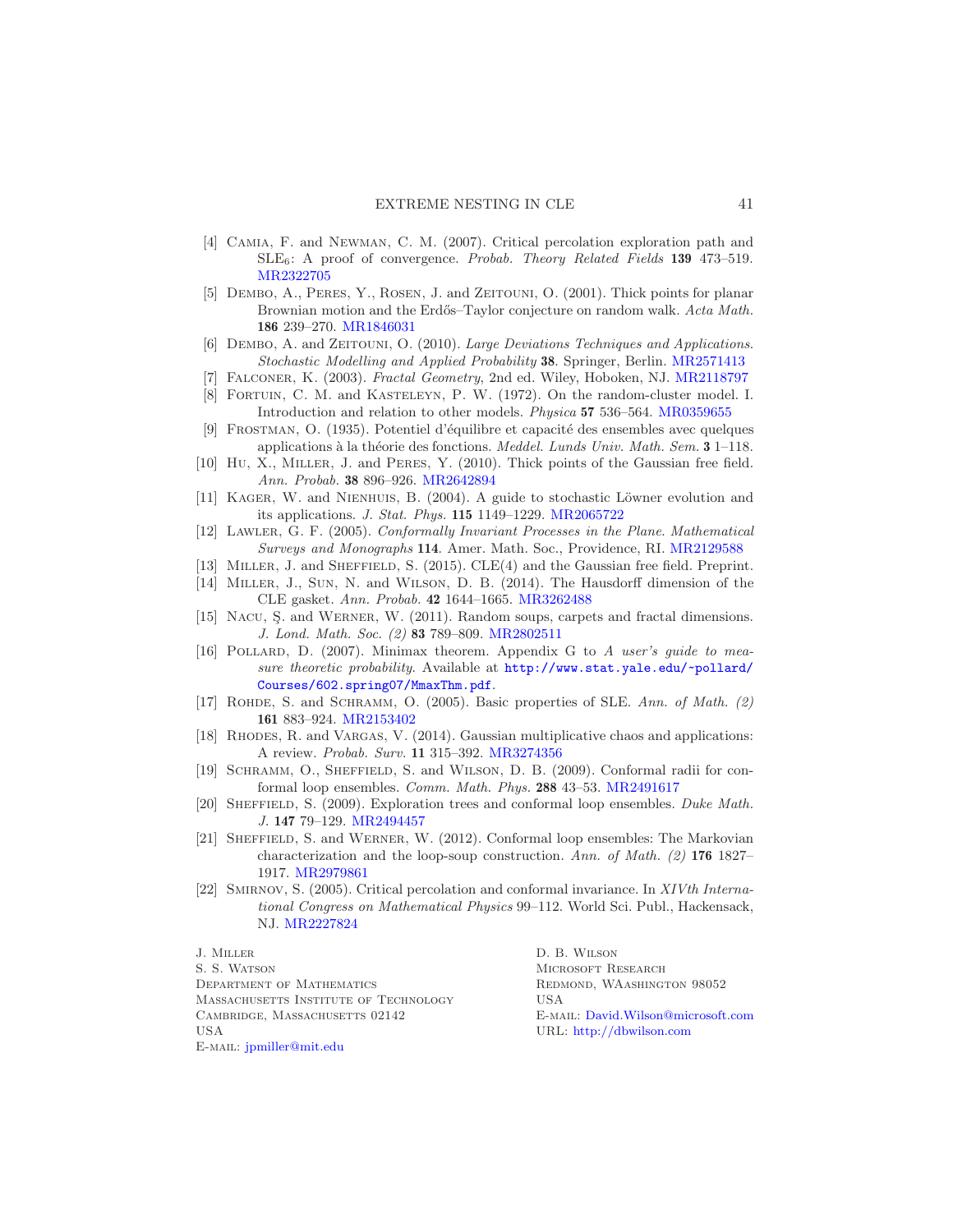[4] Camia, F. and Newman, C. M. (2007). Critical percolation exploration path and $\mathrm{SLE}_6$: A proof of convergence. *Probab. Theory Related Fields* **139** 473–519. MR2322705

[5] Dembo, A., Peres, Y., Rosen, J. and Zeitouni, O. (2001). Thick points for planar Brownian motion and the Erdős–Taylor conjecture on random walk. *Acta Math.* **186** 239–270. MR1846031

[6] Dembo, A. and Zeitouni, O. (2010). *Large Deviations Techniques and Applications. Stochastic Modelling and Applied Probability* **38**. Springer, Berlin. MR2571413

[7] Falconer, K. (2003). *Fractal Geometry*, 2nd ed. Wiley, Hoboken, NJ. MR2118797

[8] Fortuin, C. M. and Kasteleyn, P. W. (1972). On the random-cluster model. I. Introduction and relation to other models. *Physica* **57** 536–564. MR0359655

[9] Frostman, O. (1935). Potentiel d'équilibre et capacité des ensembles avec quelques applications à la théorie des fonctions. *Meddel. Lunds Univ. Math. Sem.* **3** 1–118.

[10] Hu, X., Miller, J. and Peres, Y. (2010). Thick points of the Gaussian free field. *Ann. Probab.* **38** 896–926. MR2642894

[11] Kager, W. and Nienhuis, B. (2004). A guide to stochastic Löwner evolution and its applications. *J. Stat. Phys.* **115** 1149–1229. MR2065722

[12] Lawler, G. F. (2005). *Conformally Invariant Processes in the Plane. Mathematical Surveys and Monographs* **114**. Amer. Math. Soc., Providence, RI. MR2129588

[13] Miller, J. and Sheffield, S. (2015). CLE(4) and the Gaussian free field. Preprint.

[14] Miller, J., Sun, N. and Wilson, D. B. (2014). The Hausdorff dimension of the CLE gasket. *Ann. Probab.* **42** 1644–1665. MR3262488

[15] Nacu, Ş. and Werner, W. (2011). Random soups, carpets and fractal dimensions. *J. Lond. Math. Soc. (2)* **83** 789–809. MR2802511

[16] Pollard, D. (2007). Minimax theorem. Appendix G to *A user's guide to measure theoretic probability*. Available at http://www.stat.yale.edu/~pollard/Courses/602.spring07/MmaxThm.pdf.

[17] Rohde, S. and Schramm, O. (2005). Basic properties of SLE. *Ann. of Math. (2)* **161** 883–924. MR2153402

[18] Rhodes, R. and Vargas, V. (2014). Gaussian multiplicative chaos and applications: A review. *Probab. Surv.* **11** 315–392. MR3274356

[19] Schramm, O., Sheffield, S. and Wilson, D. B. (2009). Conformal radii for conformal loop ensembles. *Comm. Math. Phys.* **288** 43–53. MR2491617

[20] Sheffield, S. (2009). Exploration trees and conformal loop ensembles. *Duke Math. J.* **147** 79–129. MR2494457

[21] Sheffield, S. and Werner, W. (2012). Conformal loop ensembles: The Markovian characterization and the loop-soup construction. *Ann. of Math. (2)* **176** 1827–1917. MR2979861

[22] Smirnov, S. (2005). Critical percolation and conformal invariance. In *XIVth International Congress on Mathematical Physics* 99–112. World Sci. Publ., Hackensack, NJ. MR2227824

J. Miller
S. S. Watson
Department of Mathematics
Massachusetts Institute of Technology
Cambridge, Massachusetts 02142
USA
E-mail: jpmiller@mit.edu

D. B. Wilson
Microsoft Research
Redmond, WAashington 98052
USA
E-mail: David.Wilson@microsoft.com
URL: http://dbwilson.com